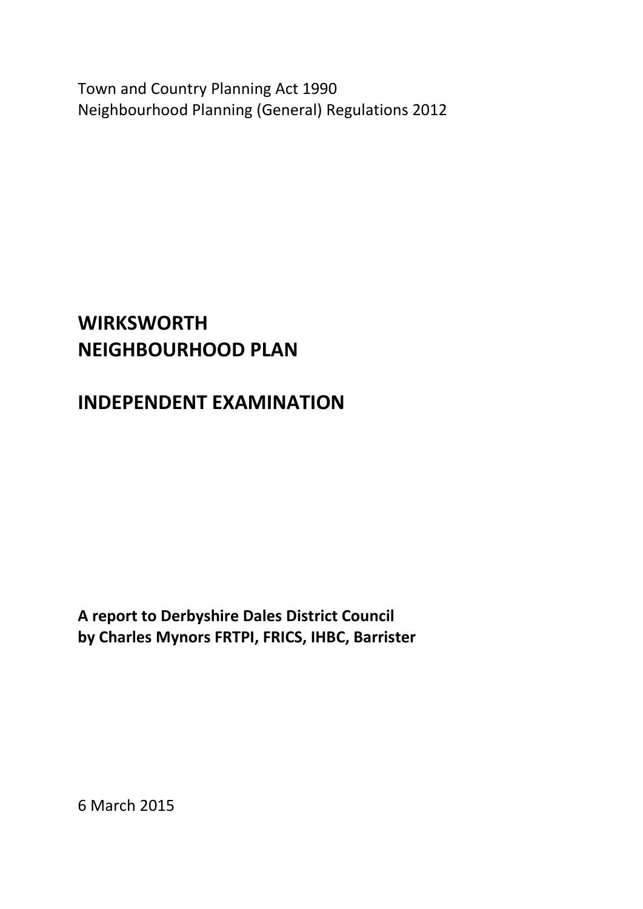Town and Country Planning Act 1990
Neighbourhood Planning (General) Regulations 2012

# WIRKSWORTH NEIGHBOURHOOD PLAN

# INDEPENDENT EXAMINATION

**A report to Derbyshire Dales District Council**
**by Charles Mynors FRTPI, FRICS, IHBC, Barrister**

6 March 2015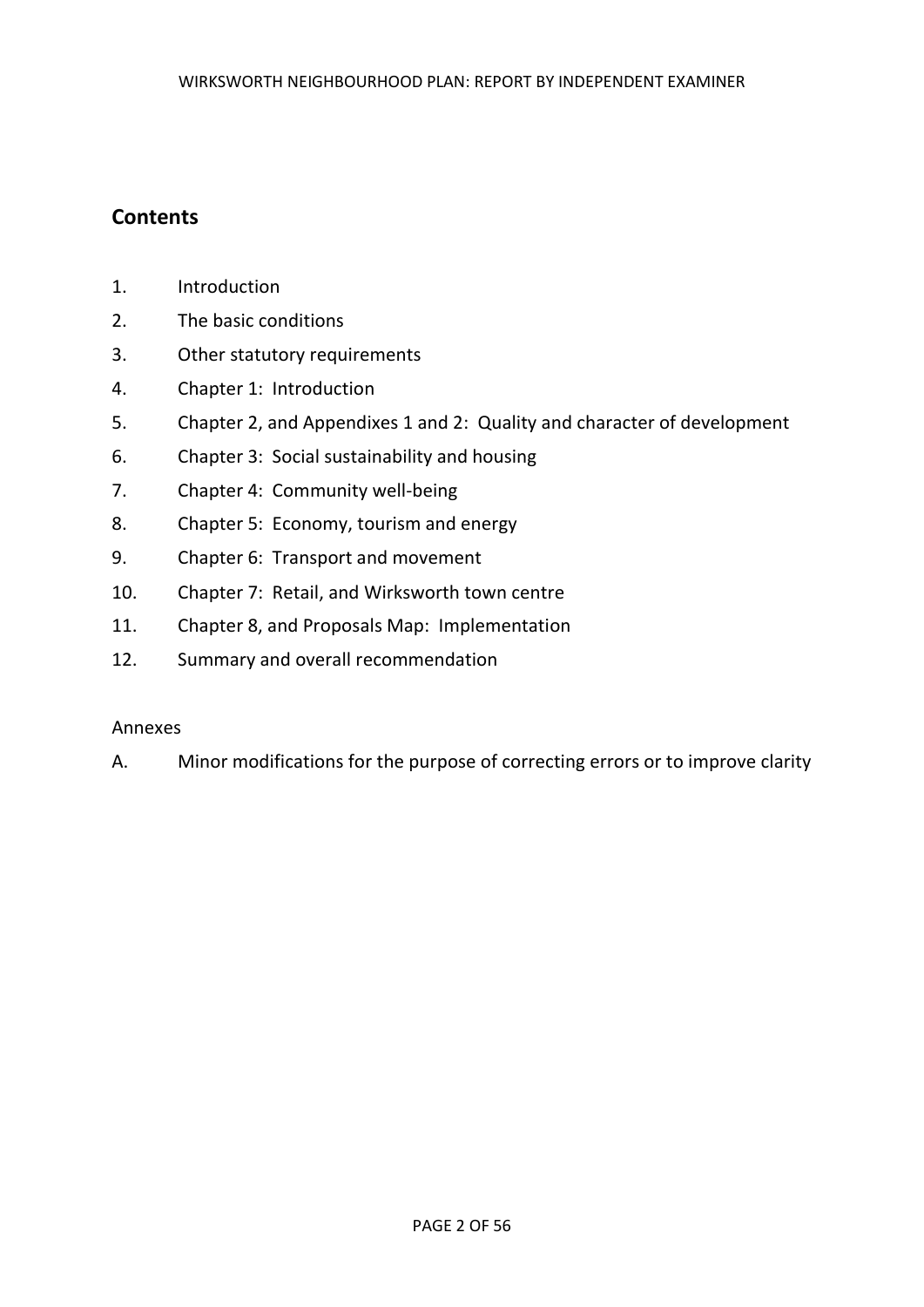## Contents

1. Introduction
2. The basic conditions
3. Other statutory requirements
4. Chapter 1: Introduction
5. Chapter 2, and Appendixes 1 and 2: Quality and character of development
6. Chapter 3: Social sustainability and housing
7. Chapter 4: Community well-being
8. Chapter 5: Economy, tourism and energy
9. Chapter 6: Transport and movement
10. Chapter 7: Retail, and Wirksworth town centre
11. Chapter 8, and Proposals Map: Implementation
12. Summary and overall recommendation

Annexes

A. Minor modifications for the purpose of correcting errors or to improve clarity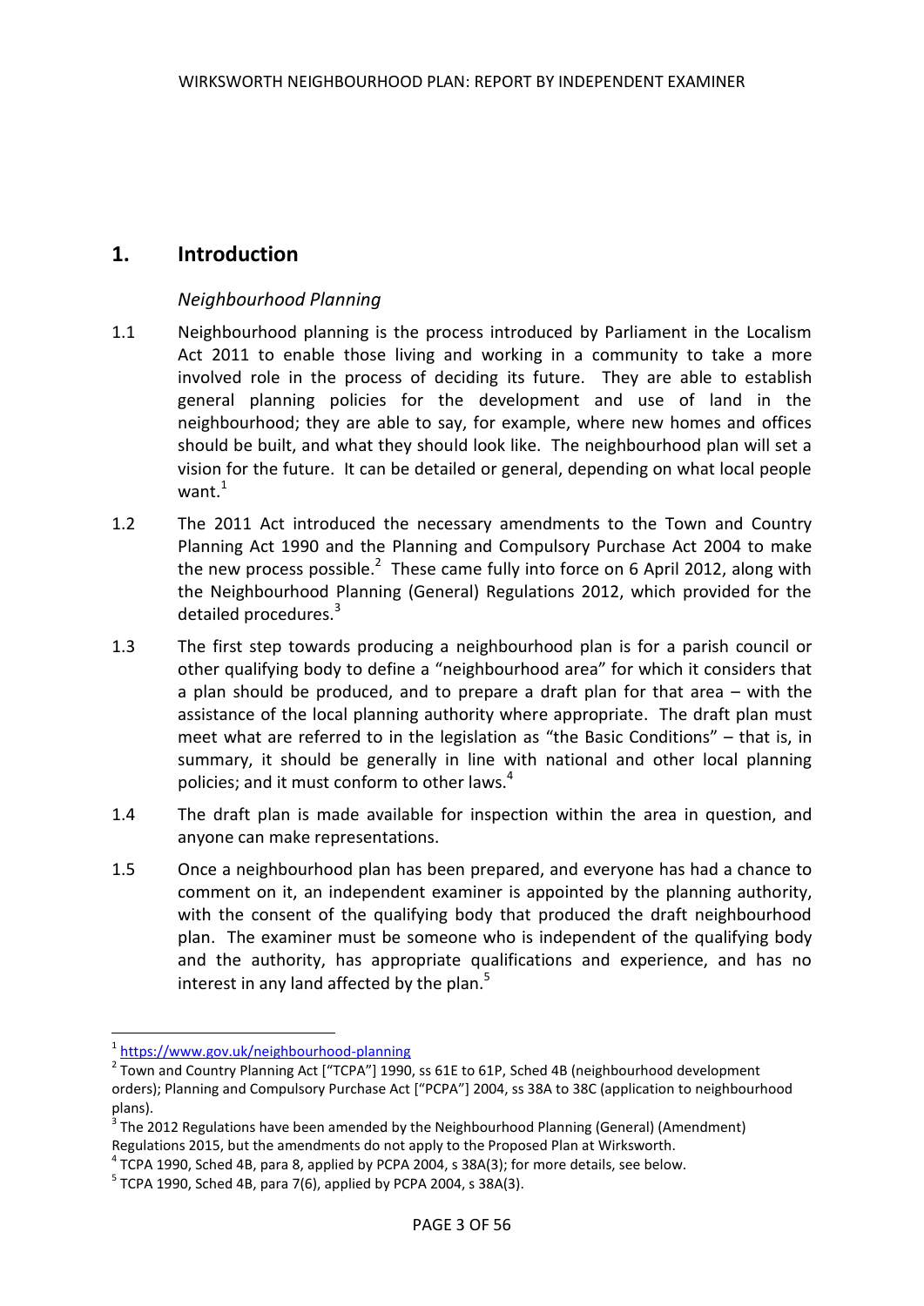# 1. Introduction

### *Neighbourhood Planning*

1.1 Neighbourhood planning is the process introduced by Parliament in the Localism Act 2011 to enable those living and working in a community to take a more involved role in the process of deciding its future. They are able to establish general planning policies for the development and use of land in the neighbourhood; they are able to say, for example, where new homes and offices should be built, and what they should look like. The neighbourhood plan will set a vision for the future. It can be detailed or general, depending on what local people want.[1]

1.2 The 2011 Act introduced the necessary amendments to the Town and Country Planning Act 1990 and the Planning and Compulsory Purchase Act 2004 to make the new process possible.[2] These came fully into force on 6 April 2012, along with the Neighbourhood Planning (General) Regulations 2012, which provided for the detailed procedures.[3]

1.3 The first step towards producing a neighbourhood plan is for a parish council or other qualifying body to define a "neighbourhood area" for which it considers that a plan should be produced, and to prepare a draft plan for that area – with the assistance of the local planning authority where appropriate. The draft plan must meet what are referred to in the legislation as "the Basic Conditions" – that is, in summary, it should be generally in line with national and other local planning policies; and it must conform to other laws.[4]

1.4 The draft plan is made available for inspection within the area in question, and anyone can make representations.

1.5 Once a neighbourhood plan has been prepared, and everyone has had a chance to comment on it, an independent examiner is appointed by the planning authority, with the consent of the qualifying body that produced the draft neighbourhood plan. The examiner must be someone who is independent of the qualifying body and the authority, has appropriate qualifications and experience, and has no interest in any land affected by the plan.[5]

---

[1] https://www.gov.uk/neighbourhood-planning

[2] Town and Country Planning Act ["TCPA"] 1990, ss 61E to 61P, Sched 4B (neighbourhood development orders); Planning and Compulsory Purchase Act ["PCPA"] 2004, ss 38A to 38C (application to neighbourhood plans).

[3] The 2012 Regulations have been amended by the Neighbourhood Planning (General) (Amendment) Regulations 2015, but the amendments do not apply to the Proposed Plan at Wirksworth.

[4] TCPA 1990, Sched 4B, para 8, applied by PCPA 2004, s 38A(3); for more details, see below.

[5] TCPA 1990, Sched 4B, para 7(6), applied by PCPA 2004, s 38A(3).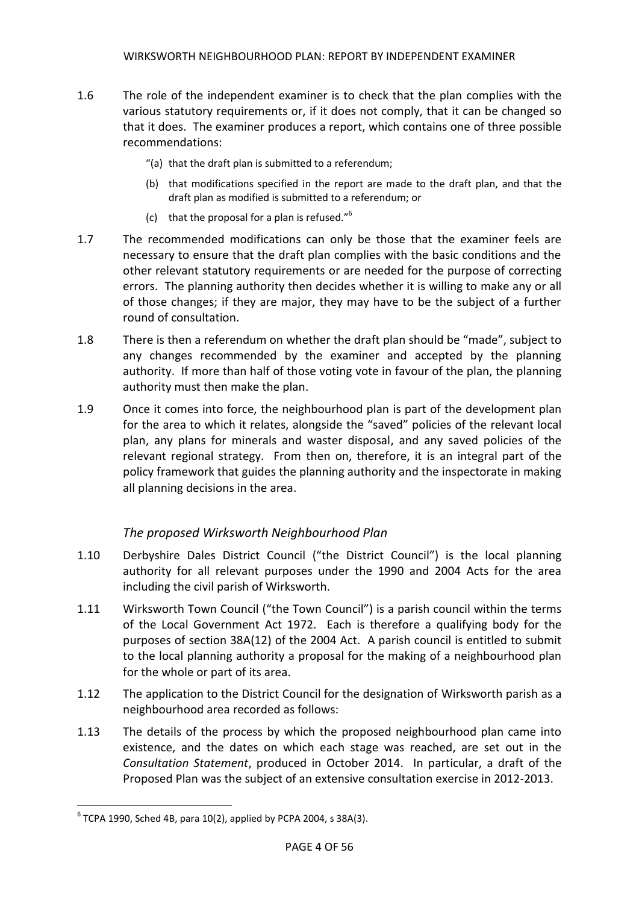1.6 The role of the independent examiner is to check that the plan complies with the various statutory requirements or, if it does not comply, that it can be changed so that it does. The examiner produces a report, which contains one of three possible recommendations:

> "(a) that the draft plan is submitted to a referendum;
>
> (b) that modifications specified in the report are made to the draft plan, and that the draft plan as modified is submitted to a referendum; or
>
> (c) that the proposal for a plan is refused."[6]

1.7 The recommended modifications can only be those that the examiner feels are necessary to ensure that the draft plan complies with the basic conditions and the other relevant statutory requirements or are needed for the purpose of correcting errors. The planning authority then decides whether it is willing to make any or all of those changes; if they are major, they may have to be the subject of a further round of consultation.

1.8 There is then a referendum on whether the draft plan should be "made", subject to any changes recommended by the examiner and accepted by the planning authority. If more than half of those voting vote in favour of the plan, the planning authority must then make the plan.

1.9 Once it comes into force, the neighbourhood plan is part of the development plan for the area to which it relates, alongside the "saved" policies of the relevant local plan, any plans for minerals and waster disposal, and any saved policies of the relevant regional strategy. From then on, therefore, it is an integral part of the policy framework that guides the planning authority and the inspectorate in making all planning decisions in the area.

### *The proposed Wirksworth Neighbourhood Plan*

1.10 Derbyshire Dales District Council ("the District Council") is the local planning authority for all relevant purposes under the 1990 and 2004 Acts for the area including the civil parish of Wirksworth.

1.11 Wirksworth Town Council ("the Town Council") is a parish council within the terms of the Local Government Act 1972. Each is therefore a qualifying body for the purposes of section 38A(12) of the 2004 Act. A parish council is entitled to submit to the local planning authority a proposal for the making of a neighbourhood plan for the whole or part of its area.

1.12 The application to the District Council for the designation of Wirksworth parish as a neighbourhood area recorded as follows:

1.13 The details of the process by which the proposed neighbourhood plan came into existence, and the dates on which each stage was reached, are set out in the *Consultation Statement*, produced in October 2014. In particular, a draft of the Proposed Plan was the subject of an extensive consultation exercise in 2012-2013.

---

[6] TCPA 1990, Sched 4B, para 10(2), applied by PCPA 2004, s 38A(3).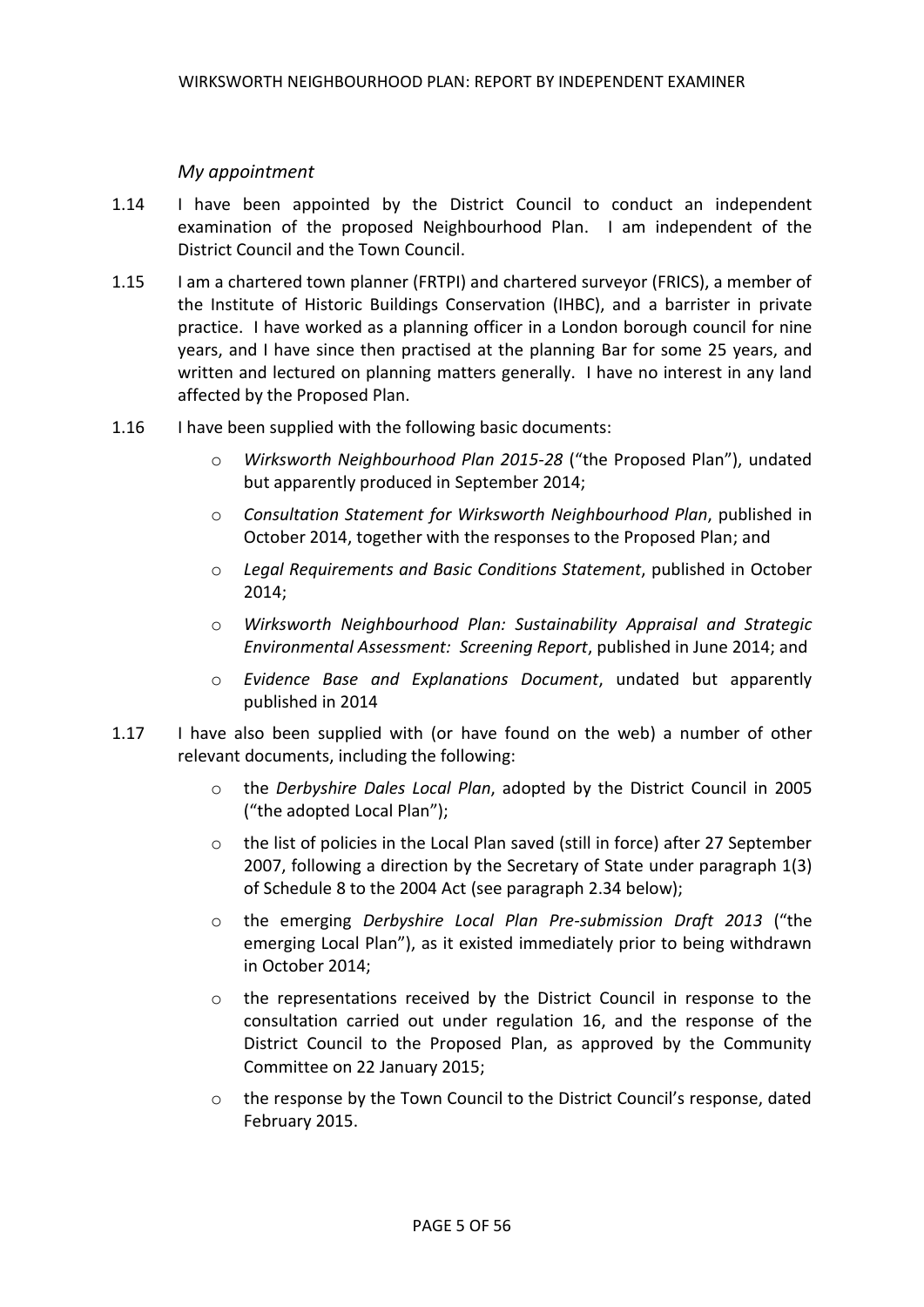*My appointment*

1.14 I have been appointed by the District Council to conduct an independent examination of the proposed Neighbourhood Plan. I am independent of the District Council and the Town Council.

1.15 I am a chartered town planner (FRTPI) and chartered surveyor (FRICS), a member of the Institute of Historic Buildings Conservation (IHBC), and a barrister in private practice. I have worked as a planning officer in a London borough council for nine years, and I have since then practised at the planning Bar for some 25 years, and written and lectured on planning matters generally. I have no interest in any land affected by the Proposed Plan.

1.16 I have been supplied with the following basic documents:

- *Wirksworth Neighbourhood Plan 2015-28* ("the Proposed Plan"), undated but apparently produced in September 2014;
- *Consultation Statement for Wirksworth Neighbourhood Plan*, published in October 2014, together with the responses to the Proposed Plan; and
- *Legal Requirements and Basic Conditions Statement*, published in October 2014;
- *Wirksworth Neighbourhood Plan: Sustainability Appraisal and Strategic Environmental Assessment: Screening Report*, published in June 2014; and
- *Evidence Base and Explanations Document*, undated but apparently published in 2014

1.17 I have also been supplied with (or have found on the web) a number of other relevant documents, including the following:

- the *Derbyshire Dales Local Plan*, adopted by the District Council in 2005 ("the adopted Local Plan");
- the list of policies in the Local Plan saved (still in force) after 27 September 2007, following a direction by the Secretary of State under paragraph 1(3) of Schedule 8 to the 2004 Act (see paragraph 2.34 below);
- the emerging *Derbyshire Local Plan Pre-submission Draft 2013* ("the emerging Local Plan"), as it existed immediately prior to being withdrawn in October 2014;
- the representations received by the District Council in response to the consultation carried out under regulation 16, and the response of the District Council to the Proposed Plan, as approved by the Community Committee on 22 January 2015;
- the response by the Town Council to the District Council's response, dated February 2015.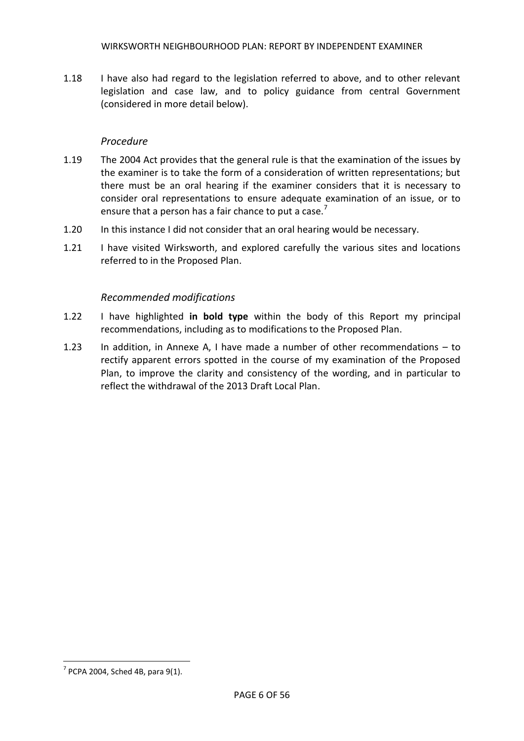1.18 I have also had regard to the legislation referred to above, and to other relevant legislation and case law, and to policy guidance from central Government (considered in more detail below).

### *Procedure*

1.19 The 2004 Act provides that the general rule is that the examination of the issues by the examiner is to take the form of a consideration of written representations; but there must be an oral hearing if the examiner considers that it is necessary to consider oral representations to ensure adequate examination of an issue, or to ensure that a person has a fair chance to put a case.[7]

1.20 In this instance I did not consider that an oral hearing would be necessary.

1.21 I have visited Wirksworth, and explored carefully the various sites and locations referred to in the Proposed Plan.

### *Recommended modifications*

1.22 I have highlighted **in bold type** within the body of this Report my principal recommendations, including as to modifications to the Proposed Plan.

1.23 In addition, in Annexe A, I have made a number of other recommendations – to rectify apparent errors spotted in the course of my examination of the Proposed Plan, to improve the clarity and consistency of the wording, and in particular to reflect the withdrawal of the 2013 Draft Local Plan.

---

[7] PCPA 2004, Sched 4B, para 9(1).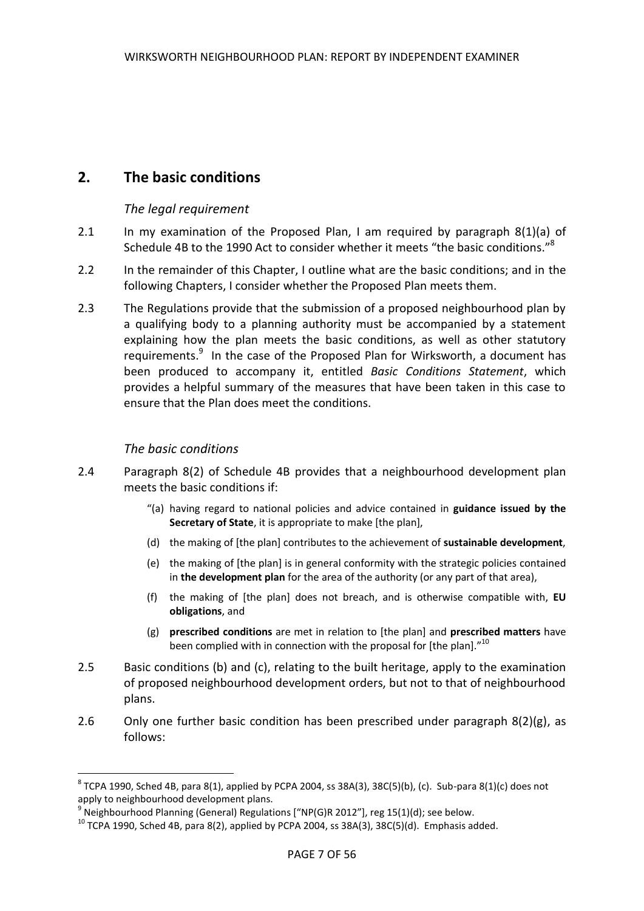## 2. The basic conditions

### *The legal requirement*

2.1 In my examination of the Proposed Plan, I am required by paragraph 8(1)(a) of Schedule 4B to the 1990 Act to consider whether it meets "the basic conditions."[8]

2.2 In the remainder of this Chapter, I outline what are the basic conditions; and in the following Chapters, I consider whether the Proposed Plan meets them.

2.3 The Regulations provide that the submission of a proposed neighbourhood plan by a qualifying body to a planning authority must be accompanied by a statement explaining how the plan meets the basic conditions, as well as other statutory requirements.[9] In the case of the Proposed Plan for Wirksworth, a document has been produced to accompany it, entitled *Basic Conditions Statement*, which provides a helpful summary of the measures that have been taken in this case to ensure that the Plan does meet the conditions.

### *The basic conditions*

2.4 Paragraph 8(2) of Schedule 4B provides that a neighbourhood development plan meets the basic conditions if:

> "(a) having regard to national policies and advice contained in **guidance issued by the Secretary of State**, it is appropriate to make [the plan],
>
> (d) the making of [the plan] contributes to the achievement of **sustainable development**,
>
> (e) the making of [the plan] is in general conformity with the strategic policies contained in **the development plan** for the area of the authority (or any part of that area),
>
> (f) the making of [the plan] does not breach, and is otherwise compatible with, **EU obligations**, and
>
> (g) **prescribed conditions** are met in relation to [the plan] and **prescribed matters** have been complied with in connection with the proposal for [the plan]."[10]

2.5 Basic conditions (b) and (c), relating to the built heritage, apply to the examination of proposed neighbourhood development orders, but not to that of neighbourhood plans.

2.6 Only one further basic condition has been prescribed under paragraph 8(2)(g), as follows:

---

[8] TCPA 1990, Sched 4B, para 8(1), applied by PCPA 2004, ss 38A(3), 38C(5)(b), (c). Sub-para 8(1)(c) does not apply to neighbourhood development plans.

[9] Neighbourhood Planning (General) Regulations ["NP(G)R 2012"], reg 15(1)(d); see below.

[10] TCPA 1990, Sched 4B, para 8(2), applied by PCPA 2004, ss 38A(3), 38C(5)(d). Emphasis added.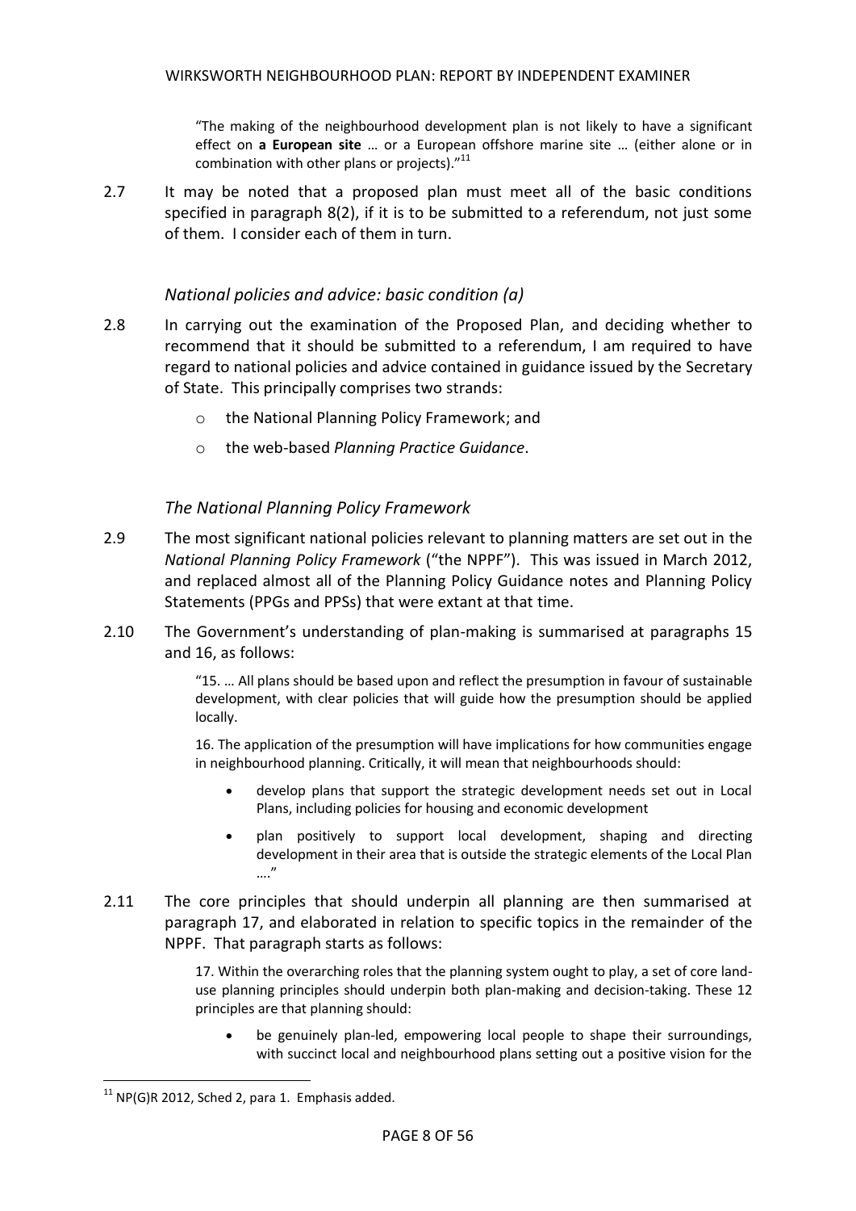"The making of the neighbourhood development plan is not likely to have a significant effect on **a European site** … or a European offshore marine site … (either alone or in combination with other plans or projects)."[11]

2.7 It may be noted that a proposed plan must meet all of the basic conditions specified in paragraph 8(2), if it is to be submitted to a referendum, not just some of them. I consider each of them in turn.

### *National policies and advice: basic condition (a)*

2.8 In carrying out the examination of the Proposed Plan, and deciding whether to recommend that it should be submitted to a referendum, I am required to have regard to national policies and advice contained in guidance issued by the Secretary of State. This principally comprises two strands:

- the National Planning Policy Framework; and
- the web-based *Planning Practice Guidance*.

### *The National Planning Policy Framework*

2.9 The most significant national policies relevant to planning matters are set out in the *National Planning Policy Framework* ("the NPPF"). This was issued in March 2012, and replaced almost all of the Planning Policy Guidance notes and Planning Policy Statements (PPGs and PPSs) that were extant at that time.

2.10 The Government's understanding of plan-making is summarised at paragraphs 15 and 16, as follows:

"15. … All plans should be based upon and reflect the presumption in favour of sustainable development, with clear policies that will guide how the presumption should be applied locally.

16. The application of the presumption will have implications for how communities engage in neighbourhood planning. Critically, it will mean that neighbourhoods should:

- develop plans that support the strategic development needs set out in Local Plans, including policies for housing and economic development
- plan positively to support local development, shaping and directing development in their area that is outside the strategic elements of the Local Plan …."

2.11 The core principles that should underpin all planning are then summarised at paragraph 17, and elaborated in relation to specific topics in the remainder of the NPPF. That paragraph starts as follows:

17. Within the overarching roles that the planning system ought to play, a set of core land-use planning principles should underpin both plan-making and decision-taking. These 12 principles are that planning should:

- be genuinely plan-led, empowering local people to shape their surroundings, with succinct local and neighbourhood plans setting out a positive vision for the

[11] NP(G)R 2012, Sched 2, para 1. Emphasis added.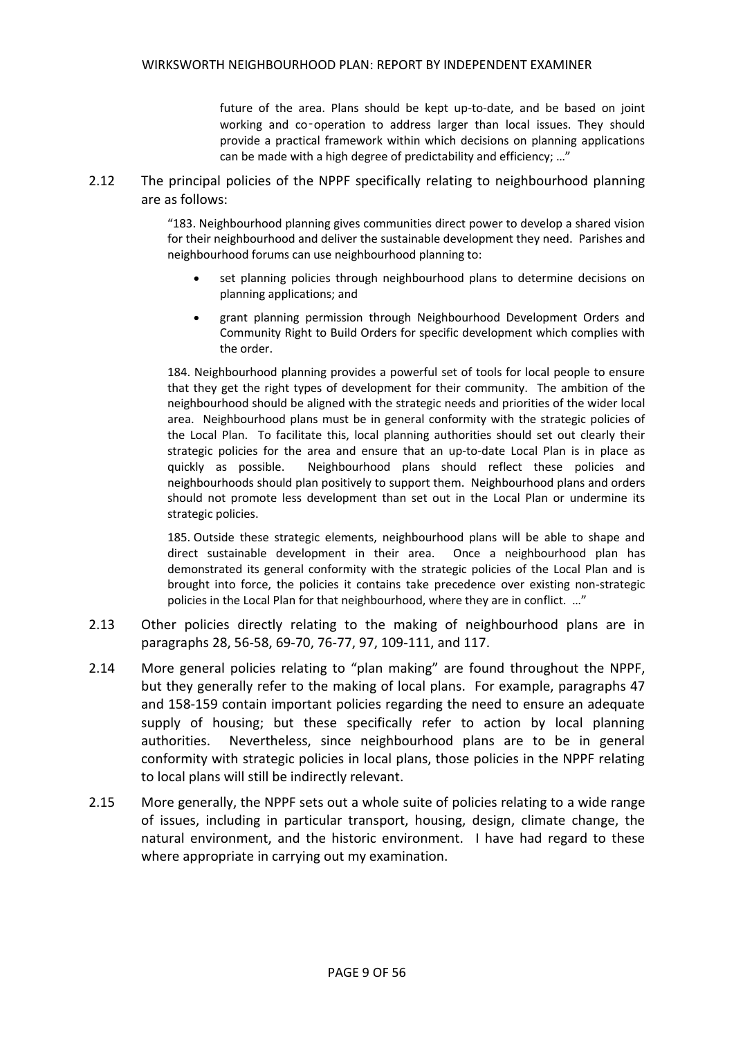future of the area. Plans should be kept up-to-date, and be based on joint working and co‑operation to address larger than local issues. They should provide a practical framework within which decisions on planning applications can be made with a high degree of predictability and efficiency; …"

2.12 The principal policies of the NPPF specifically relating to neighbourhood planning are as follows:

> "183. Neighbourhood planning gives communities direct power to develop a shared vision for their neighbourhood and deliver the sustainable development they need. Parishes and neighbourhood forums can use neighbourhood planning to:
>
> - set planning policies through neighbourhood plans to determine decisions on planning applications; and
> - grant planning permission through Neighbourhood Development Orders and Community Right to Build Orders for specific development which complies with the order.
>
> 184. Neighbourhood planning provides a powerful set of tools for local people to ensure that they get the right types of development for their community. The ambition of the neighbourhood should be aligned with the strategic needs and priorities of the wider local area. Neighbourhood plans must be in general conformity with the strategic policies of the Local Plan. To facilitate this, local planning authorities should set out clearly their strategic policies for the area and ensure that an up-to-date Local Plan is in place as quickly as possible. Neighbourhood plans should reflect these policies and neighbourhoods should plan positively to support them. Neighbourhood plans and orders should not promote less development than set out in the Local Plan or undermine its strategic policies.
>
> 185. Outside these strategic elements, neighbourhood plans will be able to shape and direct sustainable development in their area. Once a neighbourhood plan has demonstrated its general conformity with the strategic policies of the Local Plan and is brought into force, the policies it contains take precedence over existing non-strategic policies in the Local Plan for that neighbourhood, where they are in conflict. …"

2.13 Other policies directly relating to the making of neighbourhood plans are in paragraphs 28, 56-58, 69-70, 76-77, 97, 109-111, and 117.

2.14 More general policies relating to "plan making" are found throughout the NPPF, but they generally refer to the making of local plans. For example, paragraphs 47 and 158-159 contain important policies regarding the need to ensure an adequate supply of housing; but these specifically refer to action by local planning authorities. Nevertheless, since neighbourhood plans are to be in general conformity with strategic policies in local plans, those policies in the NPPF relating to local plans will still be indirectly relevant.

2.15 More generally, the NPPF sets out a whole suite of policies relating to a wide range of issues, including in particular transport, housing, design, climate change, the natural environment, and the historic environment. I have had regard to these where appropriate in carrying out my examination.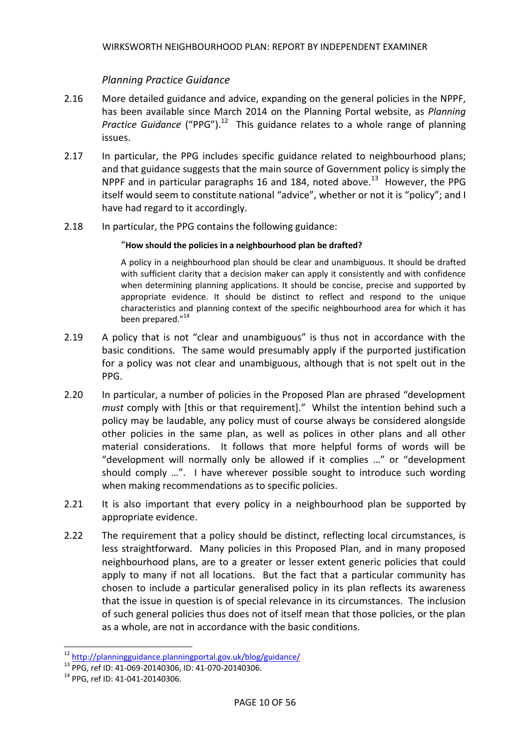### *Planning Practice Guidance*

2.16 More detailed guidance and advice, expanding on the general policies in the NPPF, has been available since March 2014 on the Planning Portal website, as *Planning Practice Guidance* ("PPG").[12] This guidance relates to a whole range of planning issues.

2.17 In particular, the PPG includes specific guidance related to neighbourhood plans; and that guidance suggests that the main source of Government policy is simply the NPPF and in particular paragraphs 16 and 184, noted above.[13] However, the PPG itself would seem to constitute national "advice", whether or not it is "policy"; and I have had regard to it accordingly.

2.18 In particular, the PPG contains the following guidance:

> "**How should the policies in a neighbourhood plan be drafted?**
>
> A policy in a neighbourhood plan should be clear and unambiguous. It should be drafted with sufficient clarity that a decision maker can apply it consistently and with confidence when determining planning applications. It should be concise, precise and supported by appropriate evidence. It should be distinct to reflect and respond to the unique characteristics and planning context of the specific neighbourhood area for which it has been prepared."[14]

2.19 A policy that is not "clear and unambiguous" is thus not in accordance with the basic conditions. The same would presumably apply if the purported justification for a policy was not clear and unambiguous, although that is not spelt out in the PPG.

2.20 In particular, a number of policies in the Proposed Plan are phrased "development *must* comply with [this or that requirement]." Whilst the intention behind such a policy may be laudable, any policy must of course always be considered alongside other policies in the same plan, as well as polices in other plans and all other material considerations. It follows that more helpful forms of words will be "development will normally only be allowed if it complies …" or "development should comply …". I have wherever possible sought to introduce such wording when making recommendations as to specific policies.

2.21 It is also important that every policy in a neighbourhood plan be supported by appropriate evidence.

2.22 The requirement that a policy should be distinct, reflecting local circumstances, is less straightforward. Many policies in this Proposed Plan, and in many proposed neighbourhood plans, are to a greater or lesser extent generic policies that could apply to many if not all locations. But the fact that a particular community has chosen to include a particular generalised policy in its plan reflects its awareness that the issue in question is of special relevance in its circumstances. The inclusion of such general policies thus does not of itself mean that those policies, or the plan as a whole, are not in accordance with the basic conditions.

---

[12] http://planningguidance.planningportal.gov.uk/blog/guidance/

[13] PPG, ref ID: 41-069-20140306, ID: 41-070-20140306.

[14] PPG, ref ID: 41-041-20140306.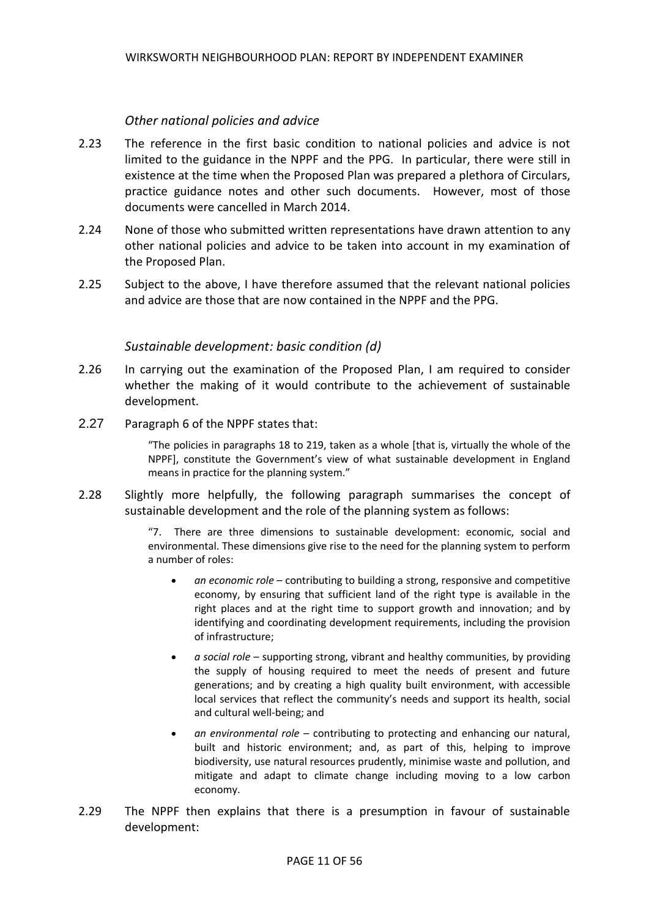### *Other national policies and advice*

2.23 The reference in the first basic condition to national policies and advice is not limited to the guidance in the NPPF and the PPG. In particular, there were still in existence at the time when the Proposed Plan was prepared a plethora of Circulars, practice guidance notes and other such documents. However, most of those documents were cancelled in March 2014.

2.24 None of those who submitted written representations have drawn attention to any other national policies and advice to be taken into account in my examination of the Proposed Plan.

2.25 Subject to the above, I have therefore assumed that the relevant national policies and advice are those that are now contained in the NPPF and the PPG.

### *Sustainable development: basic condition (d)*

2.26 In carrying out the examination of the Proposed Plan, I am required to consider whether the making of it would contribute to the achievement of sustainable development.

2.27 Paragraph 6 of the NPPF states that:

> "The policies in paragraphs 18 to 219, taken as a whole [that is, virtually the whole of the NPPF], constitute the Government's view of what sustainable development in England means in practice for the planning system."

2.28 Slightly more helpfully, the following paragraph summarises the concept of sustainable development and the role of the planning system as follows:

> "7. There are three dimensions to sustainable development: economic, social and environmental. These dimensions give rise to the need for the planning system to perform a number of roles:
>
> - *an economic role* – contributing to building a strong, responsive and competitive economy, by ensuring that sufficient land of the right type is available in the right places and at the right time to support growth and innovation; and by identifying and coordinating development requirements, including the provision of infrastructure;
> - *a social role* – supporting strong, vibrant and healthy communities, by providing the supply of housing required to meet the needs of present and future generations; and by creating a high quality built environment, with accessible local services that reflect the community's needs and support its health, social and cultural well-being; and
> - *an environmental role* – contributing to protecting and enhancing our natural, built and historic environment; and, as part of this, helping to improve biodiversity, use natural resources prudently, minimise waste and pollution, and mitigate and adapt to climate change including moving to a low carbon economy.

2.29 The NPPF then explains that there is a presumption in favour of sustainable development: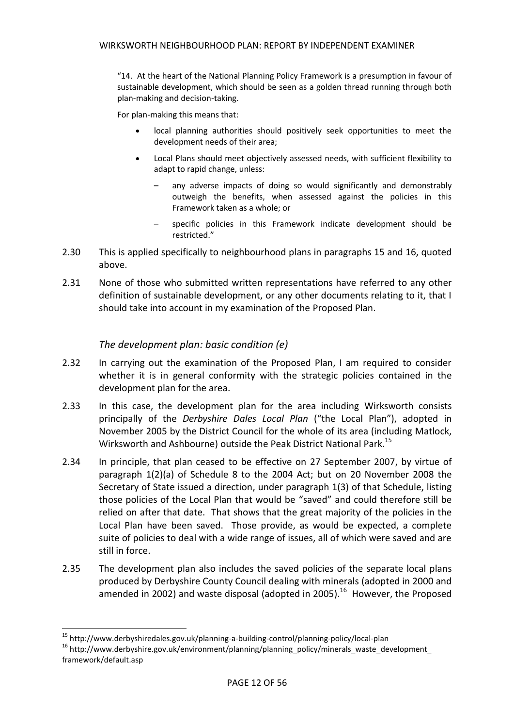> "14. At the heart of the National Planning Policy Framework is a presumption in favour of sustainable development, which should be seen as a golden thread running through both plan-making and decision-taking.
>
> For plan-making this means that:
>
> - local planning authorities should positively seek opportunities to meet the development needs of their area;
> - Local Plans should meet objectively assessed needs, with sufficient flexibility to adapt to rapid change, unless:
>     - any adverse impacts of doing so would significantly and demonstrably outweigh the benefits, when assessed against the policies in this Framework taken as a whole; or
>     - specific policies in this Framework indicate development should be restricted."

2.30 This is applied specifically to neighbourhood plans in paragraphs 15 and 16, quoted above.

2.31 None of those who submitted written representations have referred to any other definition of sustainable development, or any other documents relating to it, that I should take into account in my examination of the Proposed Plan.

### *The development plan: basic condition (e)*

2.32 In carrying out the examination of the Proposed Plan, I am required to consider whether it is in general conformity with the strategic policies contained in the development plan for the area.

2.33 In this case, the development plan for the area including Wirksworth consists principally of the *Derbyshire Dales Local Plan* ("the Local Plan"), adopted in November 2005 by the District Council for the whole of its area (including Matlock, Wirksworth and Ashbourne) outside the Peak District National Park.[15]

2.34 In principle, that plan ceased to be effective on 27 September 2007, by virtue of paragraph 1(2)(a) of Schedule 8 to the 2004 Act; but on 20 November 2008 the Secretary of State issued a direction, under paragraph 1(3) of that Schedule, listing those policies of the Local Plan that would be "saved" and could therefore still be relied on after that date. That shows that the great majority of the policies in the Local Plan have been saved. Those provide, as would be expected, a complete suite of policies to deal with a wide range of issues, all of which were saved and are still in force.

2.35 The development plan also includes the saved policies of the separate local plans produced by Derbyshire County Council dealing with minerals (adopted in 2000 and amended in 2002) and waste disposal (adopted in 2005).[16] However, the Proposed

---

[15] http://www.derbyshiredales.gov.uk/planning-a-building-control/planning-policy/local-plan

[16] http://www.derbyshire.gov.uk/environment/planning/planning_policy/minerals_waste_development_framework/default.asp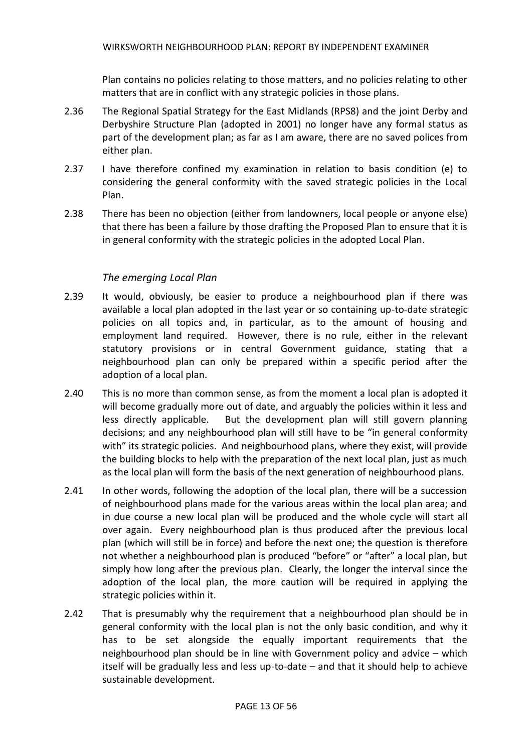Plan contains no policies relating to those matters, and no policies relating to other matters that are in conflict with any strategic policies in those plans.

2.36 The Regional Spatial Strategy for the East Midlands (RPS8) and the joint Derby and Derbyshire Structure Plan (adopted in 2001) no longer have any formal status as part of the development plan; as far as I am aware, there are no saved polices from either plan.

2.37 I have therefore confined my examination in relation to basis condition (e) to considering the general conformity with the saved strategic policies in the Local Plan.

2.38 There has been no objection (either from landowners, local people or anyone else) that there has been a failure by those drafting the Proposed Plan to ensure that it is in general conformity with the strategic policies in the adopted Local Plan.

### *The emerging Local Plan*

2.39 It would, obviously, be easier to produce a neighbourhood plan if there was available a local plan adopted in the last year or so containing up-to-date strategic policies on all topics and, in particular, as to the amount of housing and employment land required. However, there is no rule, either in the relevant statutory provisions or in central Government guidance, stating that a neighbourhood plan can only be prepared within a specific period after the adoption of a local plan.

2.40 This is no more than common sense, as from the moment a local plan is adopted it will become gradually more out of date, and arguably the policies within it less and less directly applicable. But the development plan will still govern planning decisions; and any neighbourhood plan will still have to be "in general conformity with" its strategic policies. And neighbourhood plans, where they exist, will provide the building blocks to help with the preparation of the next local plan, just as much as the local plan will form the basis of the next generation of neighbourhood plans.

2.41 In other words, following the adoption of the local plan, there will be a succession of neighbourhood plans made for the various areas within the local plan area; and in due course a new local plan will be produced and the whole cycle will start all over again. Every neighbourhood plan is thus produced after the previous local plan (which will still be in force) and before the next one; the question is therefore not whether a neighbourhood plan is produced "before" or "after" a local plan, but simply how long after the previous plan. Clearly, the longer the interval since the adoption of the local plan, the more caution will be required in applying the strategic policies within it.

2.42 That is presumably why the requirement that a neighbourhood plan should be in general conformity with the local plan is not the only basic condition, and why it has to be set alongside the equally important requirements that the neighbourhood plan should be in line with Government policy and advice – which itself will be gradually less and less up-to-date – and that it should help to achieve sustainable development.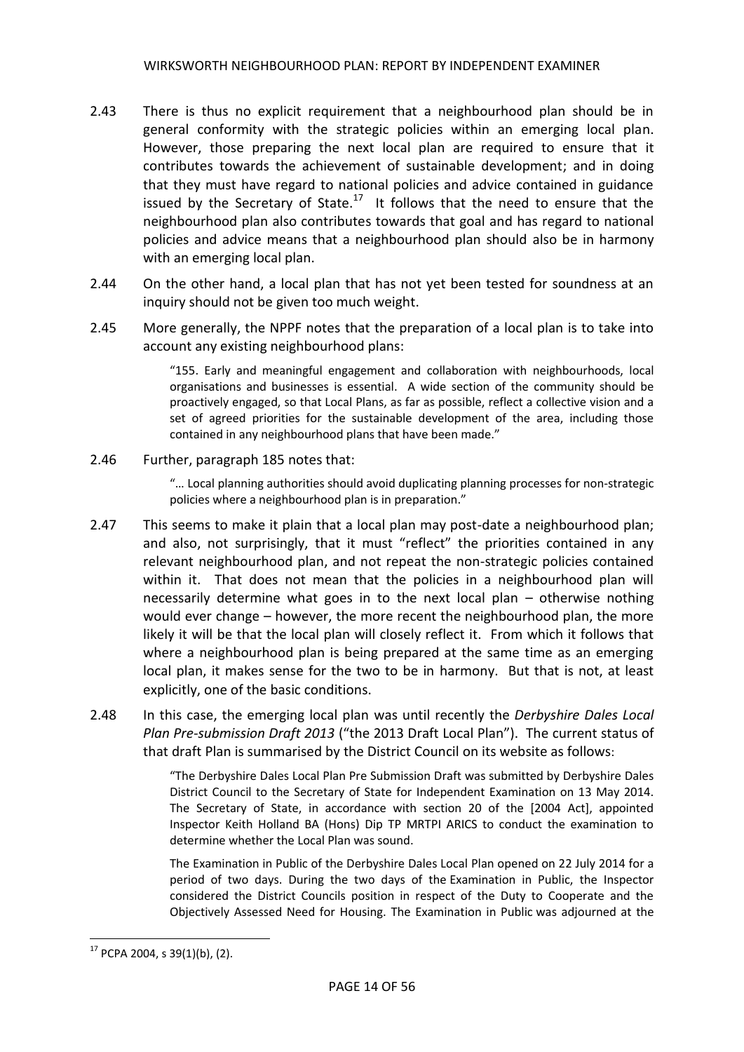2.43 There is thus no explicit requirement that a neighbourhood plan should be in general conformity with the strategic policies within an emerging local plan. However, those preparing the next local plan are required to ensure that it contributes towards the achievement of sustainable development; and in doing that they must have regard to national policies and advice contained in guidance issued by the Secretary of State.[17] It follows that the need to ensure that the neighbourhood plan also contributes towards that goal and has regard to national policies and advice means that a neighbourhood plan should also be in harmony with an emerging local plan.

2.44 On the other hand, a local plan that has not yet been tested for soundness at an inquiry should not be given too much weight.

2.45 More generally, the NPPF notes that the preparation of a local plan is to take into account any existing neighbourhood plans:

> "155. Early and meaningful engagement and collaboration with neighbourhoods, local organisations and businesses is essential. A wide section of the community should be proactively engaged, so that Local Plans, as far as possible, reflect a collective vision and a set of agreed priorities for the sustainable development of the area, including those contained in any neighbourhood plans that have been made."

2.46 Further, paragraph 185 notes that:

> "… Local planning authorities should avoid duplicating planning processes for non-strategic policies where a neighbourhood plan is in preparation."

2.47 This seems to make it plain that a local plan may post-date a neighbourhood plan; and also, not surprisingly, that it must "reflect" the priorities contained in any relevant neighbourhood plan, and not repeat the non-strategic policies contained within it. That does not mean that the policies in a neighbourhood plan will necessarily determine what goes in to the next local plan – otherwise nothing would ever change – however, the more recent the neighbourhood plan, the more likely it will be that the local plan will closely reflect it. From which it follows that where a neighbourhood plan is being prepared at the same time as an emerging local plan, it makes sense for the two to be in harmony. But that is not, at least explicitly, one of the basic conditions.

2.48 In this case, the emerging local plan was until recently the *Derbyshire Dales Local Plan Pre-submission Draft 2013* ("the 2013 Draft Local Plan"). The current status of that draft Plan is summarised by the District Council on its website as follows:

> "The Derbyshire Dales Local Plan Pre Submission Draft was submitted by Derbyshire Dales District Council to the Secretary of State for Independent Examination on 13 May 2014. The Secretary of State, in accordance with section 20 of the [2004 Act], appointed Inspector Keith Holland BA (Hons) Dip TP MRTPI ARICS to conduct the examination to determine whether the Local Plan was sound.
>
> The Examination in Public of the Derbyshire Dales Local Plan opened on 22 July 2014 for a period of two days. During the two days of the Examination in Public, the Inspector considered the District Councils position in respect of the Duty to Cooperate and the Objectively Assessed Need for Housing. The Examination in Public was adjourned at the

[17] PCPA 2004, s 39(1)(b), (2).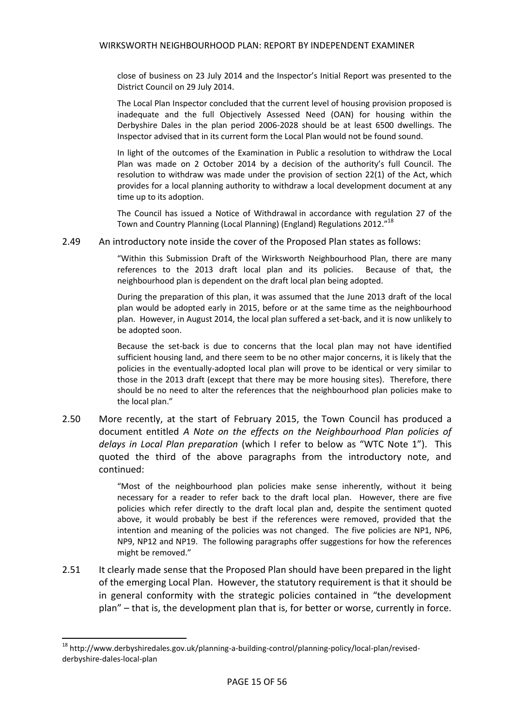close of business on 23 July 2014 and the Inspector's Initial Report was presented to the District Council on 29 July 2014.

The Local Plan Inspector concluded that the current level of housing provision proposed is inadequate and the full Objectively Assessed Need (OAN) for housing within the Derbyshire Dales in the plan period 2006-2028 should be at least 6500 dwellings. The Inspector advised that in its current form the Local Plan would not be found sound.

In light of the outcomes of the Examination in Public a resolution to withdraw the Local Plan was made on 2 October 2014 by a decision of the authority's full Council. The resolution to withdraw was made under the provision of section 22(1) of the Act, which provides for a local planning authority to withdraw a local development document at any time up to its adoption.

The Council has issued a Notice of Withdrawal in accordance with regulation 27 of the Town and Country Planning (Local Planning) (England) Regulations 2012."[18]

2.49 An introductory note inside the cover of the Proposed Plan states as follows:

> "Within this Submission Draft of the Wirksworth Neighbourhood Plan, there are many references to the 2013 draft local plan and its policies. Because of that, the neighbourhood plan is dependent on the draft local plan being adopted.
>
> During the preparation of this plan, it was assumed that the June 2013 draft of the local plan would be adopted early in 2015, before or at the same time as the neighbourhood plan. However, in August 2014, the local plan suffered a set-back, and it is now unlikely to be adopted soon.
>
> Because the set-back is due to concerns that the local plan may not have identified sufficient housing land, and there seem to be no other major concerns, it is likely that the policies in the eventually-adopted local plan will prove to be identical or very similar to those in the 2013 draft (except that there may be more housing sites). Therefore, there should be no need to alter the references that the neighbourhood plan policies make to the local plan."

2.50 More recently, at the start of February 2015, the Town Council has produced a document entitled *A Note on the effects on the Neighbourhood Plan policies of delays in Local Plan preparation* (which I refer to below as "WTC Note 1"). This quoted the third of the above paragraphs from the introductory note, and continued:

> "Most of the neighbourhood plan policies make sense inherently, without it being necessary for a reader to refer back to the draft local plan. However, there are five policies which refer directly to the draft local plan and, despite the sentiment quoted above, it would probably be best if the references were removed, provided that the intention and meaning of the policies was not changed. The five policies are NP1, NP6, NP9, NP12 and NP19. The following paragraphs offer suggestions for how the references might be removed."

2.51 It clearly made sense that the Proposed Plan should have been prepared in the light of the emerging Local Plan. However, the statutory requirement is that it should be in general conformity with the strategic policies contained in "the development plan" – that is, the development plan that is, for better or worse, currently in force.

---

[18] http://www.derbyshiredales.gov.uk/planning-a-building-control/planning-policy/local-plan/revised-derbyshire-dales-local-plan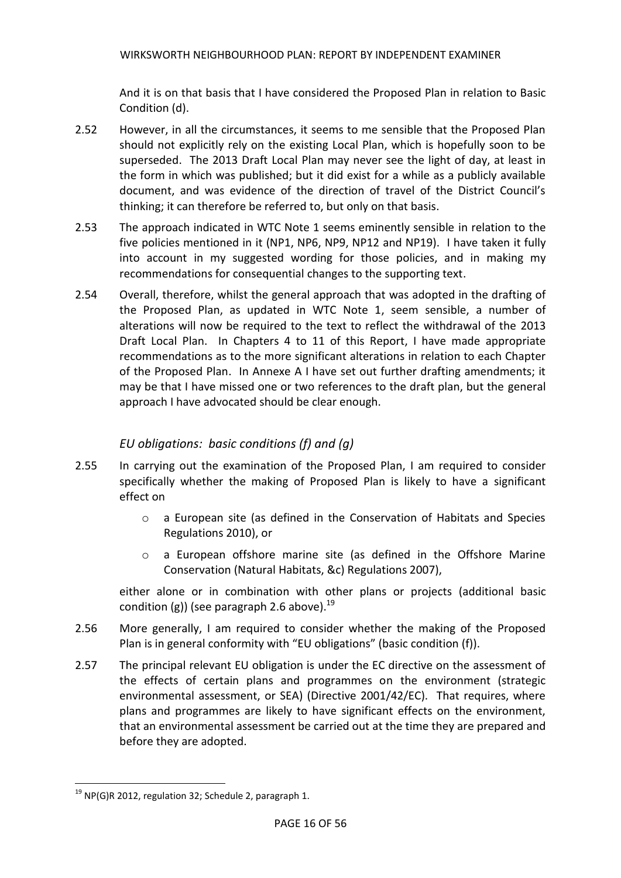And it is on that basis that I have considered the Proposed Plan in relation to Basic Condition (d).

2.52 However, in all the circumstances, it seems to me sensible that the Proposed Plan should not explicitly rely on the existing Local Plan, which is hopefully soon to be superseded. The 2013 Draft Local Plan may never see the light of day, at least in the form in which was published; but it did exist for a while as a publicly available document, and was evidence of the direction of travel of the District Council's thinking; it can therefore be referred to, but only on that basis.

2.53 The approach indicated in WTC Note 1 seems eminently sensible in relation to the five policies mentioned in it (NP1, NP6, NP9, NP12 and NP19). I have taken it fully into account in my suggested wording for those policies, and in making my recommendations for consequential changes to the supporting text.

2.54 Overall, therefore, whilst the general approach that was adopted in the drafting of the Proposed Plan, as updated in WTC Note 1, seem sensible, a number of alterations will now be required to the text to reflect the withdrawal of the 2013 Draft Local Plan. In Chapters 4 to 11 of this Report, I have made appropriate recommendations as to the more significant alterations in relation to each Chapter of the Proposed Plan. In Annexe A I have set out further drafting amendments; it may be that I have missed one or two references to the draft plan, but the general approach I have advocated should be clear enough.

### *EU obligations: basic conditions (f) and (g)*

2.55 In carrying out the examination of the Proposed Plan, I am required to consider specifically whether the making of Proposed Plan is likely to have a significant effect on

- a European site (as defined in the Conservation of Habitats and Species Regulations 2010), or
- a European offshore marine site (as defined in the Offshore Marine Conservation (Natural Habitats, &c) Regulations 2007),

either alone or in combination with other plans or projects (additional basic condition (g)) (see paragraph 2.6 above).[19]

2.56 More generally, I am required to consider whether the making of the Proposed Plan is in general conformity with "EU obligations" (basic condition (f)).

2.57 The principal relevant EU obligation is under the EC directive on the assessment of the effects of certain plans and programmes on the environment (strategic environmental assessment, or SEA) (Directive 2001/42/EC). That requires, where plans and programmes are likely to have significant effects on the environment, that an environmental assessment be carried out at the time they are prepared and before they are adopted.

---

[19] NP(G)R 2012, regulation 32; Schedule 2, paragraph 1.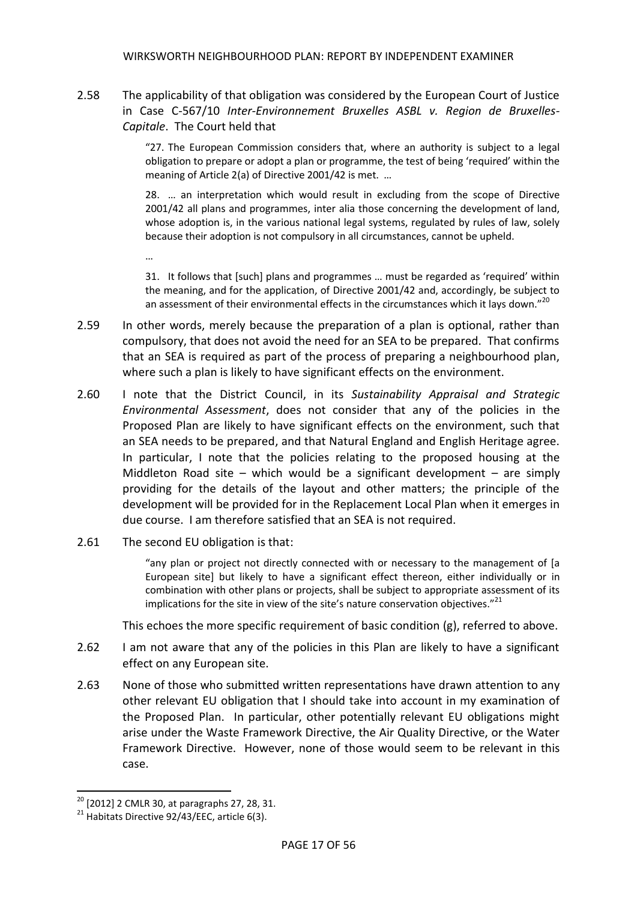2.58 The applicability of that obligation was considered by the European Court of Justice in Case C-567/10 *Inter-Environnement Bruxelles ASBL v. Region de Bruxelles-Capitale*. The Court held that

> "27. The European Commission considers that, where an authority is subject to a legal obligation to prepare or adopt a plan or programme, the test of being 'required' within the meaning of Article 2(a) of Directive 2001/42 is met. …
>
> 28. … an interpretation which would result in excluding from the scope of Directive 2001/42 all plans and programmes, inter alia those concerning the development of land, whose adoption is, in the various national legal systems, regulated by rules of law, solely because their adoption is not compulsory in all circumstances, cannot be upheld.
>
> …
>
> 31. It follows that [such] plans and programmes … must be regarded as 'required' within the meaning, and for the application, of Directive 2001/42 and, accordingly, be subject to an assessment of their environmental effects in the circumstances which it lays down."[20]

2.59 In other words, merely because the preparation of a plan is optional, rather than compulsory, that does not avoid the need for an SEA to be prepared. That confirms that an SEA is required as part of the process of preparing a neighbourhood plan, where such a plan is likely to have significant effects on the environment.

2.60 I note that the District Council, in its *Sustainability Appraisal and Strategic Environmental Assessment*, does not consider that any of the policies in the Proposed Plan are likely to have significant effects on the environment, such that an SEA needs to be prepared, and that Natural England and English Heritage agree. In particular, I note that the policies relating to the proposed housing at the Middleton Road site – which would be a significant development – are simply providing for the details of the layout and other matters; the principle of the development will be provided for in the Replacement Local Plan when it emerges in due course. I am therefore satisfied that an SEA is not required.

2.61 The second EU obligation is that:

> "any plan or project not directly connected with or necessary to the management of [a European site] but likely to have a significant effect thereon, either individually or in combination with other plans or projects, shall be subject to appropriate assessment of its implications for the site in view of the site's nature conservation objectives."[21]

This echoes the more specific requirement of basic condition (g), referred to above.

2.62 I am not aware that any of the policies in this Plan are likely to have a significant effect on any European site.

2.63 None of those who submitted written representations have drawn attention to any other relevant EU obligation that I should take into account in my examination of the Proposed Plan. In particular, other potentially relevant EU obligations might arise under the Waste Framework Directive, the Air Quality Directive, or the Water Framework Directive. However, none of those would seem to be relevant in this case.

---

[20] [2012] 2 CMLR 30, at paragraphs 27, 28, 31.

[21] Habitats Directive 92/43/EEC, article 6(3).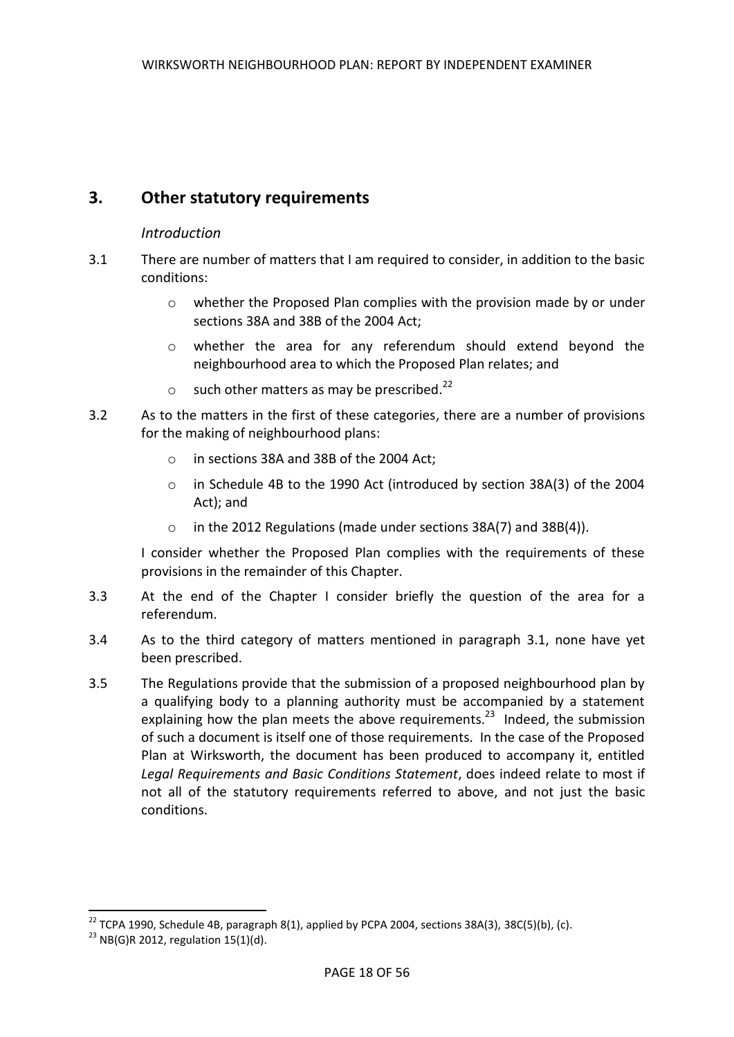## 3. Other statutory requirements

*Introduction*

3.1 There are number of matters that I am required to consider, in addition to the basic conditions:

- whether the Proposed Plan complies with the provision made by or under sections 38A and 38B of the 2004 Act;
- whether the area for any referendum should extend beyond the neighbourhood area to which the Proposed Plan relates; and
- such other matters as may be prescribed.[22]

3.2 As to the matters in the first of these categories, there are a number of provisions for the making of neighbourhood plans:

- in sections 38A and 38B of the 2004 Act;
- in Schedule 4B to the 1990 Act (introduced by section 38A(3) of the 2004 Act); and
- in the 2012 Regulations (made under sections 38A(7) and 38B(4)).

I consider whether the Proposed Plan complies with the requirements of these provisions in the remainder of this Chapter.

3.3 At the end of the Chapter I consider briefly the question of the area for a referendum.

3.4 As to the third category of matters mentioned in paragraph 3.1, none have yet been prescribed.

3.5 The Regulations provide that the submission of a proposed neighbourhood plan by a qualifying body to a planning authority must be accompanied by a statement explaining how the plan meets the above requirements.[23] Indeed, the submission of such a document is itself one of those requirements. In the case of the Proposed Plan at Wirksworth, the document has been produced to accompany it, entitled *Legal Requirements and Basic Conditions Statement*, does indeed relate to most if not all of the statutory requirements referred to above, and not just the basic conditions.

---

[22] TCPA 1990, Schedule 4B, paragraph 8(1), applied by PCPA 2004, sections 38A(3), 38C(5)(b), (c).

[23] NB(G)R 2012, regulation 15(1)(d).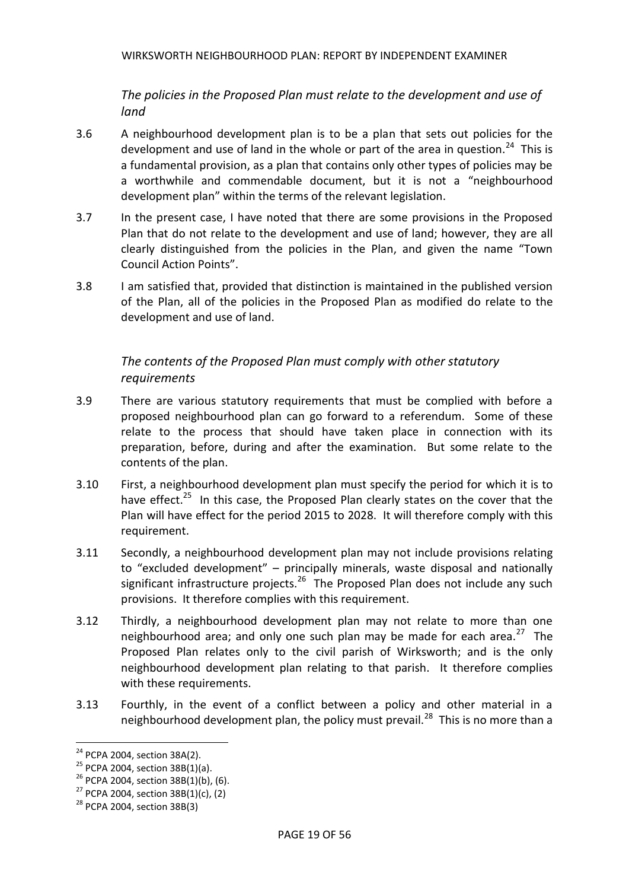*The policies in the Proposed Plan must relate to the development and use of land*

3.6 A neighbourhood development plan is to be a plan that sets out policies for the development and use of land in the whole or part of the area in question.[24] This is a fundamental provision, as a plan that contains only other types of policies may be a worthwhile and commendable document, but it is not a "neighbourhood development plan" within the terms of the relevant legislation.

3.7 In the present case, I have noted that there are some provisions in the Proposed Plan that do not relate to the development and use of land; however, they are all clearly distinguished from the policies in the Plan, and given the name "Town Council Action Points".

3.8 I am satisfied that, provided that distinction is maintained in the published version of the Plan, all of the policies in the Proposed Plan as modified do relate to the development and use of land.

*The contents of the Proposed Plan must comply with other statutory requirements*

3.9 There are various statutory requirements that must be complied with before a proposed neighbourhood plan can go forward to a referendum. Some of these relate to the process that should have taken place in connection with its preparation, before, during and after the examination. But some relate to the contents of the plan.

3.10 First, a neighbourhood development plan must specify the period for which it is to have effect.[25] In this case, the Proposed Plan clearly states on the cover that the Plan will have effect for the period 2015 to 2028. It will therefore comply with this requirement.

3.11 Secondly, a neighbourhood development plan may not include provisions relating to "excluded development" – principally minerals, waste disposal and nationally significant infrastructure projects.[26] The Proposed Plan does not include any such provisions. It therefore complies with this requirement.

3.12 Thirdly, a neighbourhood development plan may not relate to more than one neighbourhood area; and only one such plan may be made for each area.[27] The Proposed Plan relates only to the civil parish of Wirksworth; and is the only neighbourhood development plan relating to that parish. It therefore complies with these requirements.

3.13 Fourthly, in the event of a conflict between a policy and other material in a neighbourhood development plan, the policy must prevail.[28] This is no more than a

---

[24] PCPA 2004, section 38A(2).

[25] PCPA 2004, section 38B(1)(a).

[26] PCPA 2004, section 38B(1)(b), (6).

[27] PCPA 2004, section 38B(1)(c), (2)

[28] PCPA 2004, section 38B(3)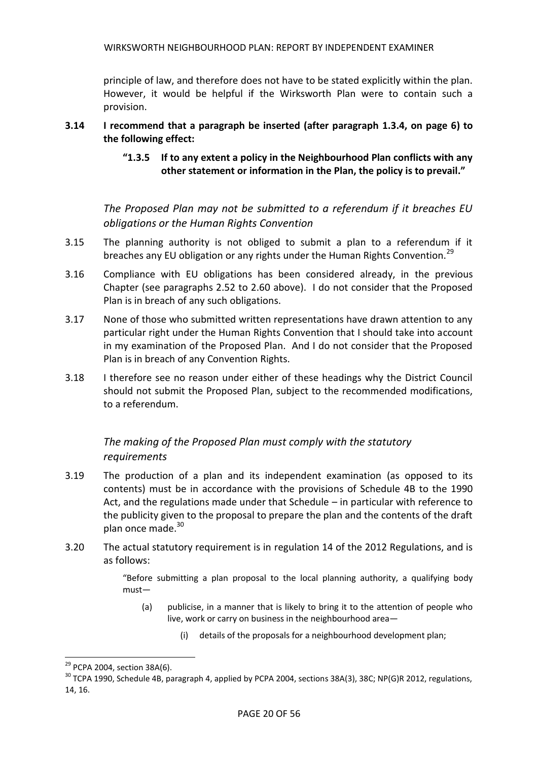principle of law, and therefore does not have to be stated explicitly within the plan. However, it would be helpful if the Wirksworth Plan were to contain such a provision.

**3.14 I recommend that a paragraph be inserted (after paragraph 1.3.4, on page 6) to the following effect:**

> **"1.3.5 If to any extent a policy in the Neighbourhood Plan conflicts with any other statement or information in the Plan, the policy is to prevail."**

*The Proposed Plan may not be submitted to a referendum if it breaches EU obligations or the Human Rights Convention*

3.15 The planning authority is not obliged to submit a plan to a referendum if it breaches any EU obligation or any rights under the Human Rights Convention.[29]

3.16 Compliance with EU obligations has been considered already, in the previous Chapter (see paragraphs 2.52 to 2.60 above). I do not consider that the Proposed Plan is in breach of any such obligations.

3.17 None of those who submitted written representations have drawn attention to any particular right under the Human Rights Convention that I should take into account in my examination of the Proposed Plan. And I do not consider that the Proposed Plan is in breach of any Convention Rights.

3.18 I therefore see no reason under either of these headings why the District Council should not submit the Proposed Plan, subject to the recommended modifications, to a referendum.

*The making of the Proposed Plan must comply with the statutory requirements*

3.19 The production of a plan and its independent examination (as opposed to its contents) must be in accordance with the provisions of Schedule 4B to the 1990 Act, and the regulations made under that Schedule – in particular with reference to the publicity given to the proposal to prepare the plan and the contents of the draft plan once made.[30]

3.20 The actual statutory requirement is in regulation 14 of the 2012 Regulations, and is as follows:

> "Before submitting a plan proposal to the local planning authority, a qualifying body must—
>
> (a) publicise, in a manner that is likely to bring it to the attention of people who live, work or carry on business in the neighbourhood area—
>
> (i) details of the proposals for a neighbourhood development plan;

---

[29] PCPA 2004, section 38A(6).

[30] TCPA 1990, Schedule 4B, paragraph 4, applied by PCPA 2004, sections 38A(3), 38C; NP(G)R 2012, regulations, 14, 16.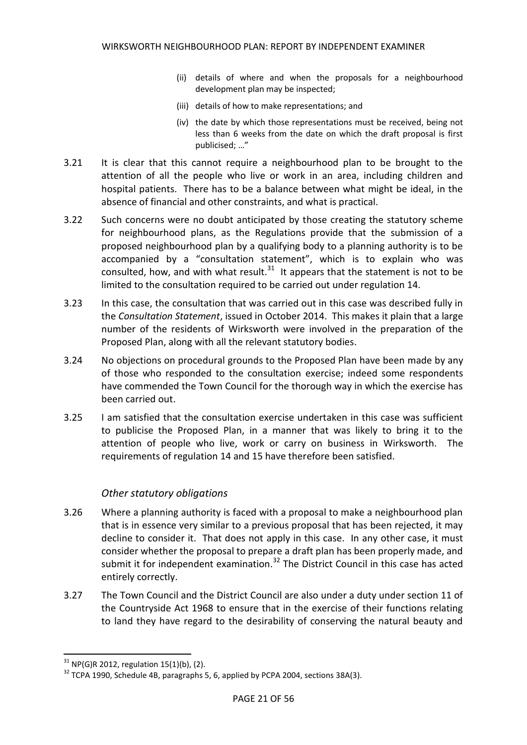(ii) details of where and when the proposals for a neighbourhood development plan may be inspected;

(iii) details of how to make representations; and

(iv) the date by which those representations must be received, being not less than 6 weeks from the date on which the draft proposal is first publicised; …"

3.21 It is clear that this cannot require a neighbourhood plan to be brought to the attention of all the people who live or work in an area, including children and hospital patients. There has to be a balance between what might be ideal, in the absence of financial and other constraints, and what is practical.

3.22 Such concerns were no doubt anticipated by those creating the statutory scheme for neighbourhood plans, as the Regulations provide that the submission of a proposed neighbourhood plan by a qualifying body to a planning authority is to be accompanied by a "consultation statement", which is to explain who was consulted, how, and with what result.[31] It appears that the statement is not to be limited to the consultation required to be carried out under regulation 14.

3.23 In this case, the consultation that was carried out in this case was described fully in the *Consultation Statement*, issued in October 2014. This makes it plain that a large number of the residents of Wirksworth were involved in the preparation of the Proposed Plan, along with all the relevant statutory bodies.

3.24 No objections on procedural grounds to the Proposed Plan have been made by any of those who responded to the consultation exercise; indeed some respondents have commended the Town Council for the thorough way in which the exercise has been carried out.

3.25 I am satisfied that the consultation exercise undertaken in this case was sufficient to publicise the Proposed Plan, in a manner that was likely to bring it to the attention of people who live, work or carry on business in Wirksworth. The requirements of regulation 14 and 15 have therefore been satisfied.

### *Other statutory obligations*

3.26 Where a planning authority is faced with a proposal to make a neighbourhood plan that is in essence very similar to a previous proposal that has been rejected, it may decline to consider it. That does not apply in this case. In any other case, it must consider whether the proposal to prepare a draft plan has been properly made, and submit it for independent examination.[32] The District Council in this case has acted entirely correctly.

3.27 The Town Council and the District Council are also under a duty under section 11 of the Countryside Act 1968 to ensure that in the exercise of their functions relating to land they have regard to the desirability of conserving the natural beauty and

---

[31] NP(G)R 2012, regulation 15(1)(b), (2).

[32] TCPA 1990, Schedule 4B, paragraphs 5, 6, applied by PCPA 2004, sections 38A(3).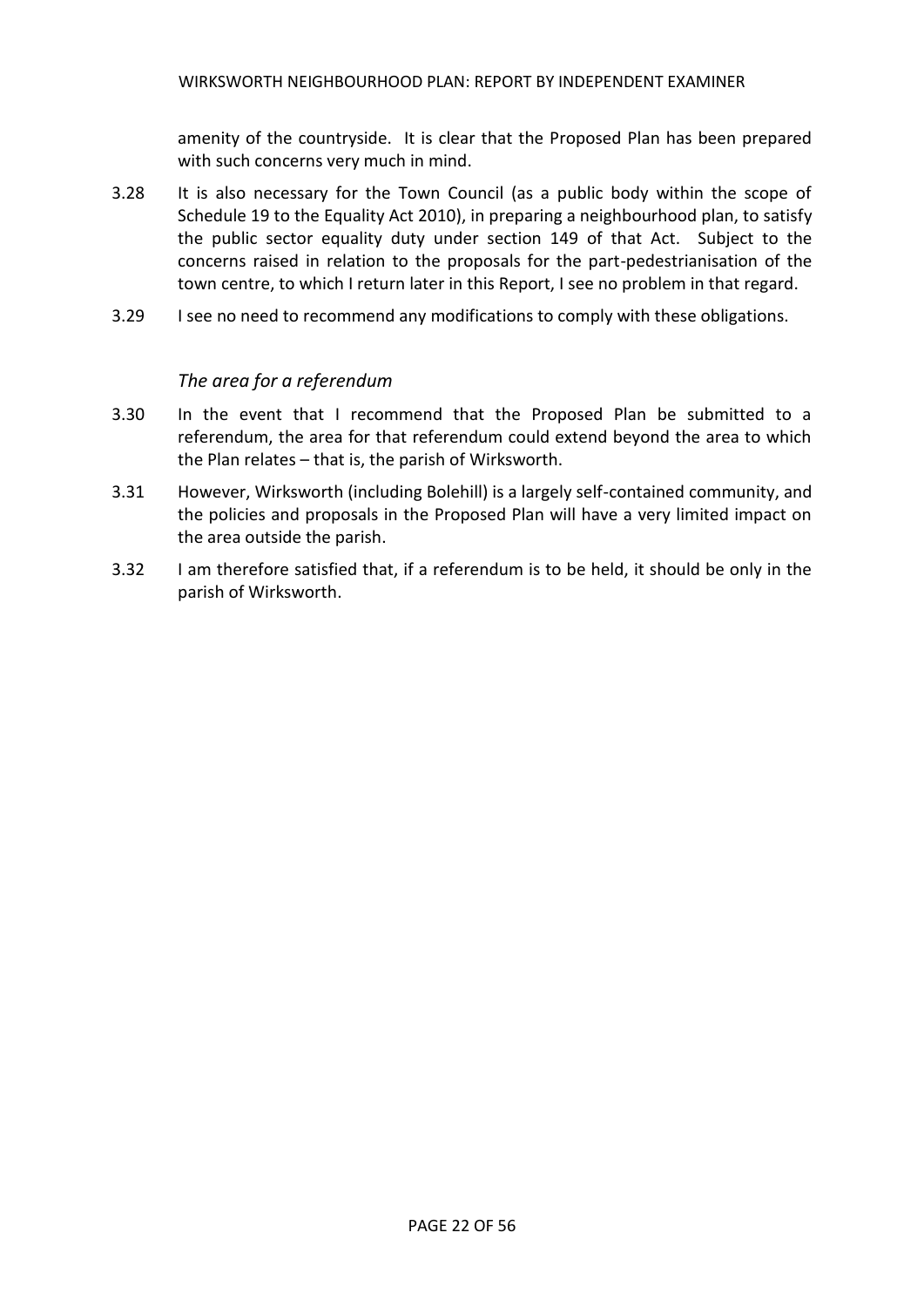amenity of the countryside. It is clear that the Proposed Plan has been prepared with such concerns very much in mind.

3.28 It is also necessary for the Town Council (as a public body within the scope of Schedule 19 to the Equality Act 2010), in preparing a neighbourhood plan, to satisfy the public sector equality duty under section 149 of that Act. Subject to the concerns raised in relation to the proposals for the part-pedestrianisation of the town centre, to which I return later in this Report, I see no problem in that regard.

3.29 I see no need to recommend any modifications to comply with these obligations.

### *The area for a referendum*

3.30 In the event that I recommend that the Proposed Plan be submitted to a referendum, the area for that referendum could extend beyond the area to which the Plan relates – that is, the parish of Wirksworth.

3.31 However, Wirksworth (including Bolehill) is a largely self-contained community, and the policies and proposals in the Proposed Plan will have a very limited impact on the area outside the parish.

3.32 I am therefore satisfied that, if a referendum is to be held, it should be only in the parish of Wirksworth.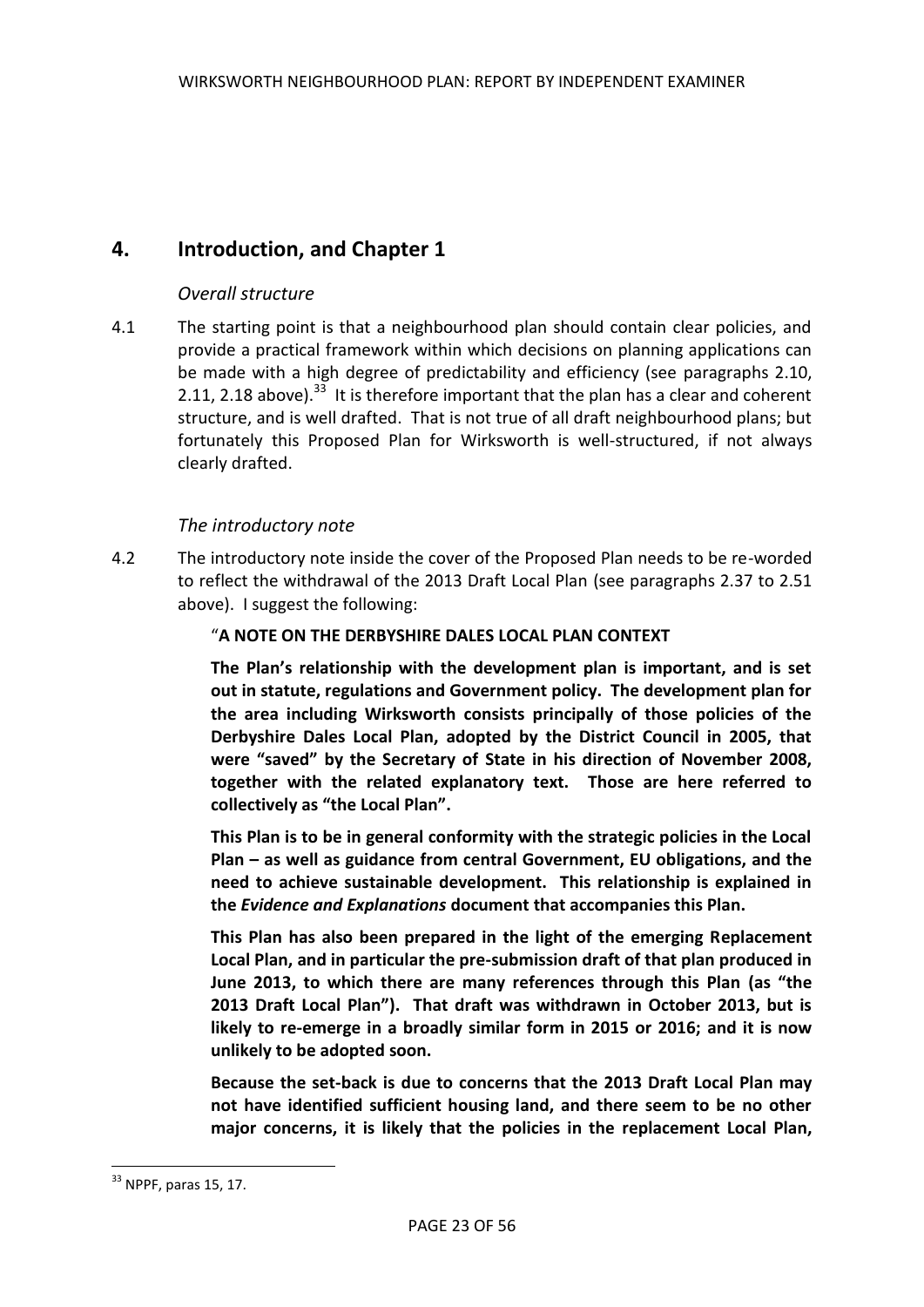## 4. Introduction, and Chapter 1

### *Overall structure*

4.1 The starting point is that a neighbourhood plan should contain clear policies, and provide a practical framework within which decisions on planning applications can be made with a high degree of predictability and efficiency (see paragraphs 2.10, 2.11, 2.18 above).[33] It is therefore important that the plan has a clear and coherent structure, and is well drafted. That is not true of all draft neighbourhood plans; but fortunately this Proposed Plan for Wirksworth is well-structured, if not always clearly drafted.

### *The introductory note*

4.2 The introductory note inside the cover of the Proposed Plan needs to be re-worded to reflect the withdrawal of the 2013 Draft Local Plan (see paragraphs 2.37 to 2.51 above). I suggest the following:

"**A NOTE ON THE DERBYSHIRE DALES LOCAL PLAN CONTEXT**

**The Plan's relationship with the development plan is important, and is set out in statute, regulations and Government policy. The development plan for the area including Wirksworth consists principally of those policies of the Derbyshire Dales Local Plan, adopted by the District Council in 2005, that were "saved" by the Secretary of State in his direction of November 2008, together with the related explanatory text. Those are here referred to collectively as "the Local Plan".**

**This Plan is to be in general conformity with the strategic policies in the Local Plan – as well as guidance from central Government, EU obligations, and the need to achieve sustainable development. This relationship is explained in the *Evidence and Explanations* document that accompanies this Plan.**

**This Plan has also been prepared in the light of the emerging Replacement Local Plan, and in particular the pre-submission draft of that plan produced in June 2013, to which there are many references through this Plan (as "the 2013 Draft Local Plan"). That draft was withdrawn in October 2013, but is likely to re-emerge in a broadly similar form in 2015 or 2016; and it is now unlikely to be adopted soon.**

**Because the set-back is due to concerns that the 2013 Draft Local Plan may not have identified sufficient housing land, and there seem to be no other major concerns, it is likely that the policies in the replacement Local Plan,**

---

[33] NPPF, paras 15, 17.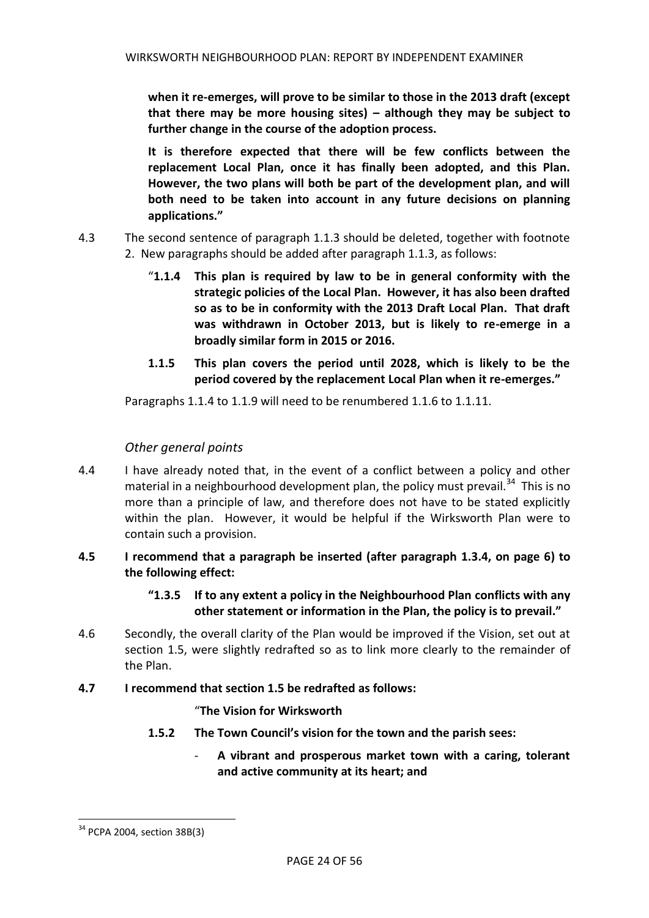**when it re-emerges, will prove to be similar to those in the 2013 draft (except that there may be more housing sites) – although they may be subject to further change in the course of the adoption process.**

**It is therefore expected that there will be few conflicts between the replacement Local Plan, once it has finally been adopted, and this Plan. However, the two plans will both be part of the development plan, and will both need to be taken into account in any future decisions on planning applications."**

4.3 The second sentence of paragraph 1.1.3 should be deleted, together with footnote 2. New paragraphs should be added after paragraph 1.1.3, as follows:

> "**1.1.4 This plan is required by law to be in general conformity with the strategic policies of the Local Plan. However, it has also been drafted so as to be in conformity with the 2013 Draft Local Plan. That draft was withdrawn in October 2013, but is likely to re-emerge in a broadly similar form in 2015 or 2016.**
>
> **1.1.5 This plan covers the period until 2028, which is likely to be the period covered by the replacement Local Plan when it re-emerges."**

Paragraphs 1.1.4 to 1.1.9 will need to be renumbered 1.1.6 to 1.1.11.

### *Other general points*

4.4 I have already noted that, in the event of a conflict between a policy and other material in a neighbourhood development plan, the policy must prevail.[34] This is no more than a principle of law, and therefore does not have to be stated explicitly within the plan. However, it would be helpful if the Wirksworth Plan were to contain such a provision.

**4.5 I recommend that a paragraph be inserted (after paragraph 1.3.4, on page 6) to the following effect:**

> **"1.3.5 If to any extent a policy in the Neighbourhood Plan conflicts with any other statement or information in the Plan, the policy is to prevail."**

4.6 Secondly, the overall clarity of the Plan would be improved if the Vision, set out at section 1.5, were slightly redrafted so as to link more clearly to the remainder of the Plan.

**4.7 I recommend that section 1.5 be redrafted as follows:**

> "**The Vision for Wirksworth**
>
> **1.5.2 The Town Council's vision for the town and the parish sees:**
>
> - **A vibrant and prosperous market town with a caring, tolerant and active community at its heart; and**

---

[34] PCPA 2004, section 38B(3)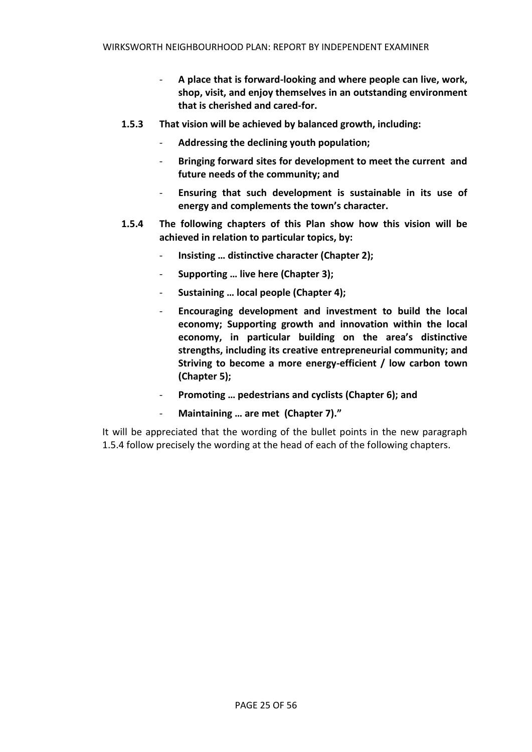- **A place that is forward-looking and where people can live, work, shop, visit, and enjoy themselves in an outstanding environment that is cherished and cared-for.**

**1.5.3 That vision will be achieved by balanced growth, including:**

- **Addressing the declining youth population;**
- **Bringing forward sites for development to meet the current and future needs of the community; and**
- **Ensuring that such development is sustainable in its use of energy and complements the town's character.**

**1.5.4 The following chapters of this Plan show how this vision will be achieved in relation to particular topics, by:**

- **Insisting … distinctive character (Chapter 2);**
- **Supporting … live here (Chapter 3);**
- **Sustaining … local people (Chapter 4);**
- **Encouraging development and investment to build the local economy; Supporting growth and innovation within the local economy, in particular building on the area's distinctive strengths, including its creative entrepreneurial community; and Striving to become a more energy-efficient / low carbon town (Chapter 5);**
- **Promoting … pedestrians and cyclists (Chapter 6); and**
- **Maintaining … are met (Chapter 7)."**

It will be appreciated that the wording of the bullet points in the new paragraph 1.5.4 follow precisely the wording at the head of each of the following chapters.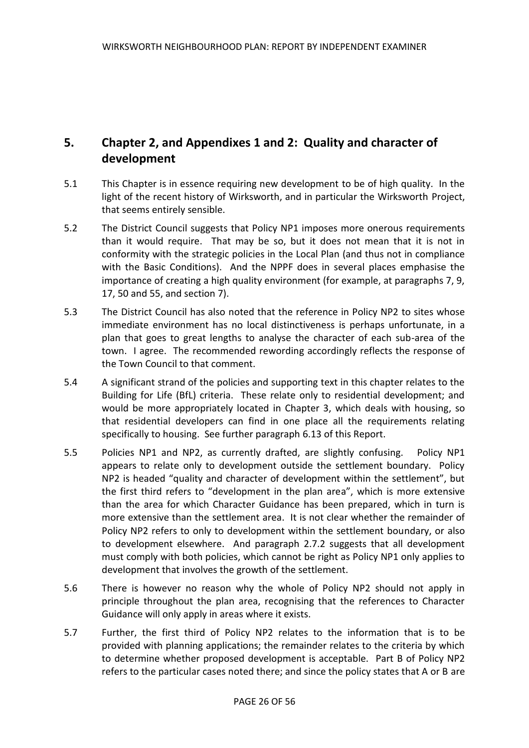## 5. Chapter 2, and Appendixes 1 and 2: Quality and character of development

5.1 This Chapter is in essence requiring new development to be of high quality. In the light of the recent history of Wirksworth, and in particular the Wirksworth Project, that seems entirely sensible.

5.2 The District Council suggests that Policy NP1 imposes more onerous requirements than it would require. That may be so, but it does not mean that it is not in conformity with the strategic policies in the Local Plan (and thus not in compliance with the Basic Conditions). And the NPPF does in several places emphasise the importance of creating a high quality environment (for example, at paragraphs 7, 9, 17, 50 and 55, and section 7).

5.3 The District Council has also noted that the reference in Policy NP2 to sites whose immediate environment has no local distinctiveness is perhaps unfortunate, in a plan that goes to great lengths to analyse the character of each sub-area of the town. I agree. The recommended rewording accordingly reflects the response of the Town Council to that comment.

5.4 A significant strand of the policies and supporting text in this chapter relates to the Building for Life (BfL) criteria. These relate only to residential development; and would be more appropriately located in Chapter 3, which deals with housing, so that residential developers can find in one place all the requirements relating specifically to housing. See further paragraph 6.13 of this Report.

5.5 Policies NP1 and NP2, as currently drafted, are slightly confusing. Policy NP1 appears to relate only to development outside the settlement boundary. Policy NP2 is headed "quality and character of development within the settlement", but the first third refers to "development in the plan area", which is more extensive than the area for which Character Guidance has been prepared, which in turn is more extensive than the settlement area. It is not clear whether the remainder of Policy NP2 refers to only to development within the settlement boundary, or also to development elsewhere. And paragraph 2.7.2 suggests that all development must comply with both policies, which cannot be right as Policy NP1 only applies to development that involves the growth of the settlement.

5.6 There is however no reason why the whole of Policy NP2 should not apply in principle throughout the plan area, recognising that the references to Character Guidance will only apply in areas where it exists.

5.7 Further, the first third of Policy NP2 relates to the information that is to be provided with planning applications; the remainder relates to the criteria by which to determine whether proposed development is acceptable. Part B of Policy NP2 refers to the particular cases noted there; and since the policy states that A or B are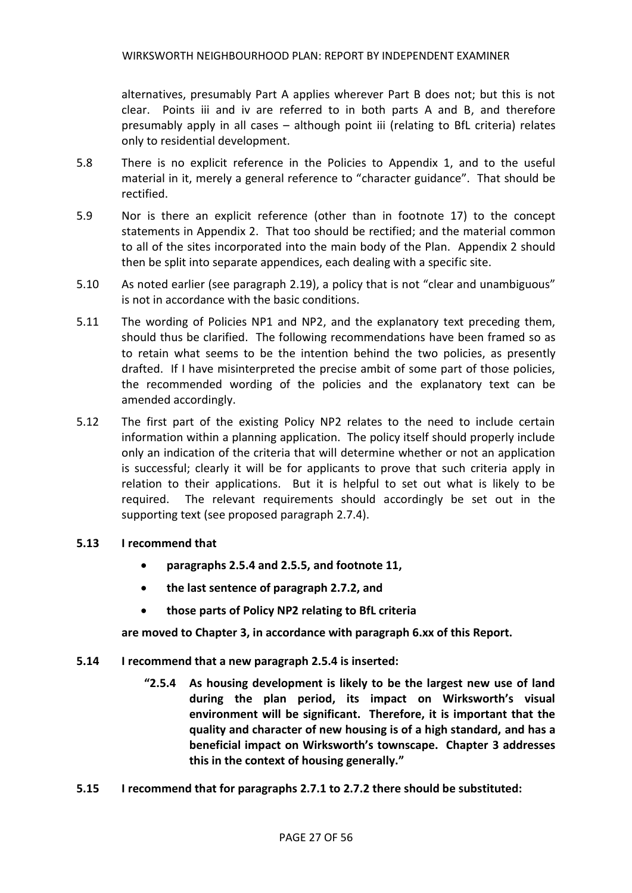alternatives, presumably Part A applies wherever Part B does not; but this is not clear. Points iii and iv are referred to in both parts A and B, and therefore presumably apply in all cases – although point iii (relating to BfL criteria) relates only to residential development.

5.8 There is no explicit reference in the Policies to Appendix 1, and to the useful material in it, merely a general reference to "character guidance". That should be rectified.

5.9 Nor is there an explicit reference (other than in footnote 17) to the concept statements in Appendix 2. That too should be rectified; and the material common to all of the sites incorporated into the main body of the Plan. Appendix 2 should then be split into separate appendices, each dealing with a specific site.

5.10 As noted earlier (see paragraph 2.19), a policy that is not "clear and unambiguous" is not in accordance with the basic conditions.

5.11 The wording of Policies NP1 and NP2, and the explanatory text preceding them, should thus be clarified. The following recommendations have been framed so as to retain what seems to be the intention behind the two policies, as presently drafted. If I have misinterpreted the precise ambit of some part of those policies, the recommended wording of the policies and the explanatory text can be amended accordingly.

5.12 The first part of the existing Policy NP2 relates to the need to include certain information within a planning application. The policy itself should properly include only an indication of the criteria that will determine whether or not an application is successful; clearly it will be for applicants to prove that such criteria apply in relation to their applications. But it is helpful to set out what is likely to be required. The relevant requirements should accordingly be set out in the supporting text (see proposed paragraph 2.7.4).

**5.13 I recommend that**

- **paragraphs 2.5.4 and 2.5.5, and footnote 11,**
- **the last sentence of paragraph 2.7.2, and**
- **those parts of Policy NP2 relating to BfL criteria**

**are moved to Chapter 3, in accordance with paragraph 6.xx of this Report.**

**5.14 I recommend that a new paragraph 2.5.4 is inserted:**

> **"2.5.4 As housing development is likely to be the largest new use of land during the plan period, its impact on Wirksworth's visual environment will be significant. Therefore, it is important that the quality and character of new housing is of a high standard, and has a beneficial impact on Wirksworth's townscape. Chapter 3 addresses this in the context of housing generally."**

**5.15 I recommend that for paragraphs 2.7.1 to 2.7.2 there should be substituted:**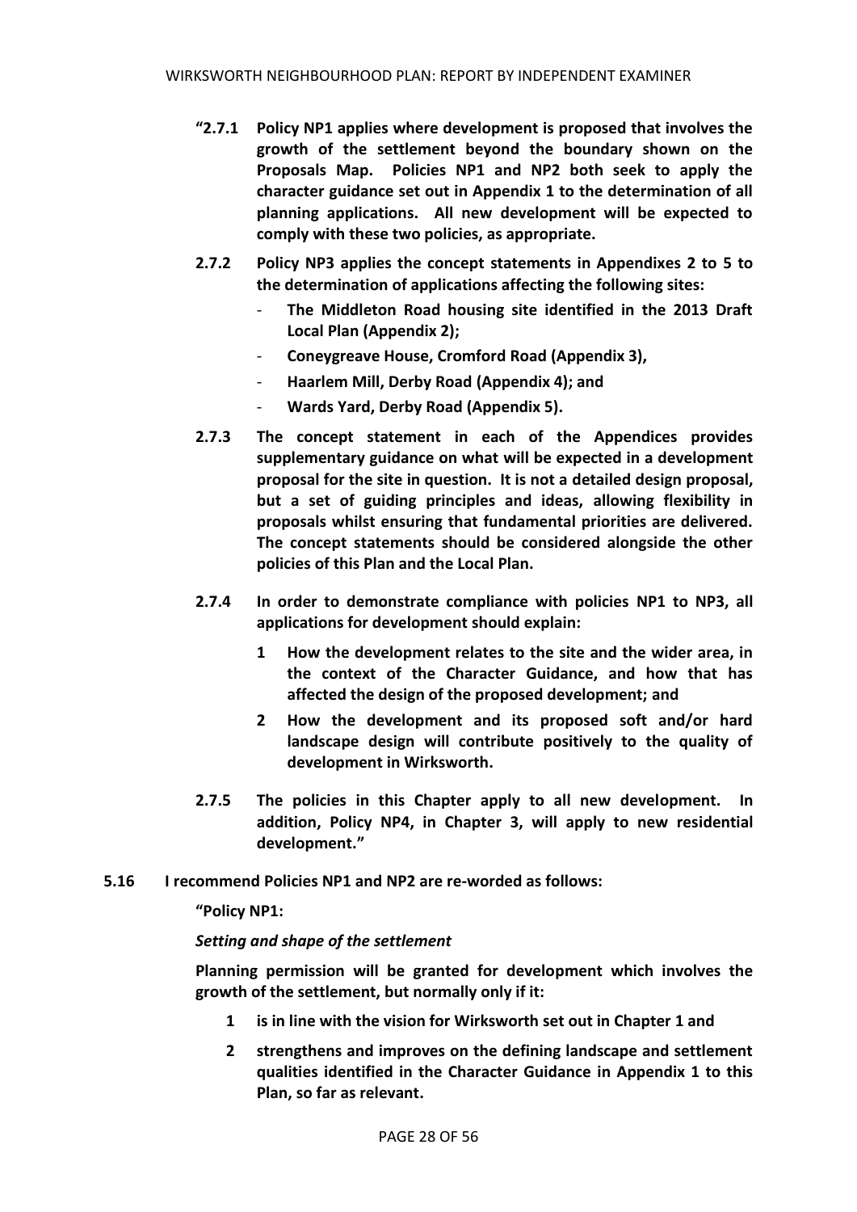**"2.7.1 Policy NP1 applies where development is proposed that involves the growth of the settlement beyond the boundary shown on the Proposals Map. Policies NP1 and NP2 both seek to apply the character guidance set out in Appendix 1 to the determination of all planning applications. All new development will be expected to comply with these two policies, as appropriate.**

**2.7.2 Policy NP3 applies the concept statements in Appendixes 2 to 5 to the determination of applications affecting the following sites:**

- **The Middleton Road housing site identified in the 2013 Draft Local Plan (Appendix 2);**
- **Coneygreave House, Cromford Road (Appendix 3),**
- **Haarlem Mill, Derby Road (Appendix 4); and**
- **Wards Yard, Derby Road (Appendix 5).**

**2.7.3 The concept statement in each of the Appendices provides supplementary guidance on what will be expected in a development proposal for the site in question. It is not a detailed design proposal, but a set of guiding principles and ideas, allowing flexibility in proposals whilst ensuring that fundamental priorities are delivered. The concept statements should be considered alongside the other policies of this Plan and the Local Plan.**

**2.7.4 In order to demonstrate compliance with policies NP1 to NP3, all applications for development should explain:**

1. **How the development relates to the site and the wider area, in the context of the Character Guidance, and how that has affected the design of the proposed development; and**
2. **How the development and its proposed soft and/or hard landscape design will contribute positively to the quality of development in Wirksworth.**

**2.7.5 The policies in this Chapter apply to all new development. In addition, Policy NP4, in Chapter 3, will apply to new residential development."**

**5.16 I recommend Policies NP1 and NP2 are re-worded as follows:**

**"Policy NP1:**

***Setting and shape of the settlement***

**Planning permission will be granted for development which involves the growth of the settlement, but normally only if it:**

1. **is in line with the vision for Wirksworth set out in Chapter 1 and**
2. **strengthens and improves on the defining landscape and settlement qualities identified in the Character Guidance in Appendix 1 to this Plan, so far as relevant.**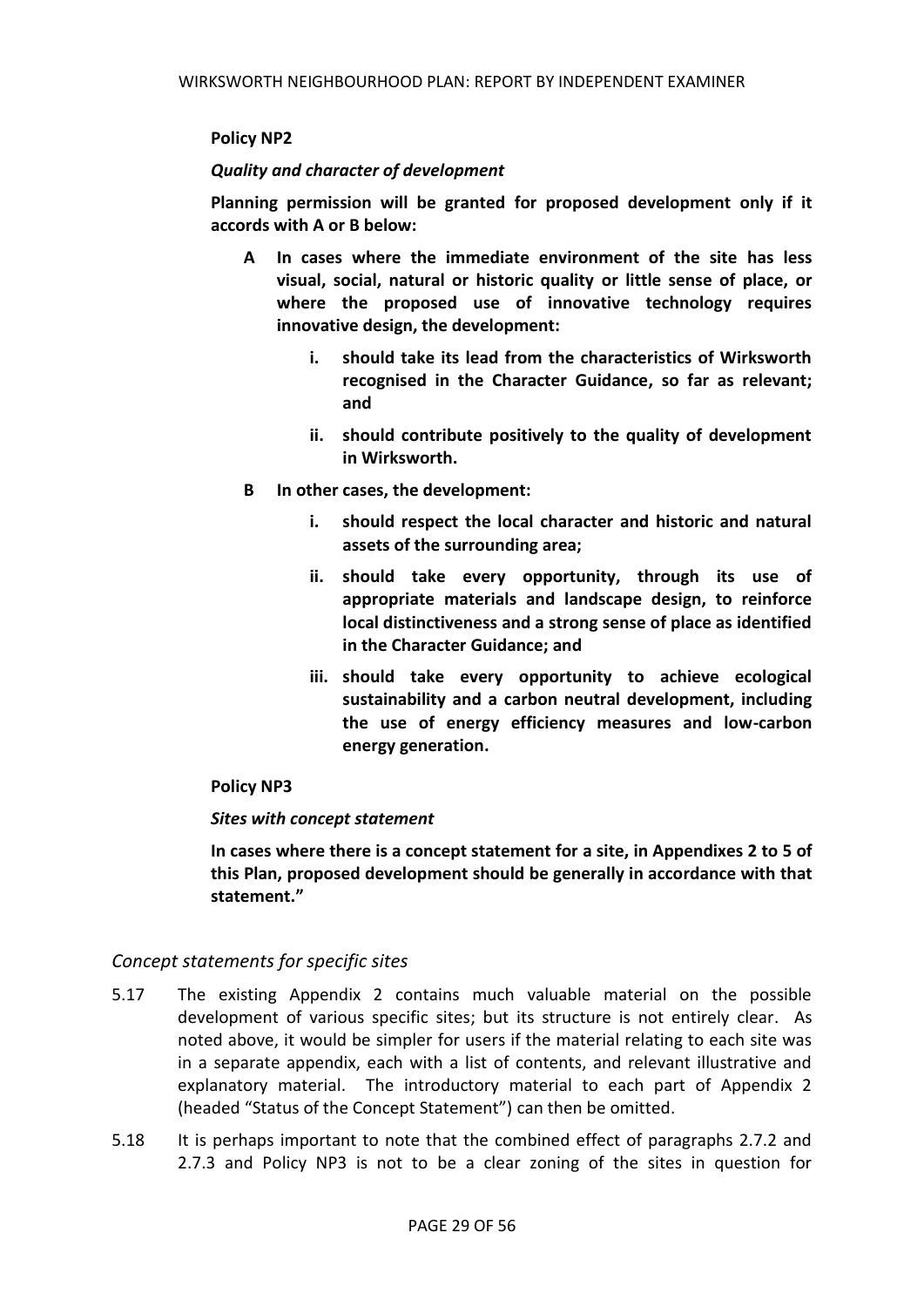**Policy NP2**

***Quality and character of development***

**Planning permission will be granted for proposed development only if it accords with A or B below:**

- **A In cases where the immediate environment of the site has less visual, social, natural or historic quality or little sense of place, or where the proposed use of innovative technology requires innovative design, the development:**
  - **i. should take its lead from the characteristics of Wirksworth recognised in the Character Guidance, so far as relevant; and**
  - **ii. should contribute positively to the quality of development in Wirksworth.**
- **B In other cases, the development:**
  - **i. should respect the local character and historic and natural assets of the surrounding area;**
  - **ii. should take every opportunity, through its use of appropriate materials and landscape design, to reinforce local distinctiveness and a strong sense of place as identified in the Character Guidance; and**
  - **iii. should take every opportunity to achieve ecological sustainability and a carbon neutral development, including the use of energy efficiency measures and low-carbon energy generation.**

**Policy NP3**

***Sites with concept statement***

**In cases where there is a concept statement for a site, in Appendixes 2 to 5 of this Plan, proposed development should be generally in accordance with that statement."**

*Concept statements for specific sites*

5.17 The existing Appendix 2 contains much valuable material on the possible development of various specific sites; but its structure is not entirely clear. As noted above, it would be simpler for users if the material relating to each site was in a separate appendix, each with a list of contents, and relevant illustrative and explanatory material. The introductory material to each part of Appendix 2 (headed "Status of the Concept Statement") can then be omitted.

5.18 It is perhaps important to note that the combined effect of paragraphs 2.7.2 and 2.7.3 and Policy NP3 is not to be a clear zoning of the sites in question for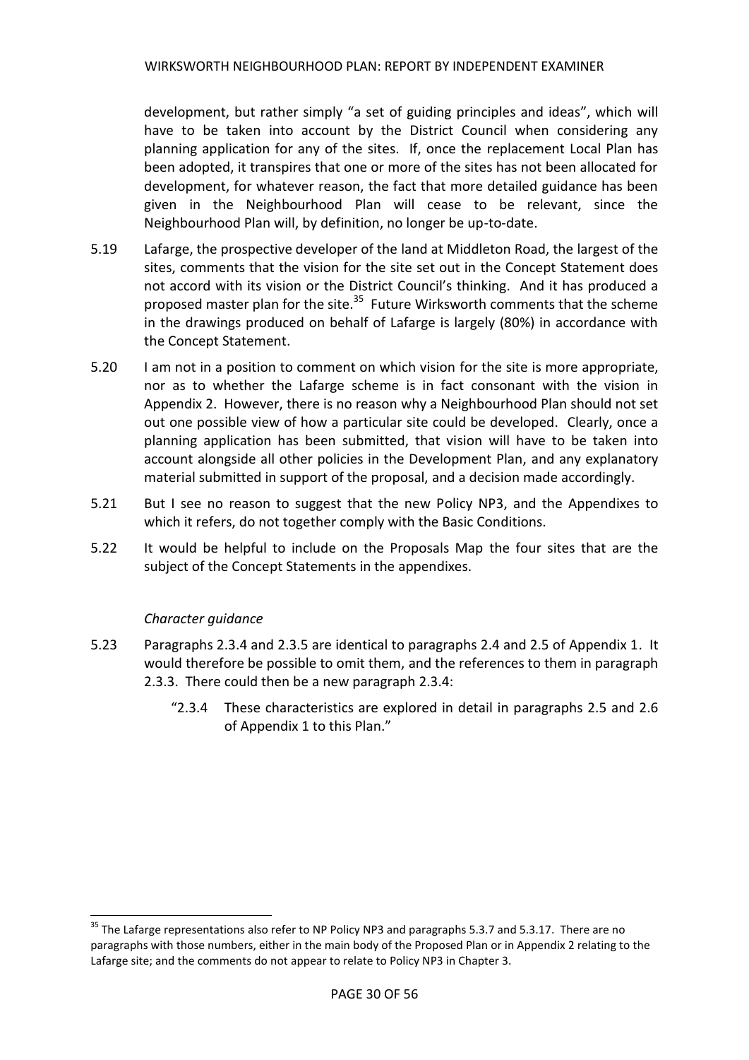development, but rather simply "a set of guiding principles and ideas", which will have to be taken into account by the District Council when considering any planning application for any of the sites. If, once the replacement Local Plan has been adopted, it transpires that one or more of the sites has not been allocated for development, for whatever reason, the fact that more detailed guidance has been given in the Neighbourhood Plan will cease to be relevant, since the Neighbourhood Plan will, by definition, no longer be up-to-date.

5.19 Lafarge, the prospective developer of the land at Middleton Road, the largest of the sites, comments that the vision for the site set out in the Concept Statement does not accord with its vision or the District Council's thinking. And it has produced a proposed master plan for the site.[35] Future Wirksworth comments that the scheme in the drawings produced on behalf of Lafarge is largely (80%) in accordance with the Concept Statement.

5.20 I am not in a position to comment on which vision for the site is more appropriate, nor as to whether the Lafarge scheme is in fact consonant with the vision in Appendix 2. However, there is no reason why a Neighbourhood Plan should not set out one possible view of how a particular site could be developed. Clearly, once a planning application has been submitted, that vision will have to be taken into account alongside all other policies in the Development Plan, and any explanatory material submitted in support of the proposal, and a decision made accordingly.

5.21 But I see no reason to suggest that the new Policy NP3, and the Appendixes to which it refers, do not together comply with the Basic Conditions.

5.22 It would be helpful to include on the Proposals Map the four sites that are the subject of the Concept Statements in the appendixes.

*Character guidance*

5.23 Paragraphs 2.3.4 and 2.3.5 are identical to paragraphs 2.4 and 2.5 of Appendix 1. It would therefore be possible to omit them, and the references to them in paragraph 2.3.3. There could then be a new paragraph 2.3.4:

> "2.3.4 These characteristics are explored in detail in paragraphs 2.5 and 2.6 of Appendix 1 to this Plan."

---

[35] The Lafarge representations also refer to NP Policy NP3 and paragraphs 5.3.7 and 5.3.17. There are no paragraphs with those numbers, either in the main body of the Proposed Plan or in Appendix 2 relating to the Lafarge site; and the comments do not appear to relate to Policy NP3 in Chapter 3.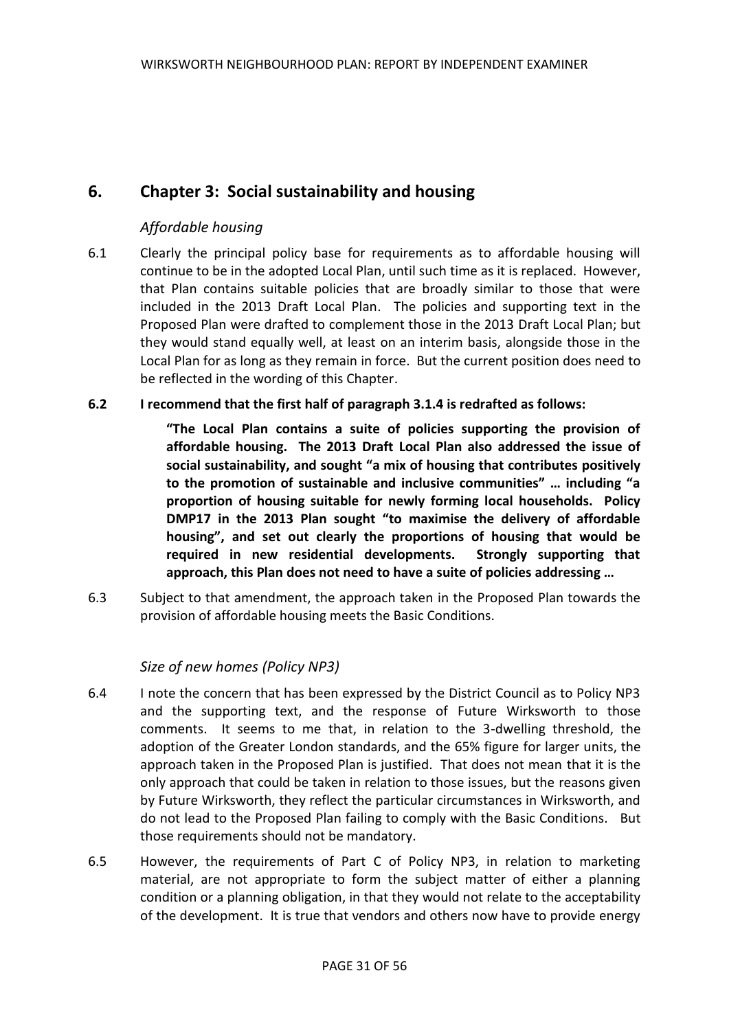## 6. Chapter 3: Social sustainability and housing

### *Affordable housing*

6.1 Clearly the principal policy base for requirements as to affordable housing will continue to be in the adopted Local Plan, until such time as it is replaced. However, that Plan contains suitable policies that are broadly similar to those that were included in the 2013 Draft Local Plan. The policies and supporting text in the Proposed Plan were drafted to complement those in the 2013 Draft Local Plan; but they would stand equally well, at least on an interim basis, alongside those in the Local Plan for as long as they remain in force. But the current position does need to be reflected in the wording of this Chapter.

**6.2 I recommend that the first half of paragraph 3.1.4 is redrafted as follows:**

> **"The Local Plan contains a suite of policies supporting the provision of affordable housing. The 2013 Draft Local Plan also addressed the issue of social sustainability, and sought "a mix of housing that contributes positively to the promotion of sustainable and inclusive communities" … including "a proportion of housing suitable for newly forming local households. Policy DMP17 in the 2013 Plan sought "to maximise the delivery of affordable housing", and set out clearly the proportions of housing that would be required in new residential developments. Strongly supporting that approach, this Plan does not need to have a suite of policies addressing …**

6.3 Subject to that amendment, the approach taken in the Proposed Plan towards the provision of affordable housing meets the Basic Conditions.

### *Size of new homes (Policy NP3)*

6.4 I note the concern that has been expressed by the District Council as to Policy NP3 and the supporting text, and the response of Future Wirksworth to those comments. It seems to me that, in relation to the 3-dwelling threshold, the adoption of the Greater London standards, and the 65% figure for larger units, the approach taken in the Proposed Plan is justified. That does not mean that it is the only approach that could be taken in relation to those issues, but the reasons given by Future Wirksworth, they reflect the particular circumstances in Wirksworth, and do not lead to the Proposed Plan failing to comply with the Basic Conditions. But those requirements should not be mandatory.

6.5 However, the requirements of Part C of Policy NP3, in relation to marketing material, are not appropriate to form the subject matter of either a planning condition or a planning obligation, in that they would not relate to the acceptability of the development. It is true that vendors and others now have to provide energy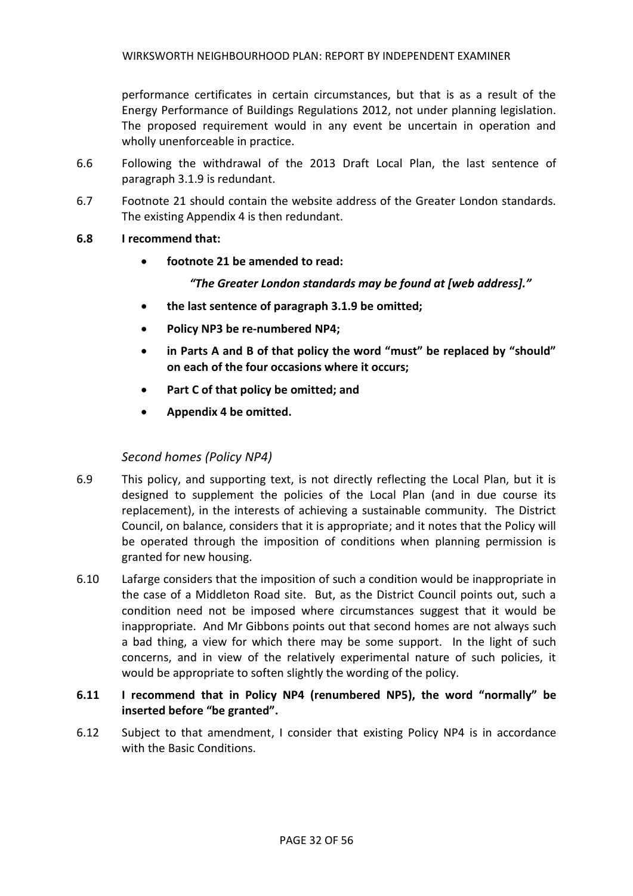performance certificates in certain circumstances, but that is as a result of the Energy Performance of Buildings Regulations 2012, not under planning legislation. The proposed requirement would in any event be uncertain in operation and wholly unenforceable in practice.

6.6 Following the withdrawal of the 2013 Draft Local Plan, the last sentence of paragraph 3.1.9 is redundant.

6.7 Footnote 21 should contain the website address of the Greater London standards. The existing Appendix 4 is then redundant.

**6.8 I recommend that:**

- **footnote 21 be amended to read:**

  ***"The Greater London standards may be found at [web address]."***

- **the last sentence of paragraph 3.1.9 be omitted;**
- **Policy NP3 be re-numbered NP4;**
- **in Parts A and B of that policy the word "must" be replaced by "should" on each of the four occasions where it occurs;**
- **Part C of that policy be omitted; and**
- **Appendix 4 be omitted.**

### *Second homes (Policy NP4)*

6.9 This policy, and supporting text, is not directly reflecting the Local Plan, but it is designed to supplement the policies of the Local Plan (and in due course its replacement), in the interests of achieving a sustainable community. The District Council, on balance, considers that it is appropriate; and it notes that the Policy will be operated through the imposition of conditions when planning permission is granted for new housing.

6.10 Lafarge considers that the imposition of such a condition would be inappropriate in the case of a Middleton Road site. But, as the District Council points out, such a condition need not be imposed where circumstances suggest that it would be inappropriate. And Mr Gibbons points out that second homes are not always such a bad thing, a view for which there may be some support. In the light of such concerns, and in view of the relatively experimental nature of such policies, it would be appropriate to soften slightly the wording of the policy.

**6.11 I recommend that in Policy NP4 (renumbered NP5), the word "normally" be inserted before "be granted".**

6.12 Subject to that amendment, I consider that existing Policy NP4 is in accordance with the Basic Conditions.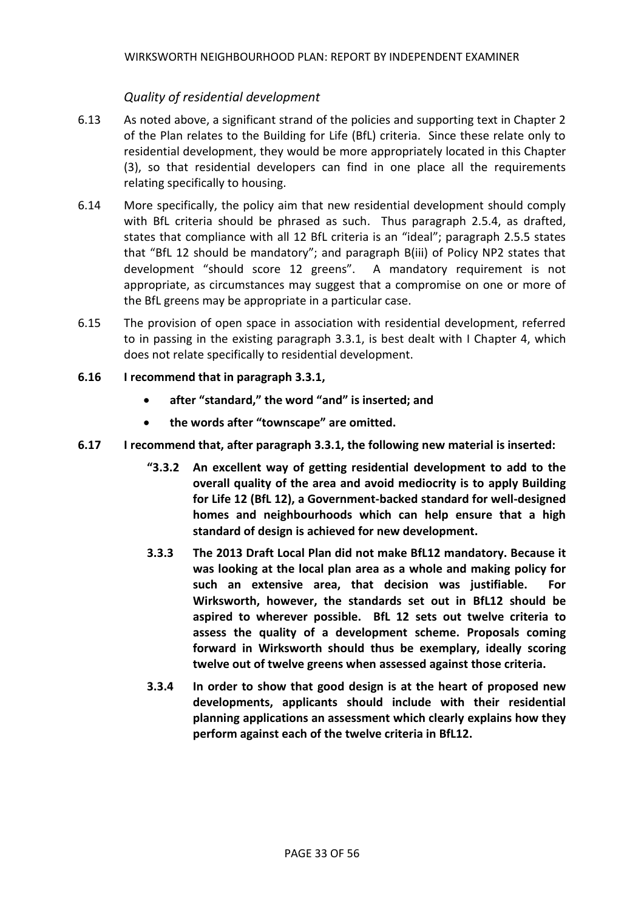### *Quality of residential development*

6.13 As noted above, a significant strand of the policies and supporting text in Chapter 2 of the Plan relates to the Building for Life (BfL) criteria. Since these relate only to residential development, they would be more appropriately located in this Chapter (3), so that residential developers can find in one place all the requirements relating specifically to housing.

6.14 More specifically, the policy aim that new residential development should comply with BfL criteria should be phrased as such. Thus paragraph 2.5.4, as drafted, states that compliance with all 12 BfL criteria is an "ideal"; paragraph 2.5.5 states that "BfL 12 should be mandatory"; and paragraph B(iii) of Policy NP2 states that development "should score 12 greens". A mandatory requirement is not appropriate, as circumstances may suggest that a compromise on one or more of the BfL greens may be appropriate in a particular case.

6.15 The provision of open space in association with residential development, referred to in passing in the existing paragraph 3.3.1, is best dealt with I Chapter 4, which does not relate specifically to residential development.

**6.16 I recommend that in paragraph 3.3.1,**

- **after "standard," the word "and" is inserted; and**
- **the words after "townscape" are omitted.**

**6.17 I recommend that, after paragraph 3.3.1, the following new material is inserted:**

> **"3.3.2 An excellent way of getting residential development to add to the overall quality of the area and avoid mediocrity is to apply Building for Life 12 (BfL 12), a Government-backed standard for well-designed homes and neighbourhoods which can help ensure that a high standard of design is achieved for new development.**
>
> **3.3.3 The 2013 Draft Local Plan did not make BfL12 mandatory. Because it was looking at the local plan area as a whole and making policy for such an extensive area, that decision was justifiable. For Wirksworth, however, the standards set out in BfL12 should be aspired to wherever possible. BfL 12 sets out twelve criteria to assess the quality of a development scheme. Proposals coming forward in Wirksworth should thus be exemplary, ideally scoring twelve out of twelve greens when assessed against those criteria.**
>
> **3.3.4 In order to show that good design is at the heart of proposed new developments, applicants should include with their residential planning applications an assessment which clearly explains how they perform against each of the twelve criteria in BfL12.**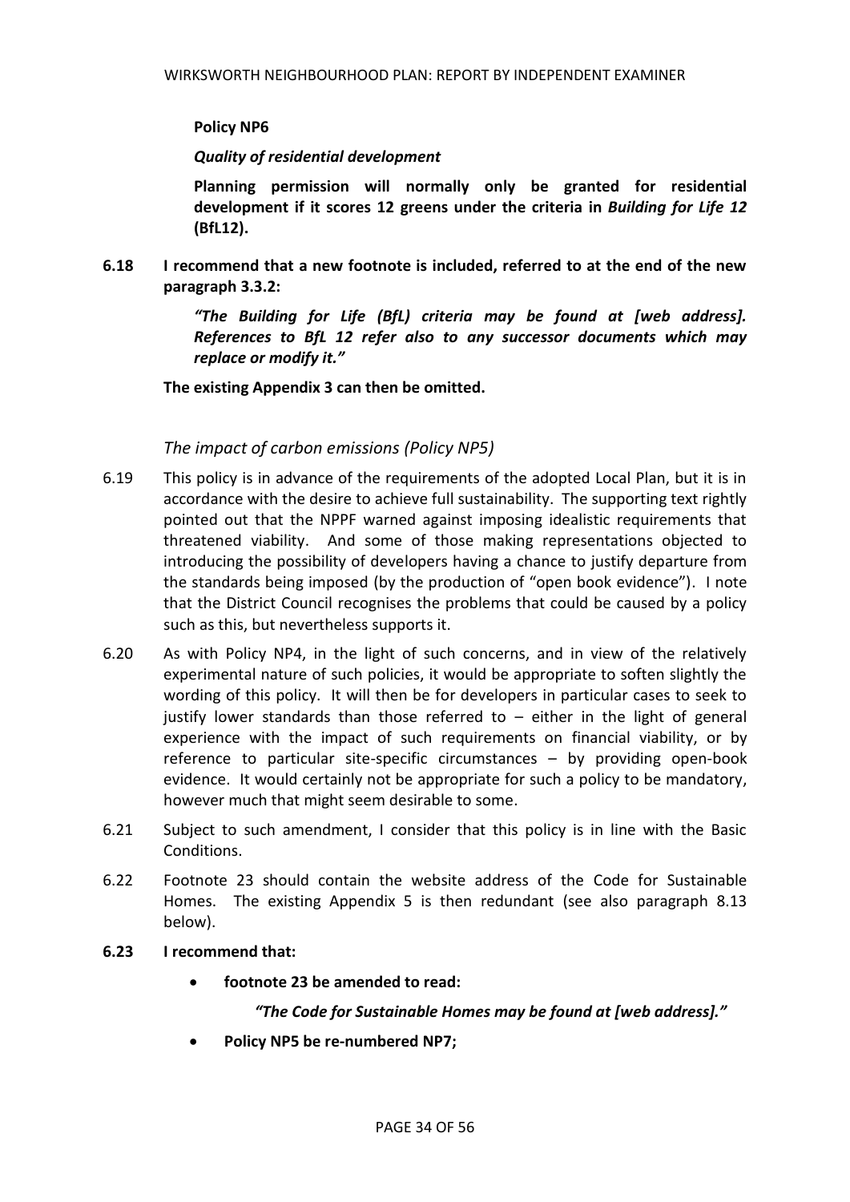**Policy NP6**

***Quality of residential development***

**Planning permission will normally only be granted for residential development if it scores 12 greens under the criteria in *Building for Life 12* (BfL12).**

**6.18 I recommend that a new footnote is included, referred to at the end of the new paragraph 3.3.2:**

> ***"The Building for Life (BfL) criteria may be found at [web address]. References to BfL 12 refer also to any successor documents which may replace or modify it."***

**The existing Appendix 3 can then be omitted.**

### *The impact of carbon emissions (Policy NP5)*

6.19 This policy is in advance of the requirements of the adopted Local Plan, but it is in accordance with the desire to achieve full sustainability. The supporting text rightly pointed out that the NPPF warned against imposing idealistic requirements that threatened viability. And some of those making representations objected to introducing the possibility of developers having a chance to justify departure from the standards being imposed (by the production of "open book evidence"). I note that the District Council recognises the problems that could be caused by a policy such as this, but nevertheless supports it.

6.20 As with Policy NP4, in the light of such concerns, and in view of the relatively experimental nature of such policies, it would be appropriate to soften slightly the wording of this policy. It will then be for developers in particular cases to seek to justify lower standards than those referred to – either in the light of general experience with the impact of such requirements on financial viability, or by reference to particular site-specific circumstances – by providing open-book evidence. It would certainly not be appropriate for such a policy to be mandatory, however much that might seem desirable to some.

6.21 Subject to such amendment, I consider that this policy is in line with the Basic Conditions.

6.22 Footnote 23 should contain the website address of the Code for Sustainable Homes. The existing Appendix 5 is then redundant (see also paragraph 8.13 below).

**6.23 I recommend that:**

- **footnote 23 be amended to read:**

  ***"The Code for Sustainable Homes may be found at [web address]."***

- **Policy NP5 be re-numbered NP7;**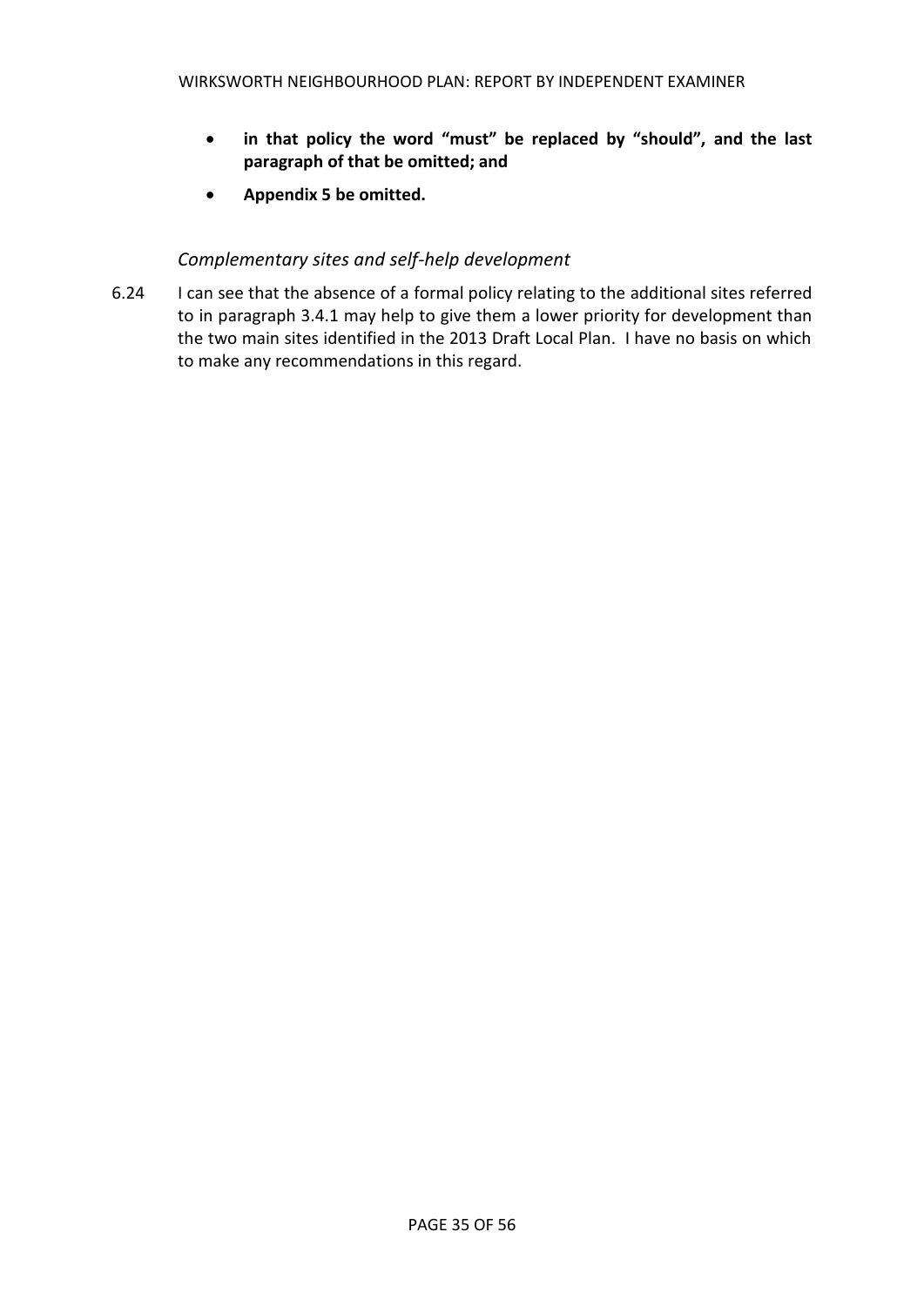- **in that policy the word "must" be replaced by "should", and the last paragraph of that be omitted; and**
- **Appendix 5 be omitted.**

*Complementary sites and self-help development*

6.24 I can see that the absence of a formal policy relating to the additional sites referred to in paragraph 3.4.1 may help to give them a lower priority for development than the two main sites identified in the 2013 Draft Local Plan. I have no basis on which to make any recommendations in this regard.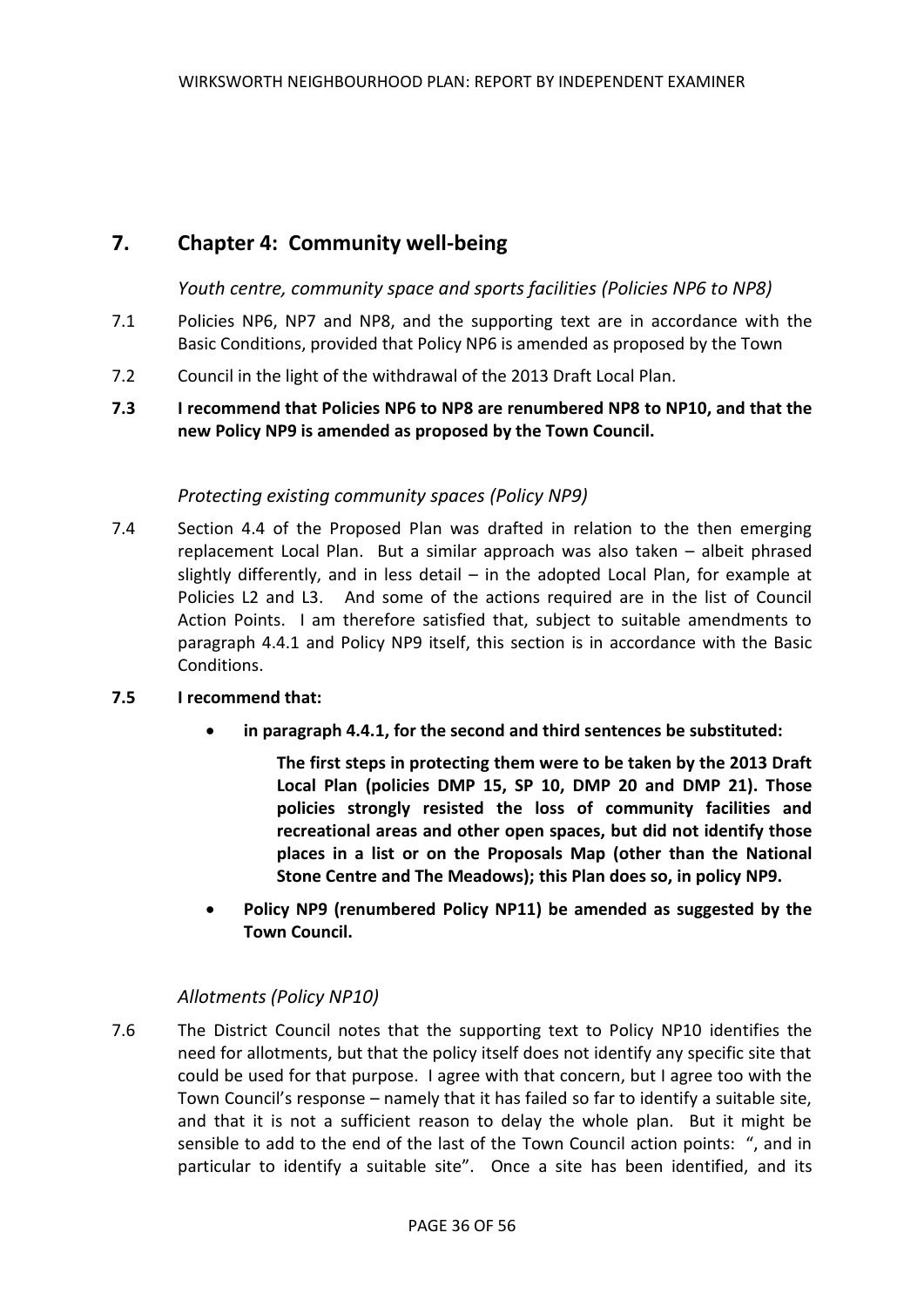## 7. Chapter 4: Community well-being

*Youth centre, community space and sports facilities (Policies NP6 to NP8)*

7.1 Policies NP6, NP7 and NP8, and the supporting text are in accordance with the Basic Conditions, provided that Policy NP6 is amended as proposed by the Town

7.2 Council in the light of the withdrawal of the 2013 Draft Local Plan.

**7.3 I recommend that Policies NP6 to NP8 are renumbered NP8 to NP10, and that the new Policy NP9 is amended as proposed by the Town Council.**

*Protecting existing community spaces (Policy NP9)*

7.4 Section 4.4 of the Proposed Plan was drafted in relation to the then emerging replacement Local Plan. But a similar approach was also taken – albeit phrased slightly differently, and in less detail – in the adopted Local Plan, for example at Policies L2 and L3. And some of the actions required are in the list of Council Action Points. I am therefore satisfied that, subject to suitable amendments to paragraph 4.4.1 and Policy NP9 itself, this section is in accordance with the Basic Conditions.

**7.5 I recommend that:**

- **in paragraph 4.4.1, for the second and third sentences be substituted:**

  **The first steps in protecting them were to be taken by the 2013 Draft Local Plan (policies DMP 15, SP 10, DMP 20 and DMP 21). Those policies strongly resisted the loss of community facilities and recreational areas and other open spaces, but did not identify those places in a list or on the Proposals Map (other than the National Stone Centre and The Meadows); this Plan does so, in policy NP9.**

- **Policy NP9 (renumbered Policy NP11) be amended as suggested by the Town Council.**

*Allotments (Policy NP10)*

7.6 The District Council notes that the supporting text to Policy NP10 identifies the need for allotments, but that the policy itself does not identify any specific site that could be used for that purpose. I agree with that concern, but I agree too with the Town Council's response – namely that it has failed so far to identify a suitable site, and that it is not a sufficient reason to delay the whole plan. But it might be sensible to add to the end of the last of the Town Council action points: ", and in particular to identify a suitable site". Once a site has been identified, and its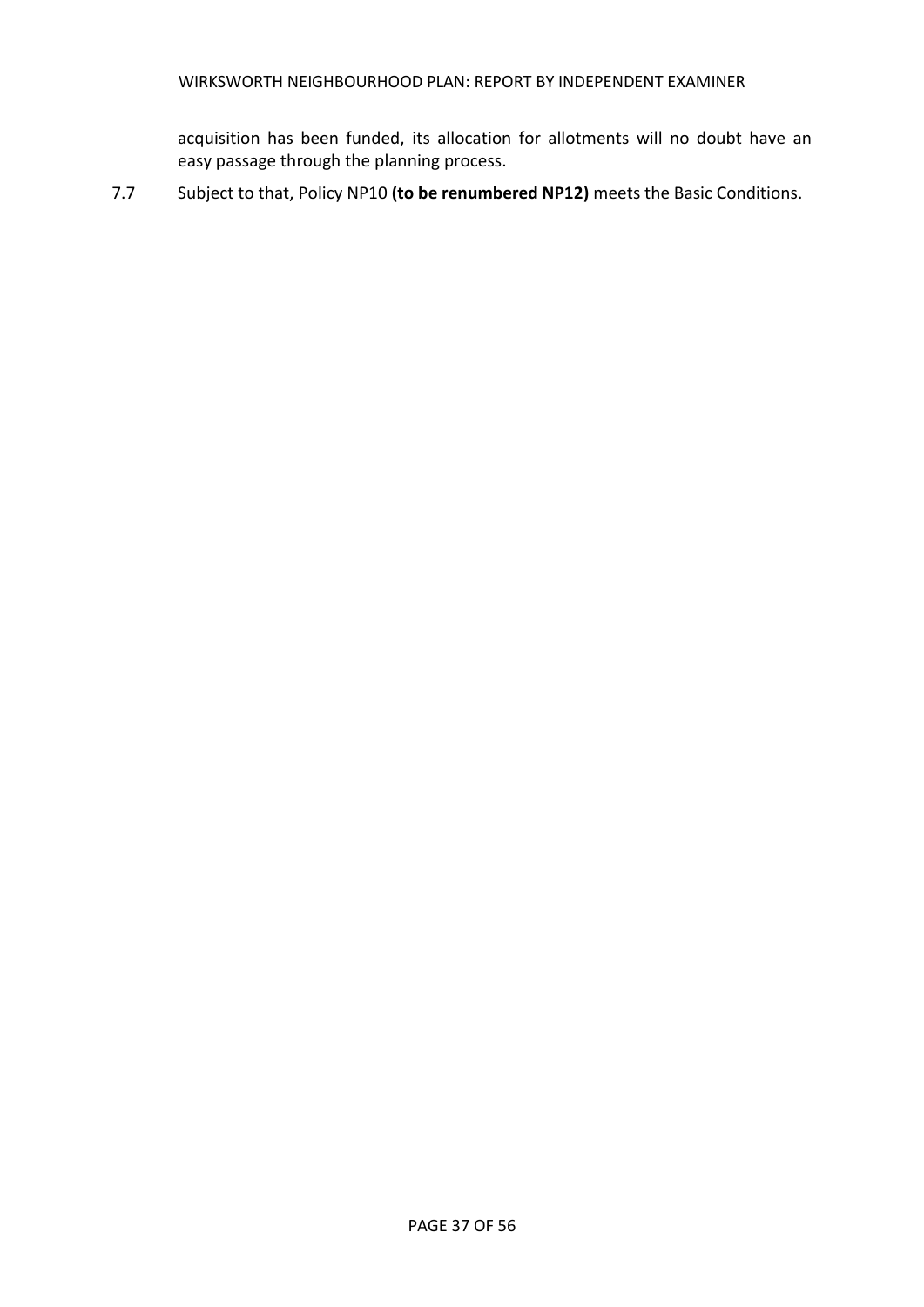acquisition has been funded, its allocation for allotments will no doubt have an easy passage through the planning process.

7.7 Subject to that, Policy NP10 **(to be renumbered NP12)** meets the Basic Conditions.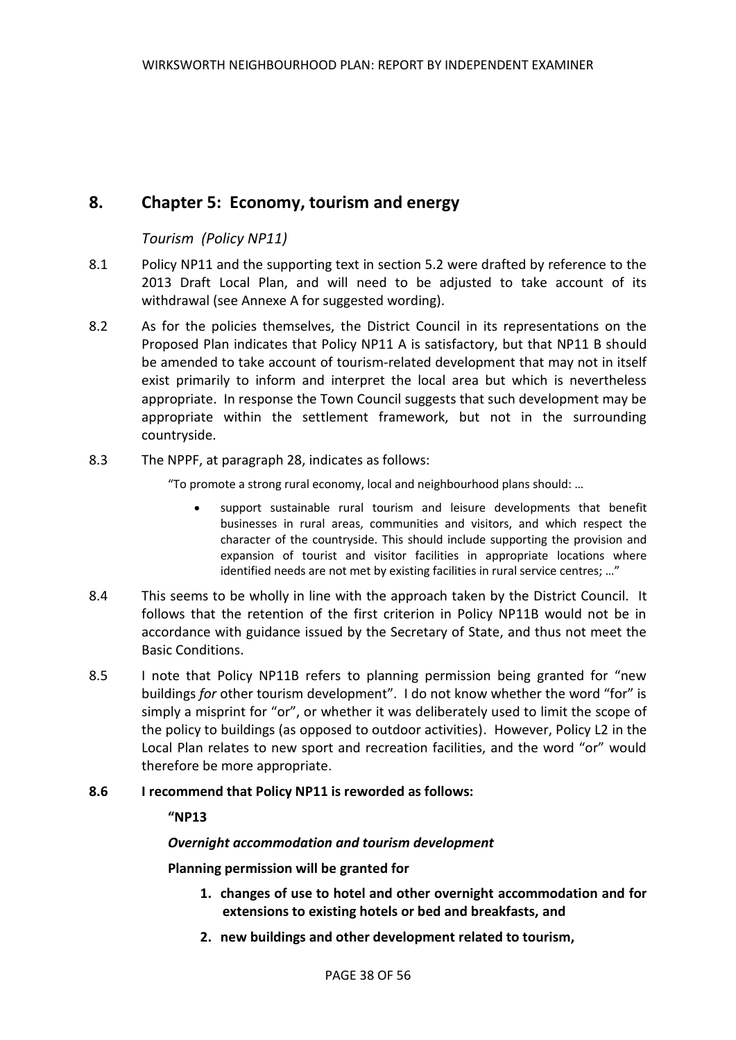## 8. Chapter 5: Economy, tourism and energy

*Tourism (Policy NP11)*

8.1 Policy NP11 and the supporting text in section 5.2 were drafted by reference to the 2013 Draft Local Plan, and will need to be adjusted to take account of its withdrawal (see Annexe A for suggested wording).

8.2 As for the policies themselves, the District Council in its representations on the Proposed Plan indicates that Policy NP11 A is satisfactory, but that NP11 B should be amended to take account of tourism-related development that may not in itself exist primarily to inform and interpret the local area but which is nevertheless appropriate. In response the Town Council suggests that such development may be appropriate within the settlement framework, but not in the surrounding countryside.

8.3 The NPPF, at paragraph 28, indicates as follows:

> "To promote a strong rural economy, local and neighbourhood plans should: …
>
> - support sustainable rural tourism and leisure developments that benefit businesses in rural areas, communities and visitors, and which respect the character of the countryside. This should include supporting the provision and expansion of tourist and visitor facilities in appropriate locations where identified needs are not met by existing facilities in rural service centres; …"

8.4 This seems to be wholly in line with the approach taken by the District Council. It follows that the retention of the first criterion in Policy NP11B would not be in accordance with guidance issued by the Secretary of State, and thus not meet the Basic Conditions.

8.5 I note that Policy NP11B refers to planning permission being granted for "new buildings *for* other tourism development". I do not know whether the word "for" is simply a misprint for "or", or whether it was deliberately used to limit the scope of the policy to buildings (as opposed to outdoor activities). However, Policy L2 in the Local Plan relates to new sport and recreation facilities, and the word "or" would therefore be more appropriate.

**8.6 I recommend that Policy NP11 is reworded as follows:**

**"NP13**

***Overnight accommodation and tourism development***

**Planning permission will be granted for**

1. **changes of use to hotel and other overnight accommodation and for extensions to existing hotels or bed and breakfasts, and**
2. **new buildings and other development related to tourism,**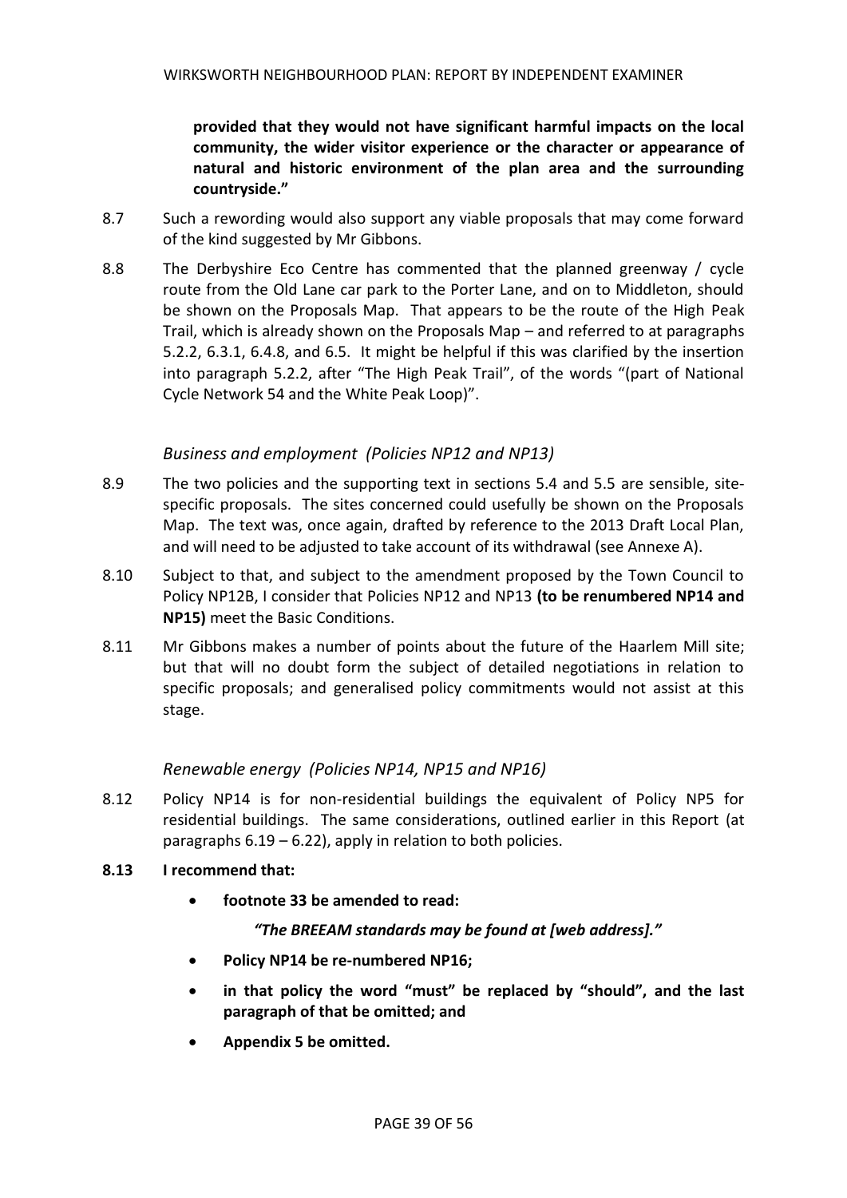**provided that they would not have significant harmful impacts on the local community, the wider visitor experience or the character or appearance of natural and historic environment of the plan area and the surrounding countryside."**

8.7 Such a rewording would also support any viable proposals that may come forward of the kind suggested by Mr Gibbons.

8.8 The Derbyshire Eco Centre has commented that the planned greenway / cycle route from the Old Lane car park to the Porter Lane, and on to Middleton, should be shown on the Proposals Map. That appears to be the route of the High Peak Trail, which is already shown on the Proposals Map – and referred to at paragraphs 5.2.2, 6.3.1, 6.4.8, and 6.5. It might be helpful if this was clarified by the insertion into paragraph 5.2.2, after "The High Peak Trail", of the words "(part of National Cycle Network 54 and the White Peak Loop)".

### *Business and employment (Policies NP12 and NP13)*

8.9 The two policies and the supporting text in sections 5.4 and 5.5 are sensible, site-specific proposals. The sites concerned could usefully be shown on the Proposals Map. The text was, once again, drafted by reference to the 2013 Draft Local Plan, and will need to be adjusted to take account of its withdrawal (see Annexe A).

8.10 Subject to that, and subject to the amendment proposed by the Town Council to Policy NP12B, I consider that Policies NP12 and NP13 **(to be renumbered NP14 and NP15)** meet the Basic Conditions.

8.11 Mr Gibbons makes a number of points about the future of the Haarlem Mill site; but that will no doubt form the subject of detailed negotiations in relation to specific proposals; and generalised policy commitments would not assist at this stage.

### *Renewable energy (Policies NP14, NP15 and NP16)*

8.12 Policy NP14 is for non-residential buildings the equivalent of Policy NP5 for residential buildings. The same considerations, outlined earlier in this Report (at paragraphs 6.19 – 6.22), apply in relation to both policies.

**8.13 I recommend that:**

- **footnote 33 be amended to read:**

  ***"The BREEAM standards may be found at [web address]."***

- **Policy NP14 be re-numbered NP16;**
- **in that policy the word "must" be replaced by "should", and the last paragraph of that be omitted; and**
- **Appendix 5 be omitted.**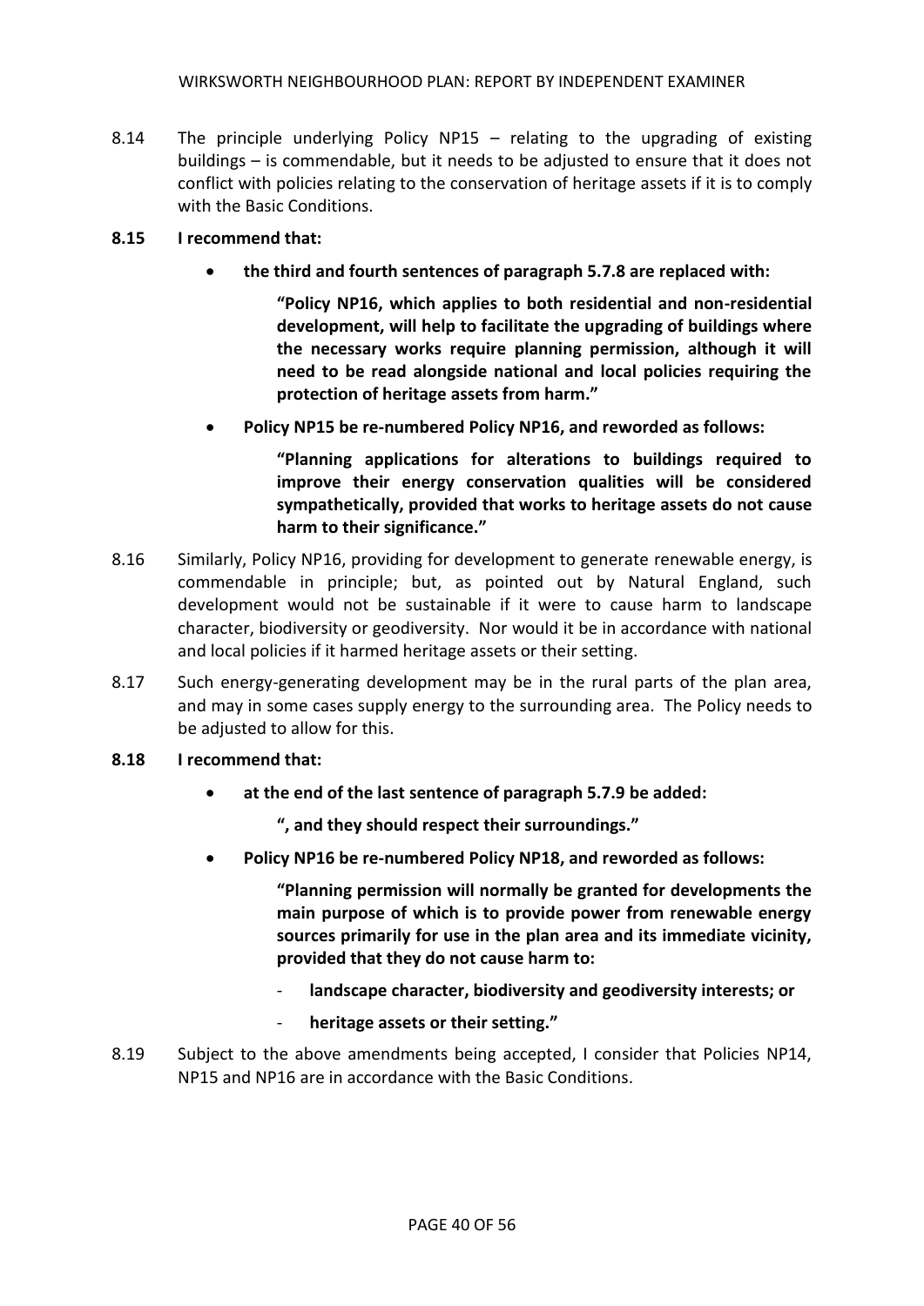8.14 The principle underlying Policy NP15 – relating to the upgrading of existing buildings – is commendable, but it needs to be adjusted to ensure that it does not conflict with policies relating to the conservation of heritage assets if it is to comply with the Basic Conditions.

**8.15 I recommend that:**

- **the third and fourth sentences of paragraph 5.7.8 are replaced with:**

  **"Policy NP16, which applies to both residential and non-residential development, will help to facilitate the upgrading of buildings where the necessary works require planning permission, although it will need to be read alongside national and local policies requiring the protection of heritage assets from harm."**

- **Policy NP15 be re-numbered Policy NP16, and reworded as follows:**

  **"Planning applications for alterations to buildings required to improve their energy conservation qualities will be considered sympathetically, provided that works to heritage assets do not cause harm to their significance."**

8.16 Similarly, Policy NP16, providing for development to generate renewable energy, is commendable in principle; but, as pointed out by Natural England, such development would not be sustainable if it were to cause harm to landscape character, biodiversity or geodiversity. Nor would it be in accordance with national and local policies if it harmed heritage assets or their setting.

8.17 Such energy-generating development may be in the rural parts of the plan area, and may in some cases supply energy to the surrounding area. The Policy needs to be adjusted to allow for this.

**8.18 I recommend that:**

- **at the end of the last sentence of paragraph 5.7.9 be added:**

  **", and they should respect their surroundings."**

- **Policy NP16 be re-numbered Policy NP18, and reworded as follows:**

  **"Planning permission will normally be granted for developments the main purpose of which is to provide power from renewable energy sources primarily for use in the plan area and its immediate vicinity, provided that they do not cause harm to:**

  - **landscape character, biodiversity and geodiversity interests; or**
  - **heritage assets or their setting."**

8.19 Subject to the above amendments being accepted, I consider that Policies NP14, NP15 and NP16 are in accordance with the Basic Conditions.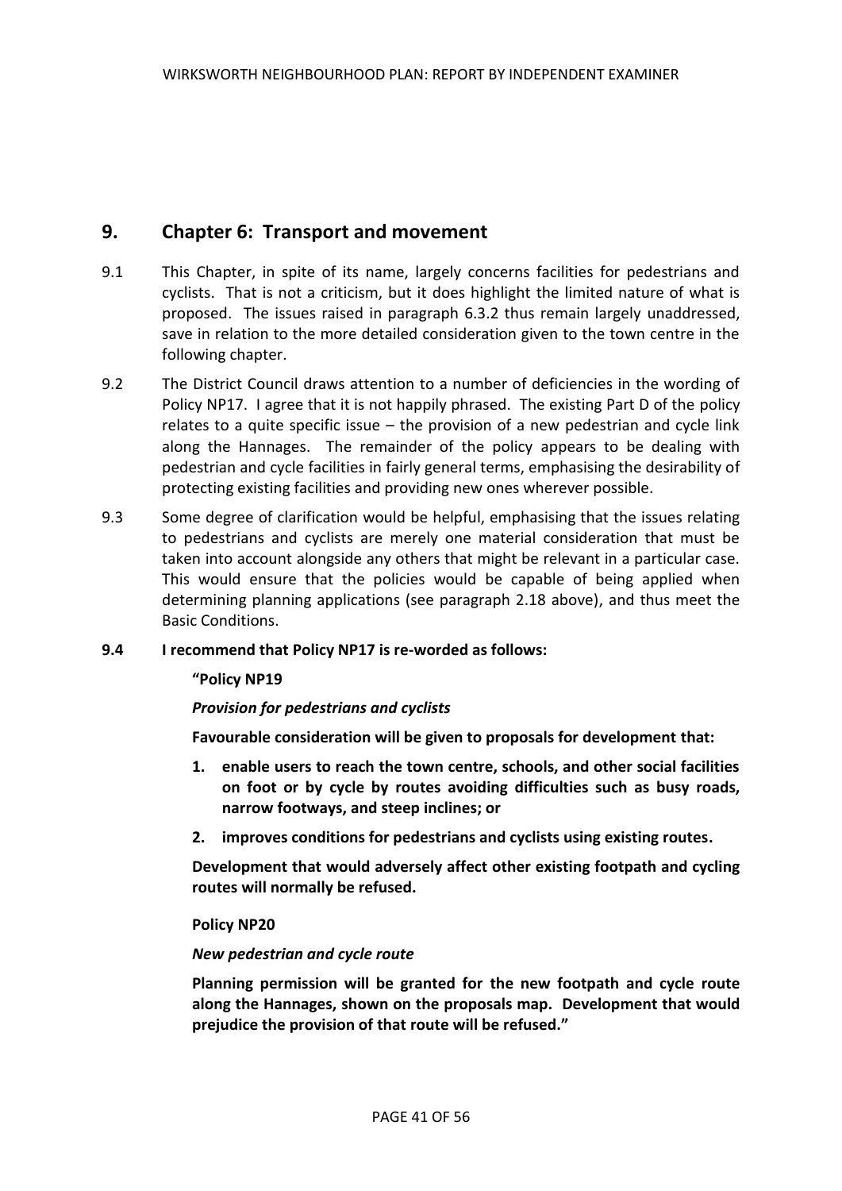## 9. Chapter 6: Transport and movement

9.1 This Chapter, in spite of its name, largely concerns facilities for pedestrians and cyclists. That is not a criticism, but it does highlight the limited nature of what is proposed. The issues raised in paragraph 6.3.2 thus remain largely unaddressed, save in relation to the more detailed consideration given to the town centre in the following chapter.

9.2 The District Council draws attention to a number of deficiencies in the wording of Policy NP17. I agree that it is not happily phrased. The existing Part D of the policy relates to a quite specific issue – the provision of a new pedestrian and cycle link along the Hannages. The remainder of the policy appears to be dealing with pedestrian and cycle facilities in fairly general terms, emphasising the desirability of protecting existing facilities and providing new ones wherever possible.

9.3 Some degree of clarification would be helpful, emphasising that the issues relating to pedestrians and cyclists are merely one material consideration that must be taken into account alongside any others that might be relevant in a particular case. This would ensure that the policies would be capable of being applied when determining planning applications (see paragraph 2.18 above), and thus meet the Basic Conditions.

**9.4 I recommend that Policy NP17 is re-worded as follows:**

**"Policy NP19**

***Provision for pedestrians and cyclists***

**Favourable consideration will be given to proposals for development that:**

1. **enable users to reach the town centre, schools, and other social facilities on foot or by cycle by routes avoiding difficulties such as busy roads, narrow footways, and steep inclines; or**
2. **improves conditions for pedestrians and cyclists using existing routes.**

**Development that would adversely affect other existing footpath and cycling routes will normally be refused.**

**Policy NP20**

***New pedestrian and cycle route***

**Planning permission will be granted for the new footpath and cycle route along the Hannages, shown on the proposals map. Development that would prejudice the provision of that route will be refused."**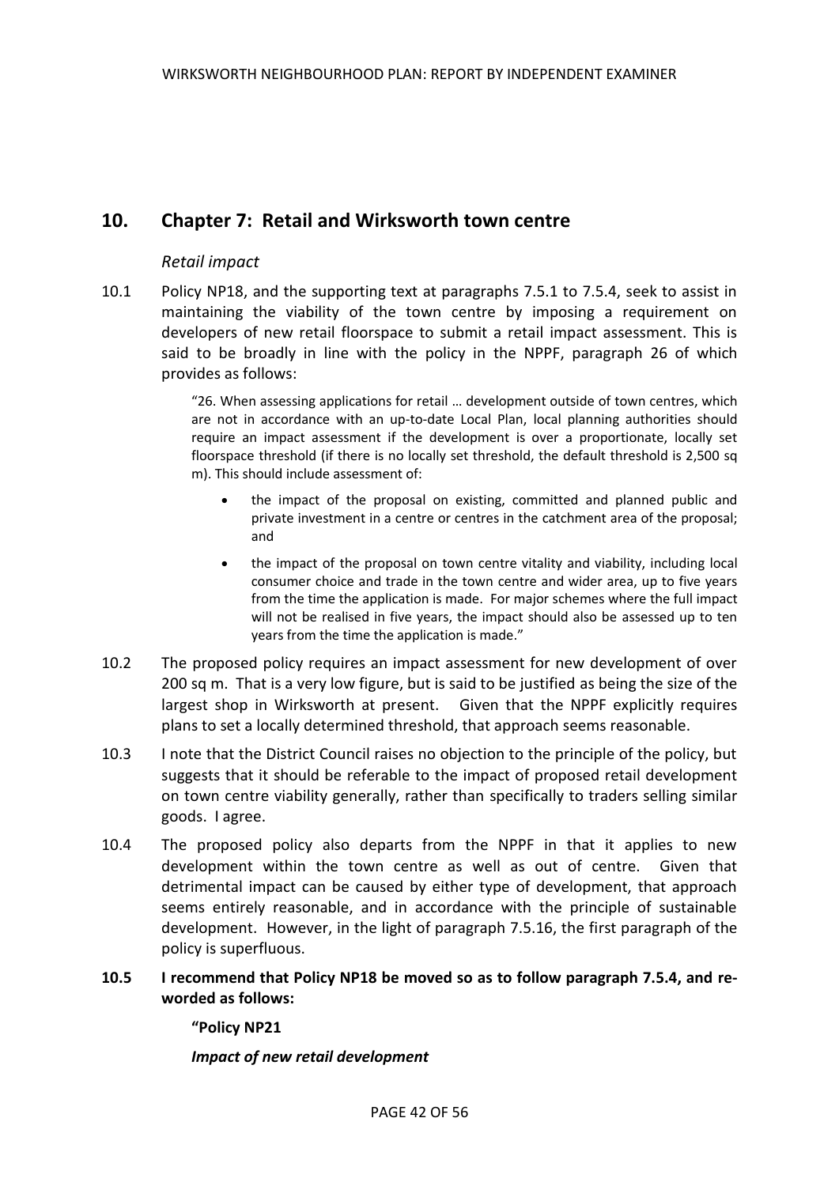## 10. Chapter 7: Retail and Wirksworth town centre

### *Retail impact*

10.1 Policy NP18, and the supporting text at paragraphs 7.5.1 to 7.5.4, seek to assist in maintaining the viability of the town centre by imposing a requirement on developers of new retail floorspace to submit a retail impact assessment. This is said to be broadly in line with the policy in the NPPF, paragraph 26 of which provides as follows:

> "26. When assessing applications for retail … development outside of town centres, which are not in accordance with an up-to-date Local Plan, local planning authorities should require an impact assessment if the development is over a proportionate, locally set floorspace threshold (if there is no locally set threshold, the default threshold is 2,500 sq m). This should include assessment of:
>
> - the impact of the proposal on existing, committed and planned public and private investment in a centre or centres in the catchment area of the proposal; and
> - the impact of the proposal on town centre vitality and viability, including local consumer choice and trade in the town centre and wider area, up to five years from the time the application is made. For major schemes where the full impact will not be realised in five years, the impact should also be assessed up to ten years from the time the application is made."

10.2 The proposed policy requires an impact assessment for new development of over 200 sq m. That is a very low figure, but is said to be justified as being the size of the largest shop in Wirksworth at present. Given that the NPPF explicitly requires plans to set a locally determined threshold, that approach seems reasonable.

10.3 I note that the District Council raises no objection to the principle of the policy, but suggests that it should be referable to the impact of proposed retail development on town centre viability generally, rather than specifically to traders selling similar goods. I agree.

10.4 The proposed policy also departs from the NPPF in that it applies to new development within the town centre as well as out of centre. Given that detrimental impact can be caused by either type of development, that approach seems entirely reasonable, and in accordance with the principle of sustainable development. However, in the light of paragraph 7.5.16, the first paragraph of the policy is superfluous.

**10.5 I recommend that Policy NP18 be moved so as to follow paragraph 7.5.4, and re-worded as follows:**

> **"Policy NP21**
>
> ***Impact of new retail development***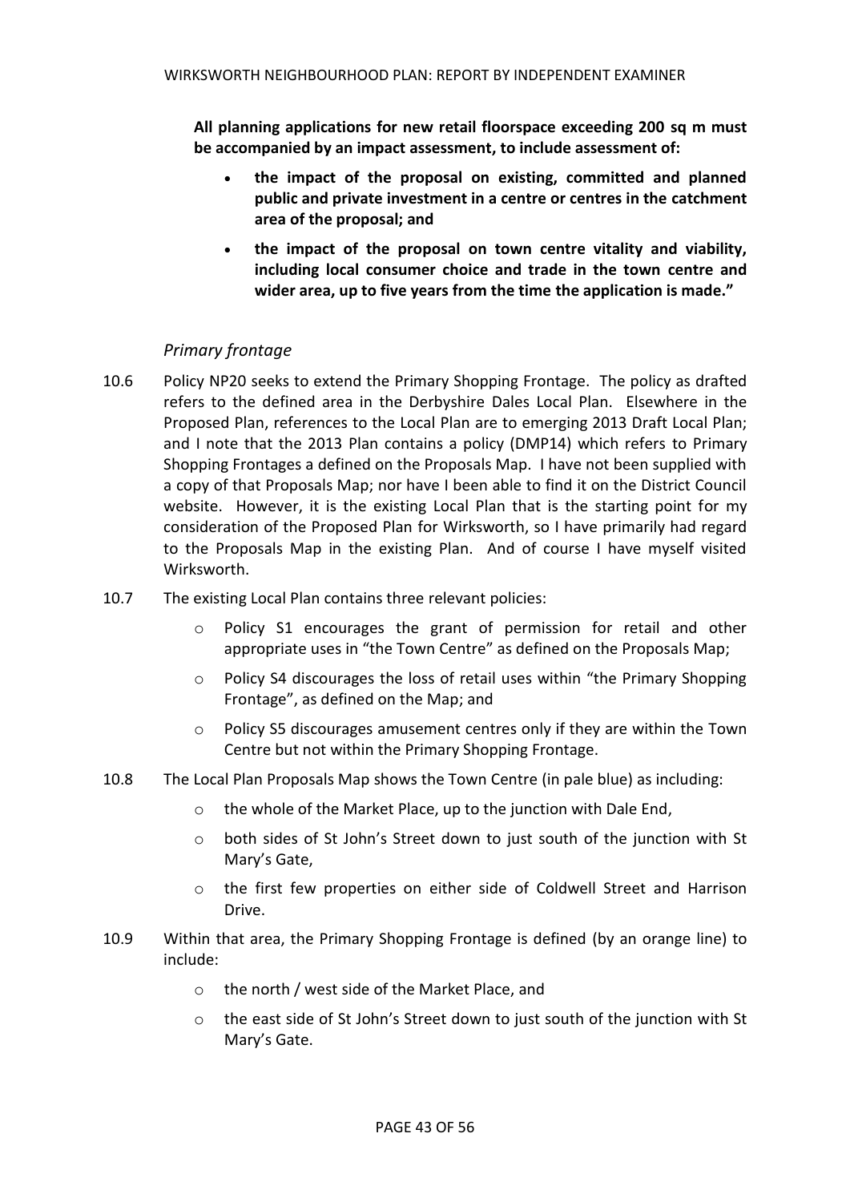**All planning applications for new retail floorspace exceeding 200 sq m must be accompanied by an impact assessment, to include assessment of:**

- **the impact of the proposal on existing, committed and planned public and private investment in a centre or centres in the catchment area of the proposal; and**
- **the impact of the proposal on town centre vitality and viability, including local consumer choice and trade in the town centre and wider area, up to five years from the time the application is made."**

### *Primary frontage*

10.6 Policy NP20 seeks to extend the Primary Shopping Frontage. The policy as drafted refers to the defined area in the Derbyshire Dales Local Plan. Elsewhere in the Proposed Plan, references to the Local Plan are to emerging 2013 Draft Local Plan; and I note that the 2013 Plan contains a policy (DMP14) which refers to Primary Shopping Frontages a defined on the Proposals Map. I have not been supplied with a copy of that Proposals Map; nor have I been able to find it on the District Council website. However, it is the existing Local Plan that is the starting point for my consideration of the Proposed Plan for Wirksworth, so I have primarily had regard to the Proposals Map in the existing Plan. And of course I have myself visited Wirksworth.

10.7 The existing Local Plan contains three relevant policies:

- Policy S1 encourages the grant of permission for retail and other appropriate uses in "the Town Centre" as defined on the Proposals Map;
- Policy S4 discourages the loss of retail uses within "the Primary Shopping Frontage", as defined on the Map; and
- Policy S5 discourages amusement centres only if they are within the Town Centre but not within the Primary Shopping Frontage.

10.8 The Local Plan Proposals Map shows the Town Centre (in pale blue) as including:

- the whole of the Market Place, up to the junction with Dale End,
- both sides of St John's Street down to just south of the junction with St Mary's Gate,
- the first few properties on either side of Coldwell Street and Harrison Drive.

10.9 Within that area, the Primary Shopping Frontage is defined (by an orange line) to include:

- the north / west side of the Market Place, and
- the east side of St John's Street down to just south of the junction with St Mary's Gate.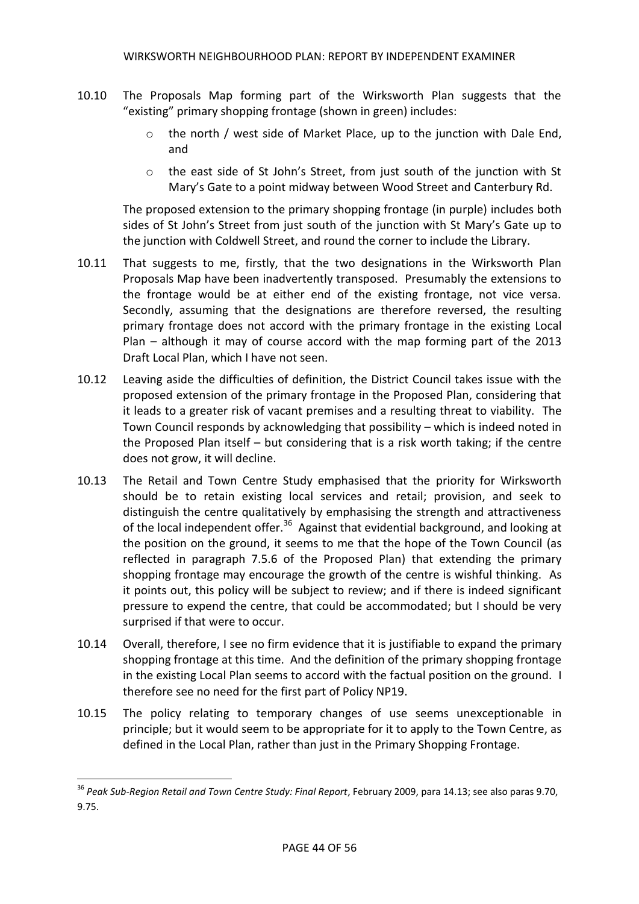10.10 The Proposals Map forming part of the Wirksworth Plan suggests that the "existing" primary shopping frontage (shown in green) includes:

- the north / west side of Market Place, up to the junction with Dale End, and
- the east side of St John's Street, from just south of the junction with St Mary's Gate to a point midway between Wood Street and Canterbury Rd.

The proposed extension to the primary shopping frontage (in purple) includes both sides of St John's Street from just south of the junction with St Mary's Gate up to the junction with Coldwell Street, and round the corner to include the Library.

10.11 That suggests to me, firstly, that the two designations in the Wirksworth Plan Proposals Map have been inadvertently transposed. Presumably the extensions to the frontage would be at either end of the existing frontage, not vice versa. Secondly, assuming that the designations are therefore reversed, the resulting primary frontage does not accord with the primary frontage in the existing Local Plan – although it may of course accord with the map forming part of the 2013 Draft Local Plan, which I have not seen.

10.12 Leaving aside the difficulties of definition, the District Council takes issue with the proposed extension of the primary frontage in the Proposed Plan, considering that it leads to a greater risk of vacant premises and a resulting threat to viability. The Town Council responds by acknowledging that possibility – which is indeed noted in the Proposed Plan itself – but considering that is a risk worth taking; if the centre does not grow, it will decline.

10.13 The Retail and Town Centre Study emphasised that the priority for Wirksworth should be to retain existing local services and retail; provision, and seek to distinguish the centre qualitatively by emphasising the strength and attractiveness of the local independent offer.[36] Against that evidential background, and looking at the position on the ground, it seems to me that the hope of the Town Council (as reflected in paragraph 7.5.6 of the Proposed Plan) that extending the primary shopping frontage may encourage the growth of the centre is wishful thinking. As it points out, this policy will be subject to review; and if there is indeed significant pressure to expend the centre, that could be accommodated; but I should be very surprised if that were to occur.

10.14 Overall, therefore, I see no firm evidence that it is justifiable to expand the primary shopping frontage at this time. And the definition of the primary shopping frontage in the existing Local Plan seems to accord with the factual position on the ground. I therefore see no need for the first part of Policy NP19.

10.15 The policy relating to temporary changes of use seems unexceptionable in principle; but it would seem to be appropriate for it to apply to the Town Centre, as defined in the Local Plan, rather than just in the Primary Shopping Frontage.

---

[36] *Peak Sub-Region Retail and Town Centre Study: Final Report*, February 2009, para 14.13; see also paras 9.70, 9.75.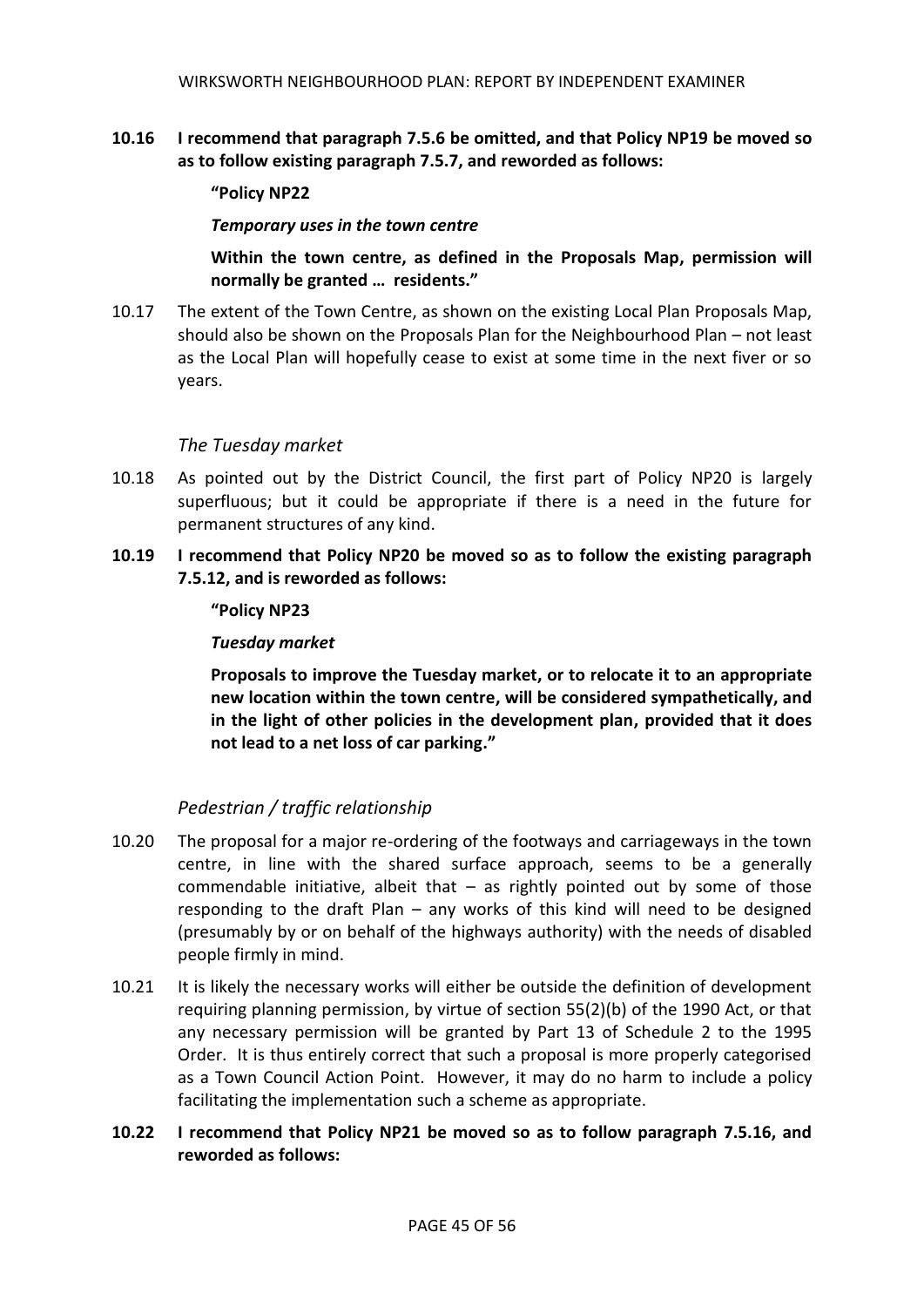**10.16 I recommend that paragraph 7.5.6 be omitted, and that Policy NP19 be moved so as to follow existing paragraph 7.5.7, and reworded as follows:**

> **"Policy NP22**
>
> ***Temporary uses in the town centre***
>
> **Within the town centre, as defined in the Proposals Map, permission will normally be granted … residents."**

10.17 The extent of the Town Centre, as shown on the existing Local Plan Proposals Map, should also be shown on the Proposals Plan for the Neighbourhood Plan – not least as the Local Plan will hopefully cease to exist at some time in the next fiver or so years.

### *The Tuesday market*

10.18 As pointed out by the District Council, the first part of Policy NP20 is largely superfluous; but it could be appropriate if there is a need in the future for permanent structures of any kind.

**10.19 I recommend that Policy NP20 be moved so as to follow the existing paragraph 7.5.12, and is reworded as follows:**

> **"Policy NP23**
>
> ***Tuesday market***
>
> **Proposals to improve the Tuesday market, or to relocate it to an appropriate new location within the town centre, will be considered sympathetically, and in the light of other policies in the development plan, provided that it does not lead to a net loss of car parking."**

### *Pedestrian / traffic relationship*

10.20 The proposal for a major re-ordering of the footways and carriageways in the town centre, in line with the shared surface approach, seems to be a generally commendable initiative, albeit that – as rightly pointed out by some of those responding to the draft Plan – any works of this kind will need to be designed (presumably by or on behalf of the highways authority) with the needs of disabled people firmly in mind.

10.21 It is likely the necessary works will either be outside the definition of development requiring planning permission, by virtue of section 55(2)(b) of the 1990 Act, or that any necessary permission will be granted by Part 13 of Schedule 2 to the 1995 Order. It is thus entirely correct that such a proposal is more properly categorised as a Town Council Action Point. However, it may do no harm to include a policy facilitating the implementation such a scheme as appropriate.

**10.22 I recommend that Policy NP21 be moved so as to follow paragraph 7.5.16, and reworded as follows:**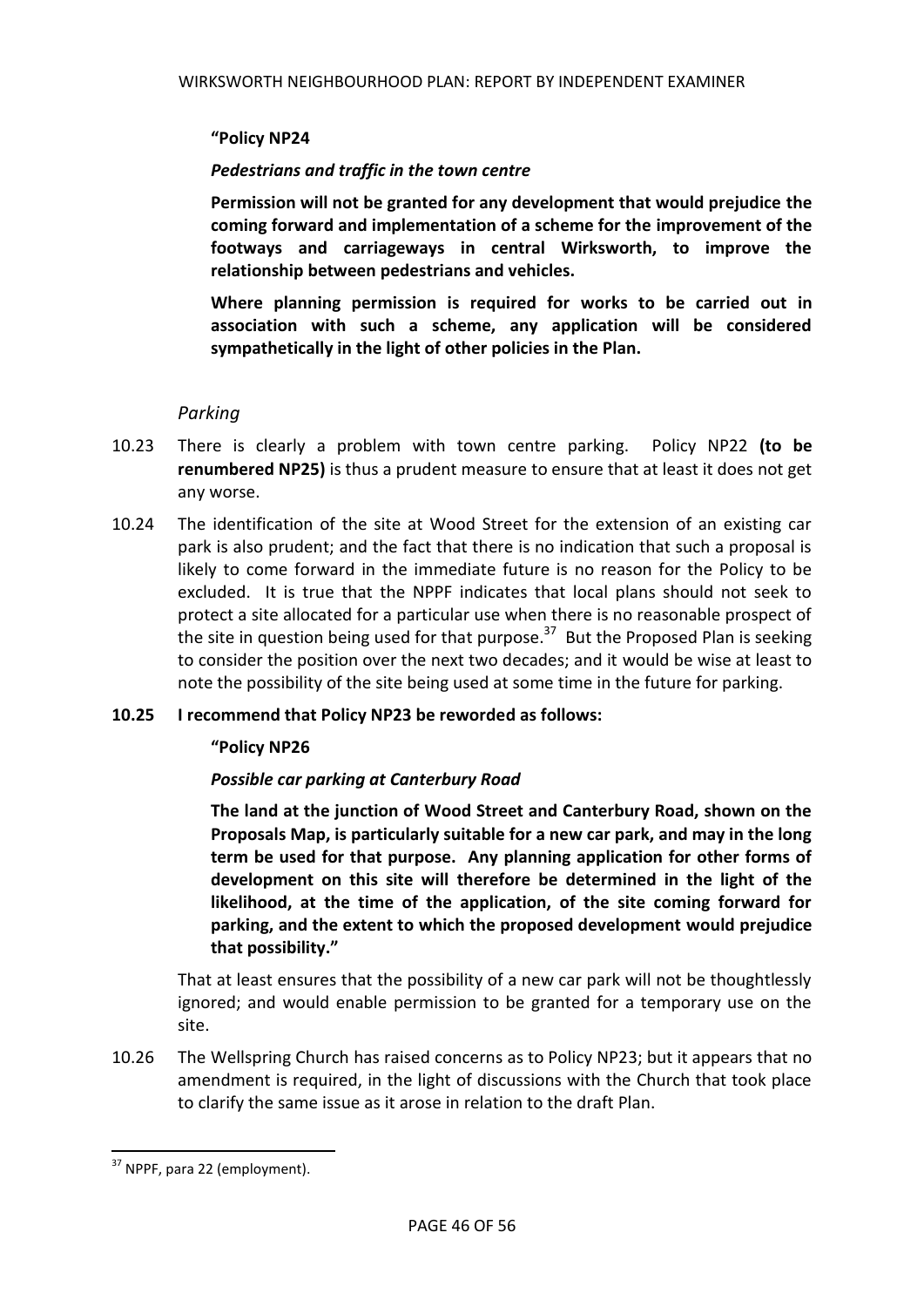**"Policy NP24**

***Pedestrians and traffic in the town centre***

**Permission will not be granted for any development that would prejudice the coming forward and implementation of a scheme for the improvement of the footways and carriageways in central Wirksworth, to improve the relationship between pedestrians and vehicles.**

**Where planning permission is required for works to be carried out in association with such a scheme, any application will be considered sympathetically in the light of other policies in the Plan.**

### *Parking*

10.23 There is clearly a problem with town centre parking. Policy NP22 **(to be renumbered NP25)** is thus a prudent measure to ensure that at least it does not get any worse.

10.24 The identification of the site at Wood Street for the extension of an existing car park is also prudent; and the fact that there is no indication that such a proposal is likely to come forward in the immediate future is no reason for the Policy to be excluded. It is true that the NPPF indicates that local plans should not seek to protect a site allocated for a particular use when there is no reasonable prospect of the site in question being used for that purpose.[37] But the Proposed Plan is seeking to consider the position over the next two decades; and it would be wise at least to note the possibility of the site being used at some time in the future for parking.

**10.25 I recommend that Policy NP23 be reworded as follows:**

**"Policy NP26**

***Possible car parking at Canterbury Road***

**The land at the junction of Wood Street and Canterbury Road, shown on the Proposals Map, is particularly suitable for a new car park, and may in the long term be used for that purpose. Any planning application for other forms of development on this site will therefore be determined in the light of the likelihood, at the time of the application, of the site coming forward for parking, and the extent to which the proposed development would prejudice that possibility."**

That at least ensures that the possibility of a new car park will not be thoughtlessly ignored; and would enable permission to be granted for a temporary use on the site.

10.26 The Wellspring Church has raised concerns as to Policy NP23; but it appears that no amendment is required, in the light of discussions with the Church that took place to clarify the same issue as it arose in relation to the draft Plan.

---

[37] NPPF, para 22 (employment).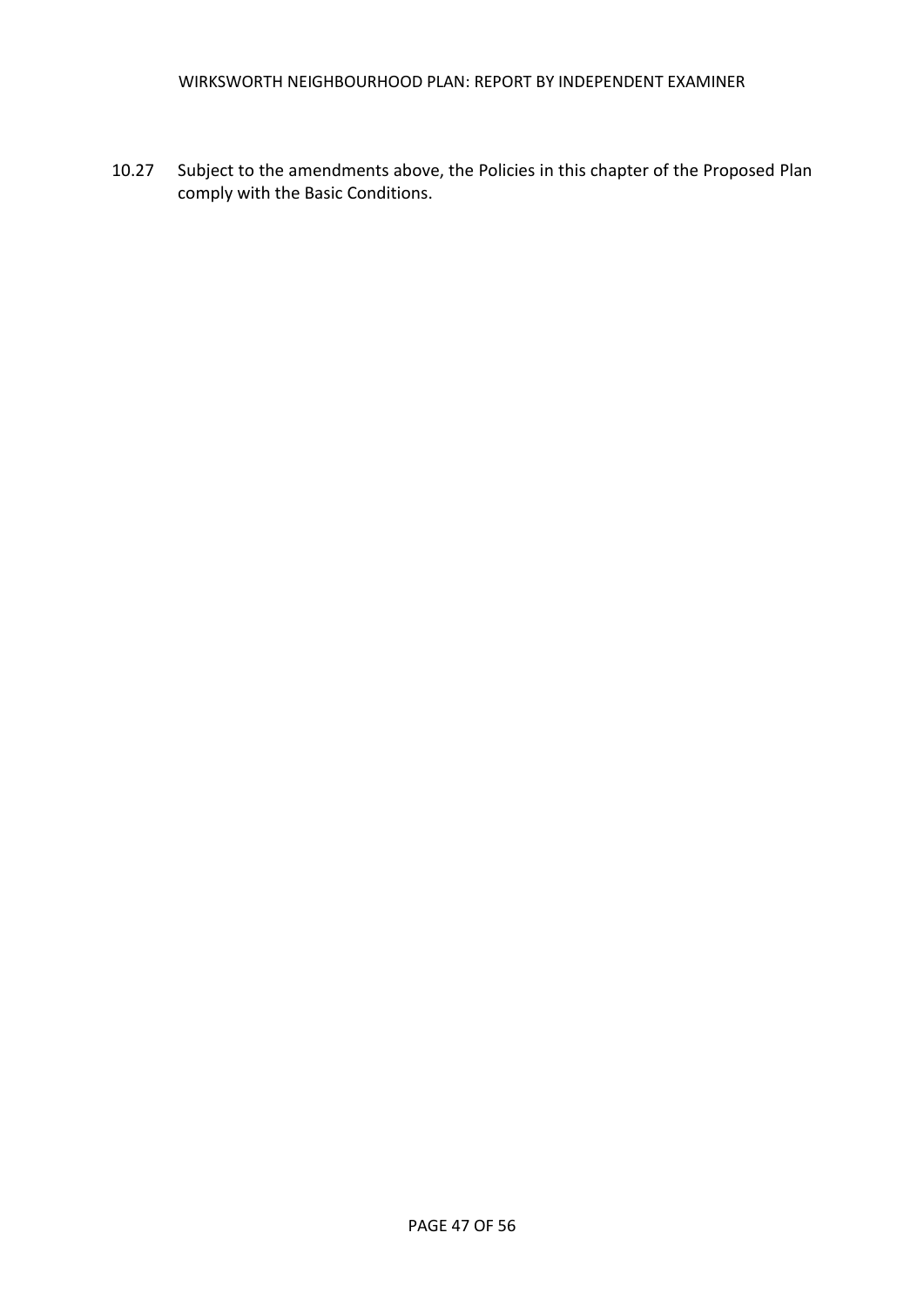10.27 Subject to the amendments above, the Policies in this chapter of the Proposed Plan comply with the Basic Conditions.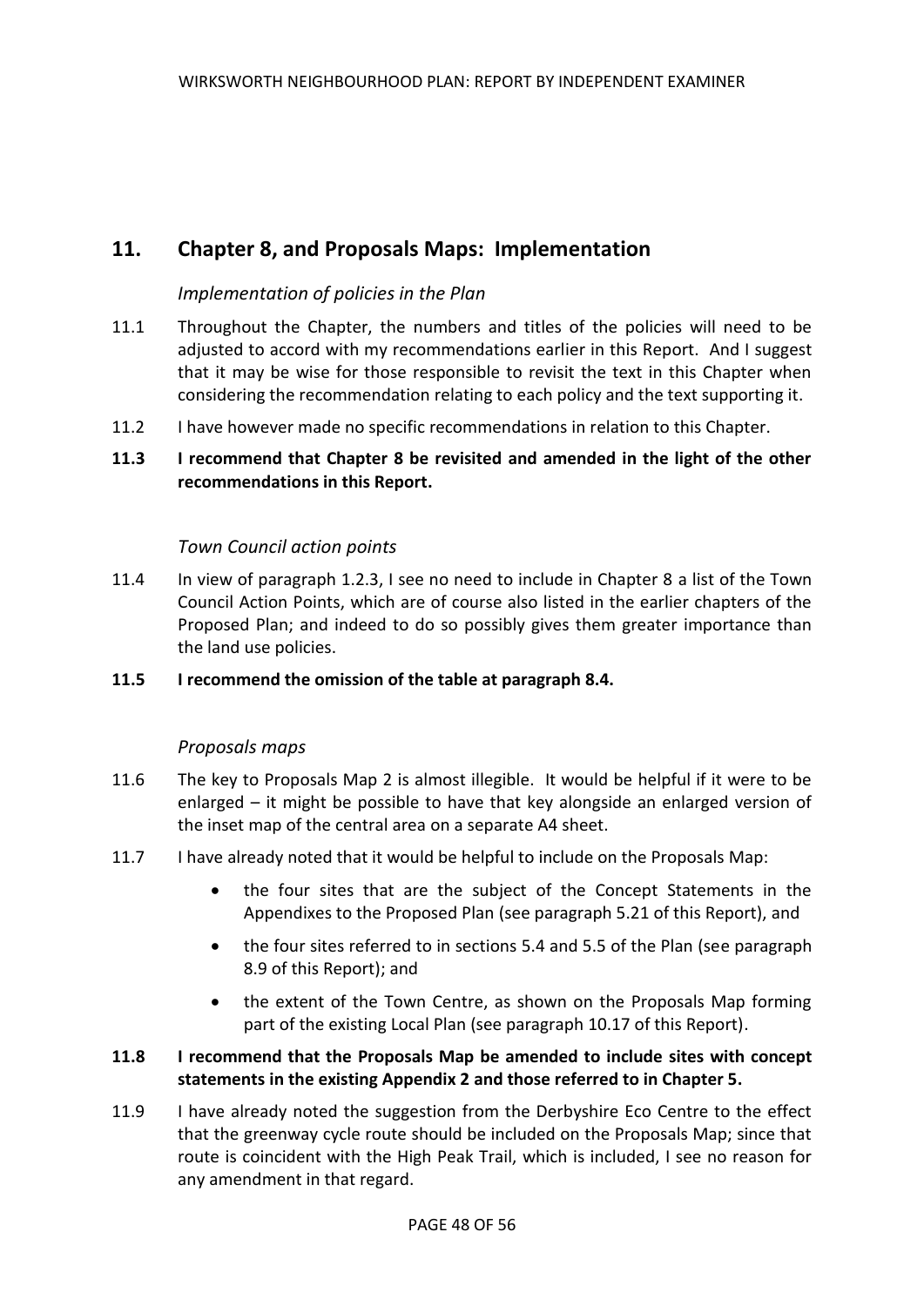## 11. Chapter 8, and Proposals Maps: Implementation

### *Implementation of policies in the Plan*

11.1 Throughout the Chapter, the numbers and titles of the policies will need to be adjusted to accord with my recommendations earlier in this Report. And I suggest that it may be wise for those responsible to revisit the text in this Chapter when considering the recommendation relating to each policy and the text supporting it.

11.2 I have however made no specific recommendations in relation to this Chapter.

**11.3 I recommend that Chapter 8 be revisited and amended in the light of the other recommendations in this Report.**

### *Town Council action points*

11.4 In view of paragraph 1.2.3, I see no need to include in Chapter 8 a list of the Town Council Action Points, which are of course also listed in the earlier chapters of the Proposed Plan; and indeed to do so possibly gives them greater importance than the land use policies.

**11.5 I recommend the omission of the table at paragraph 8.4.**

### *Proposals maps*

11.6 The key to Proposals Map 2 is almost illegible. It would be helpful if it were to be enlarged – it might be possible to have that key alongside an enlarged version of the inset map of the central area on a separate A4 sheet.

11.7 I have already noted that it would be helpful to include on the Proposals Map:

- the four sites that are the subject of the Concept Statements in the Appendixes to the Proposed Plan (see paragraph 5.21 of this Report), and
- the four sites referred to in sections 5.4 and 5.5 of the Plan (see paragraph 8.9 of this Report); and
- the extent of the Town Centre, as shown on the Proposals Map forming part of the existing Local Plan (see paragraph 10.17 of this Report).

**11.8 I recommend that the Proposals Map be amended to include sites with concept statements in the existing Appendix 2 and those referred to in Chapter 5.**

11.9 I have already noted the suggestion from the Derbyshire Eco Centre to the effect that the greenway cycle route should be included on the Proposals Map; since that route is coincident with the High Peak Trail, which is included, I see no reason for any amendment in that regard.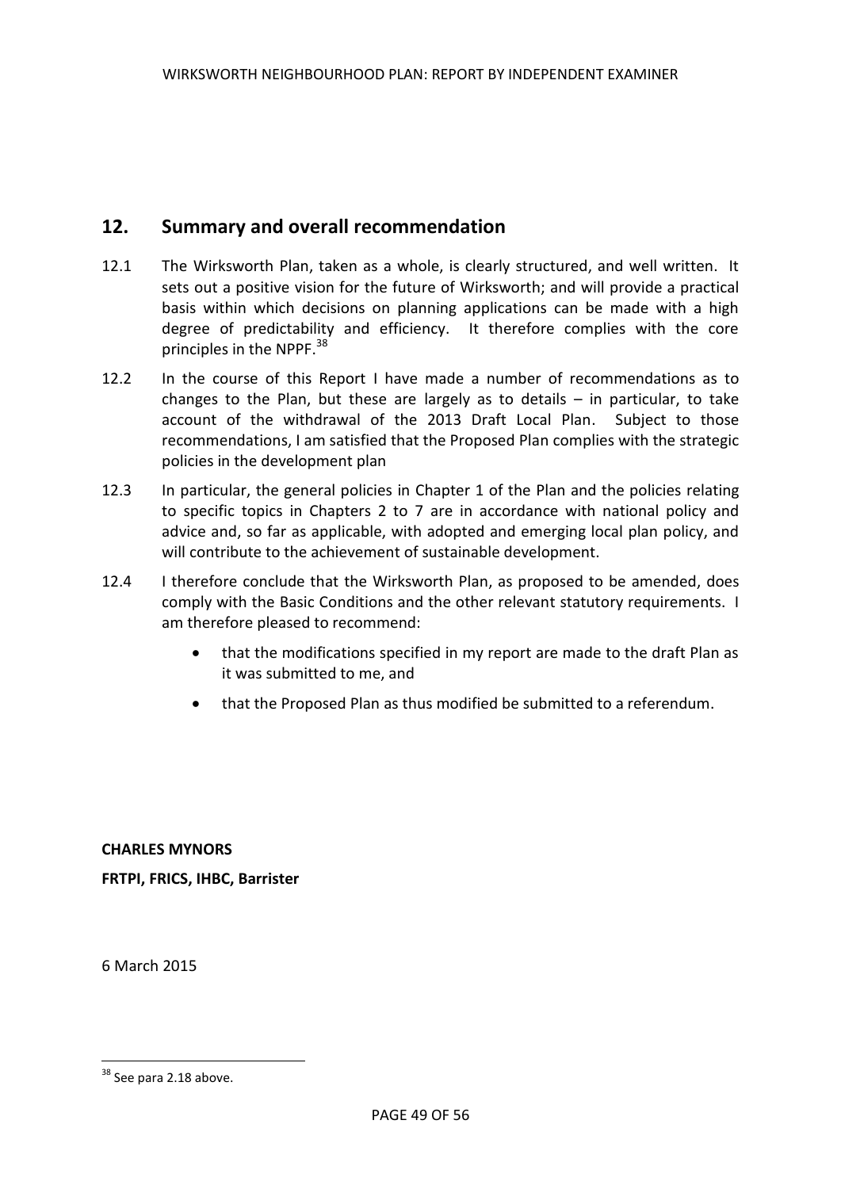## 12. Summary and overall recommendation

12.1 The Wirksworth Plan, taken as a whole, is clearly structured, and well written. It sets out a positive vision for the future of Wirksworth; and will provide a practical basis within which decisions on planning applications can be made with a high degree of predictability and efficiency. It therefore complies with the core principles in the NPPF.[38]

12.2 In the course of this Report I have made a number of recommendations as to changes to the Plan, but these are largely as to details – in particular, to take account of the withdrawal of the 2013 Draft Local Plan. Subject to those recommendations, I am satisfied that the Proposed Plan complies with the strategic policies in the development plan

12.3 In particular, the general policies in Chapter 1 of the Plan and the policies relating to specific topics in Chapters 2 to 7 are in accordance with national policy and advice and, so far as applicable, with adopted and emerging local plan policy, and will contribute to the achievement of sustainable development.

12.4 I therefore conclude that the Wirksworth Plan, as proposed to be amended, does comply with the Basic Conditions and the other relevant statutory requirements. I am therefore pleased to recommend:

- that the modifications specified in my report are made to the draft Plan as it was submitted to me, and
- that the Proposed Plan as thus modified be submitted to a referendum.

**CHARLES MYNORS**

**FRTPI, FRICS, IHBC, Barrister**

6 March 2015

[38] See para 2.18 above.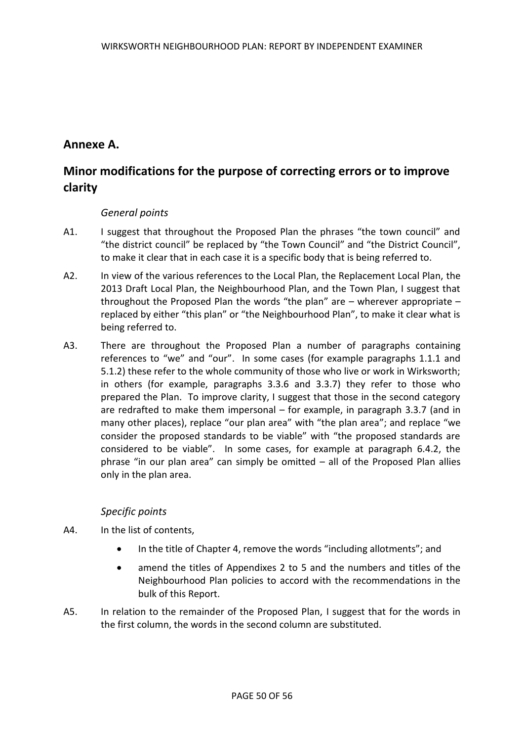## Annexe A.

## Minor modifications for the purpose of correcting errors or to improve clarity

*General points*

A1. I suggest that throughout the Proposed Plan the phrases “the town council” and “the district council” be replaced by “the Town Council” and “the District Council”, to make it clear that in each case it is a specific body that is being referred to.

A2. In view of the various references to the Local Plan, the Replacement Local Plan, the 2013 Draft Local Plan, the Neighbourhood Plan, and the Town Plan, I suggest that throughout the Proposed Plan the words “the plan” are – wherever appropriate – replaced by either “this plan” or “the Neighbourhood Plan”, to make it clear what is being referred to.

A3. There are throughout the Proposed Plan a number of paragraphs containing references to “we” and “our”. In some cases (for example paragraphs 1.1.1 and 5.1.2) these refer to the whole community of those who live or work in Wirksworth; in others (for example, paragraphs 3.3.6 and 3.3.7) they refer to those who prepared the Plan. To improve clarity, I suggest that those in the second category are redrafted to make them impersonal – for example, in paragraph 3.3.7 (and in many other places), replace “our plan area” with “the plan area”; and replace “we consider the proposed standards to be viable” with “the proposed standards are considered to be viable”. In some cases, for example at paragraph 6.4.2, the phrase “in our plan area” can simply be omitted – all of the Proposed Plan allies only in the plan area.

*Specific points*

A4. In the list of contents,

- In the title of Chapter 4, remove the words “including allotments”; and
- amend the titles of Appendixes 2 to 5 and the numbers and titles of the Neighbourhood Plan policies to accord with the recommendations in the bulk of this Report.

A5. In relation to the remainder of the Proposed Plan, I suggest that for the words in the first column, the words in the second column are substituted.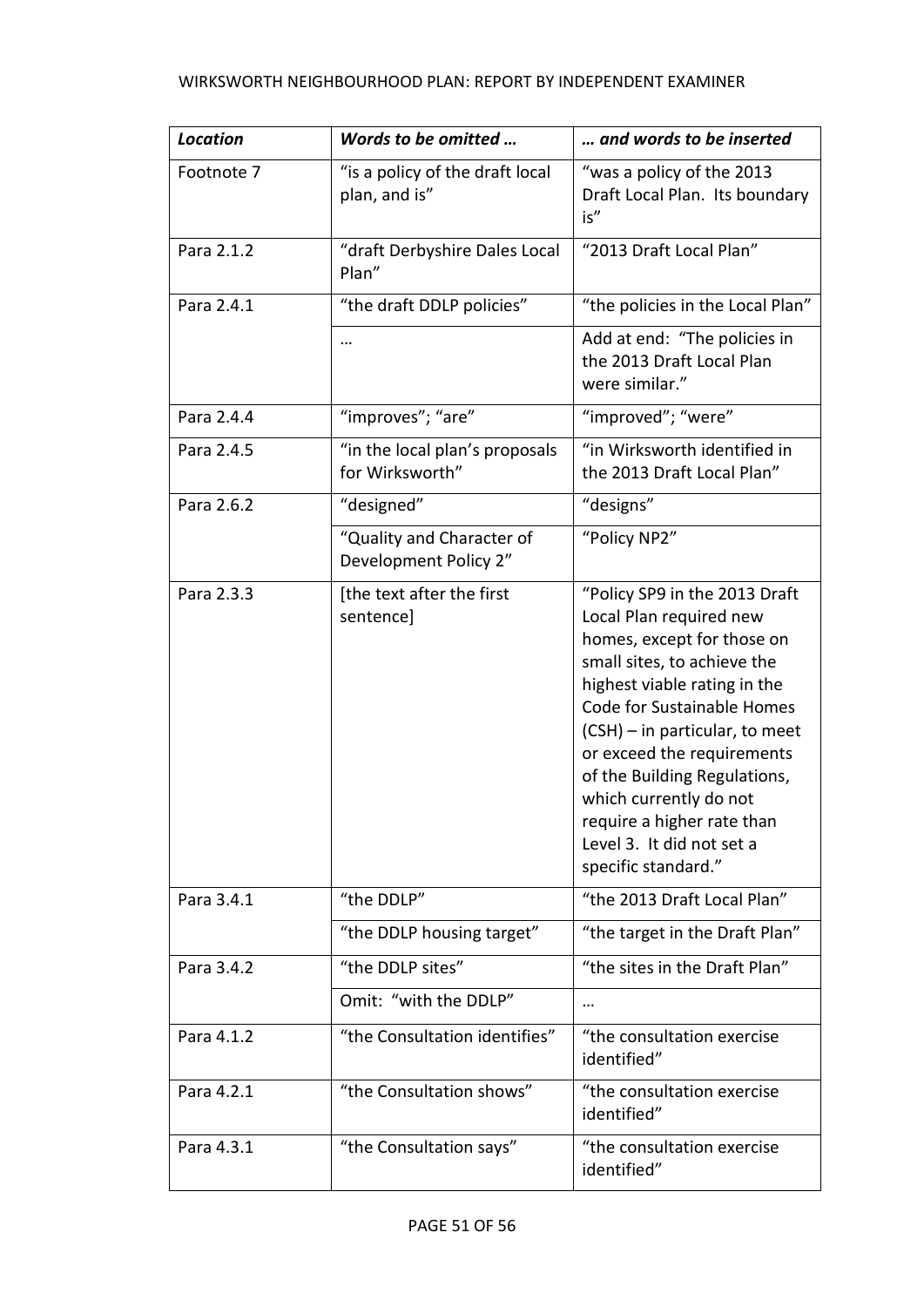| *Location* | *Words to be omitted …* | *… and words to be inserted* |
|---|---|---|
| Footnote 7 | "is a policy of the draft local plan, and is" | "was a policy of the 2013 Draft Local Plan. Its boundary is" |
| Para 2.1.2 | "draft Derbyshire Dales Local Plan" | "2013 Draft Local Plan" |
| Para 2.4.1 | "the draft DDLP policies" | "the policies in the Local Plan" |
| | … | Add at end: "The policies in the 2013 Draft Local Plan were similar." |
| Para 2.4.4 | "improves"; "are" | "improved"; "were" |
| Para 2.4.5 | "in the local plan's proposals for Wirksworth" | "in Wirksworth identified in the 2013 Draft Local Plan" |
| Para 2.6.2 | "designed" | "designs" |
| | "Quality and Character of Development Policy 2" | "Policy NP2" |
| Para 2.3.3 | [the text after the first sentence] | "Policy SP9 in the 2013 Draft Local Plan required new homes, except for those on small sites, to achieve the highest viable rating in the Code for Sustainable Homes (CSH) – in particular, to meet or exceed the requirements of the Building Regulations, which currently do not require a higher rate than Level 3. It did not set a specific standard." |
| Para 3.4.1 | "the DDLP" | "the 2013 Draft Local Plan" |
| | "the DDLP housing target" | "the target in the Draft Plan" |
| Para 3.4.2 | "the DDLP sites" | "the sites in the Draft Plan" |
| | Omit: "with the DDLP" | … |
| Para 4.1.2 | "the Consultation identifies" | "the consultation exercise identified" |
| Para 4.2.1 | "the Consultation shows" | "the consultation exercise identified" |
| Para 4.3.1 | "the Consultation says" | "the consultation exercise identified" |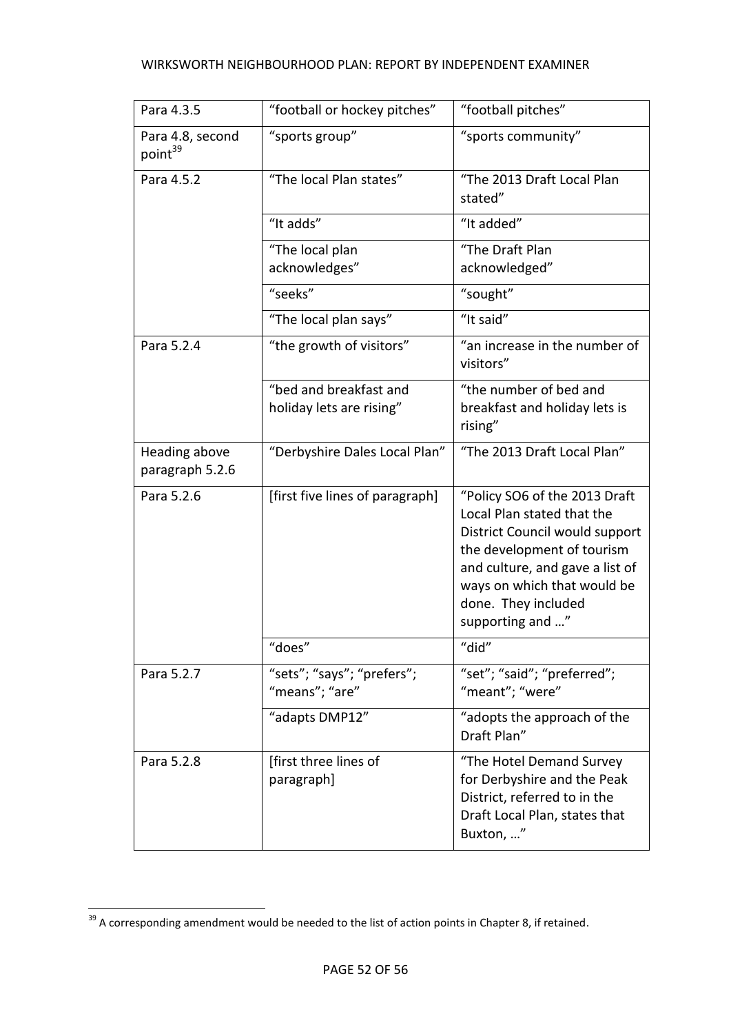| Para 4.3.5 | "football or hockey pitches" | "football pitches" |
|---|---|---|
| Para 4.8, second point[39] | "sports group" | "sports community" |
| Para 4.5.2 | "The local Plan states" | "The 2013 Draft Local Plan stated" |
| | "It adds" | "It added" |
| | "The local plan acknowledges" | "The Draft Plan acknowledged" |
| | "seeks" | "sought" |
| | "The local plan says" | "It said" |
| Para 5.2.4 | "the growth of visitors" | "an increase in the number of visitors" |
| | "bed and breakfast and holiday lets are rising" | "the number of bed and breakfast and holiday lets is rising" |
| Heading above paragraph 5.2.6 | "Derbyshire Dales Local Plan" | "The 2013 Draft Local Plan" |
| Para 5.2.6 | [first five lines of paragraph] | "Policy SO6 of the 2013 Draft Local Plan stated that the District Council would support the development of tourism and culture, and gave a list of ways on which that would be done. They included supporting and …" |
| | "does" | "did" |
| Para 5.2.7 | "sets"; "says"; "prefers"; "means"; "are" | "set"; "said"; "preferred"; "meant"; "were" |
| | "adapts DMP12" | "adopts the approach of the Draft Plan" |
| Para 5.2.8 | [first three lines of paragraph] | "The Hotel Demand Survey for Derbyshire and the Peak District, referred to in the Draft Local Plan, states that Buxton, …" |

[39] A corresponding amendment would be needed to the list of action points in Chapter 8, if retained.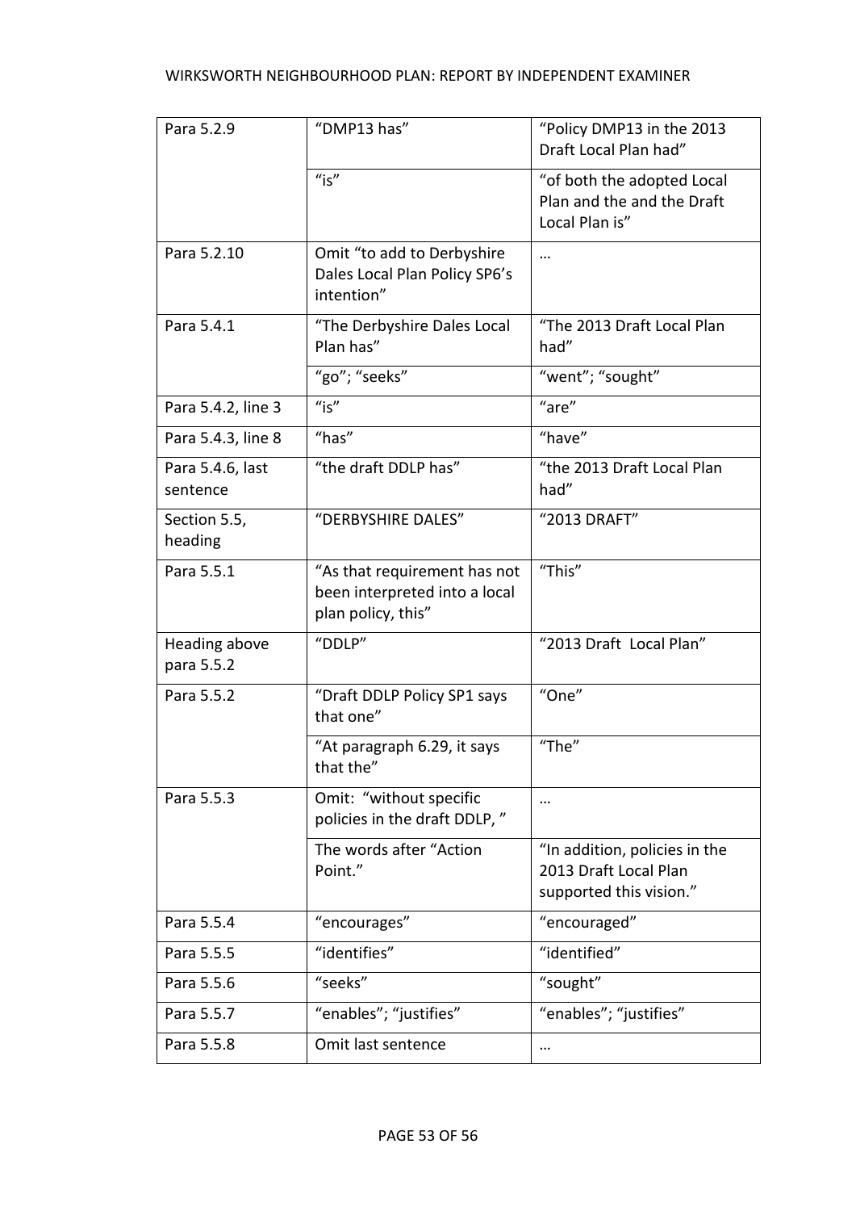| Para 5.2.9 | "DMP13 has" | "Policy DMP13 in the 2013 Draft Local Plan had" |
|---|---|---|
| | "is" | "of both the adopted Local Plan and the and the Draft Local Plan is" |
| Para 5.2.10 | Omit "to add to Derbyshire Dales Local Plan Policy SP6's intention" | … |
| Para 5.4.1 | "The Derbyshire Dales Local Plan has" | "The 2013 Draft Local Plan had" |
| | "go"; "seeks" | "went"; "sought" |
| Para 5.4.2, line 3 | "is" | "are" |
| Para 5.4.3, line 8 | "has" | "have" |
| Para 5.4.6, last sentence | "the draft DDLP has" | "the 2013 Draft Local Plan had" |
| Section 5.5, heading | "DERBYSHIRE DALES" | "2013 DRAFT" |
| Para 5.5.1 | "As that requirement has not been interpreted into a local plan policy, this" | "This" |
| Heading above para 5.5.2 | "DDLP" | "2013 Draft Local Plan" |
| Para 5.5.2 | "Draft DDLP Policy SP1 says that one" | "One" |
| | "At paragraph 6.29, it says that the" | "The" |
| Para 5.5.3 | Omit: "without specific policies in the draft DDLP, " | … |
| | The words after "Action Point." | "In addition, policies in the 2013 Draft Local Plan supported this vision." |
| Para 5.5.4 | "encourages" | "encouraged" |
| Para 5.5.5 | "identifies" | "identified" |
| Para 5.5.6 | "seeks" | "sought" |
| Para 5.5.7 | "enables"; "justifies" | "enables"; "justifies" |
| Para 5.5.8 | Omit last sentence | … |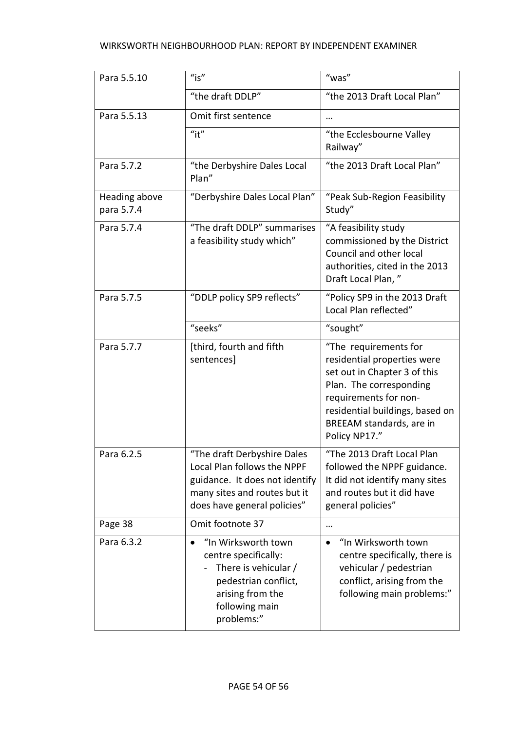| Para 5.5.10 | "is" | "was" |
|---|---|---|
| | "the draft DDLP" | "the 2013 Draft Local Plan" |
| Para 5.5.13 | Omit first sentence | … |
| | "it" | "the Ecclesbourne Valley Railway" |
| Para 5.7.2 | "the Derbyshire Dales Local Plan" | "the 2013 Draft Local Plan" |
| Heading above para 5.7.4 | "Derbyshire Dales Local Plan" | "Peak Sub-Region Feasibility Study" |
| Para 5.7.4 | "The draft DDLP" summarises a feasibility study which" | "A feasibility study commissioned by the District Council and other local authorities, cited in the 2013 Draft Local Plan, " |
| Para 5.7.5 | "DDLP policy SP9 reflects" | "Policy SP9 in the 2013 Draft Local Plan reflected" |
| | "seeks" | "sought" |
| Para 5.7.7 | [third, fourth and fifth sentences] | "The requirements for residential properties were set out in Chapter 3 of this Plan. The corresponding requirements for non-residential buildings, based on BREEAM standards, are in Policy NP17." |
| Para 6.2.5 | "The draft Derbyshire Dales Local Plan follows the NPPF guidance. It does not identify many sites and routes but it does have general policies" | "The 2013 Draft Local Plan followed the NPPF guidance. It did not identify many sites and routes but it did have general policies" |
| Page 38 | Omit footnote 37 | … |
| Para 6.3.2 | • "In Wirksworth town centre specifically:<br>- There is vehicular / pedestrian conflict, arising from the following main problems:" | • "In Wirksworth town centre specifically, there is vehicular / pedestrian conflict, arising from the following main problems:" |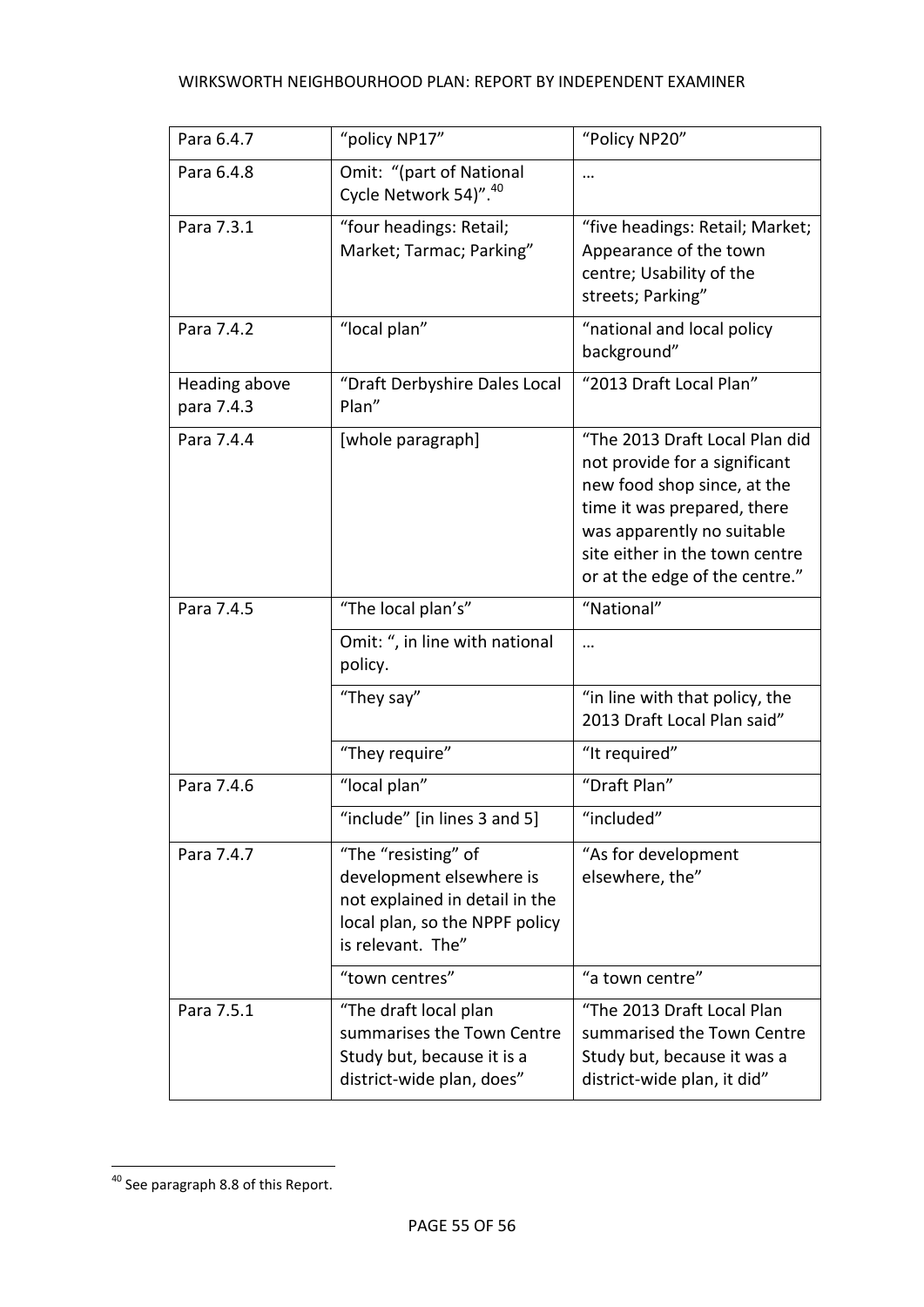| Para 6.4.7 | "policy NP17" | "Policy NP20" |
|---|---|---|
| Para 6.4.8 | Omit: "(part of National Cycle Network 54)".[40] | … |
| Para 7.3.1 | "four headings: Retail; Market; Tarmac; Parking" | "five headings: Retail; Market; Appearance of the town centre; Usability of the streets; Parking" |
| Para 7.4.2 | "local plan" | "national and local policy background" |
| Heading above para 7.4.3 | "Draft Derbyshire Dales Local Plan" | "2013 Draft Local Plan" |
| Para 7.4.4 | [whole paragraph] | "The 2013 Draft Local Plan did not provide for a significant new food shop since, at the time it was prepared, there was apparently no suitable site either in the town centre or at the edge of the centre." |
| Para 7.4.5 | "The local plan's" | "National" |
| | Omit: ", in line with national policy. | … |
| | "They say" | "in line with that policy, the 2013 Draft Local Plan said" |
| | "They require" | "It required" |
| Para 7.4.6 | "local plan" | "Draft Plan" |
| | "include" [in lines 3 and 5] | "included" |
| Para 7.4.7 | "The "resisting" of development elsewhere is not explained in detail in the local plan, so the NPPF policy is relevant. The" | "As for development elsewhere, the" |
| | "town centres" | "a town centre" |
| Para 7.5.1 | "The draft local plan summarises the Town Centre Study but, because it is a district-wide plan, does" | "The 2013 Draft Local Plan summarised the Town Centre Study but, because it was a district-wide plan, it did" |

[40] See paragraph 8.8 of this Report.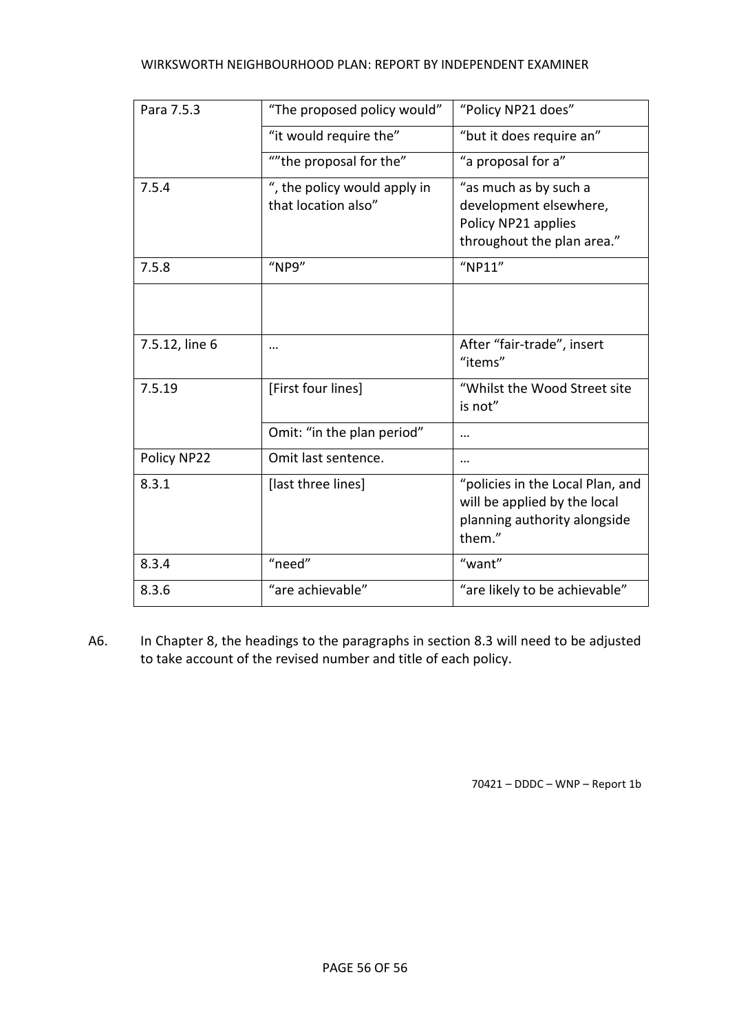| | | |
|---|---|---|
| Para 7.5.3 | "The proposed policy would" | "Policy NP21 does" |
| | "it would require the" | "but it does require an" |
| | ""the proposal for the" | "a proposal for a" |
| 7.5.4 | ", the policy would apply in that location also" | "as much as by such a development elsewhere, Policy NP21 applies throughout the plan area." |
| 7.5.8 | "NP9" | "NP11" |
| | | |
| 7.5.12, line 6 | … | After "fair-trade", insert "items" |
| 7.5.19 | [First four lines] | "Whilst the Wood Street site is not" |
| | Omit: "in the plan period" | … |
| Policy NP22 | Omit last sentence. | … |
| 8.3.1 | [last three lines] | "policies in the Local Plan, and will be applied by the local planning authority alongside them." |
| 8.3.4 | "need" | "want" |
| 8.3.6 | "are achievable" | "are likely to be achievable" |

A6. In Chapter 8, the headings to the paragraphs in section 8.3 will need to be adjusted to take account of the revised number and title of each policy.

70421 – DDDC – WNP – Report 1b